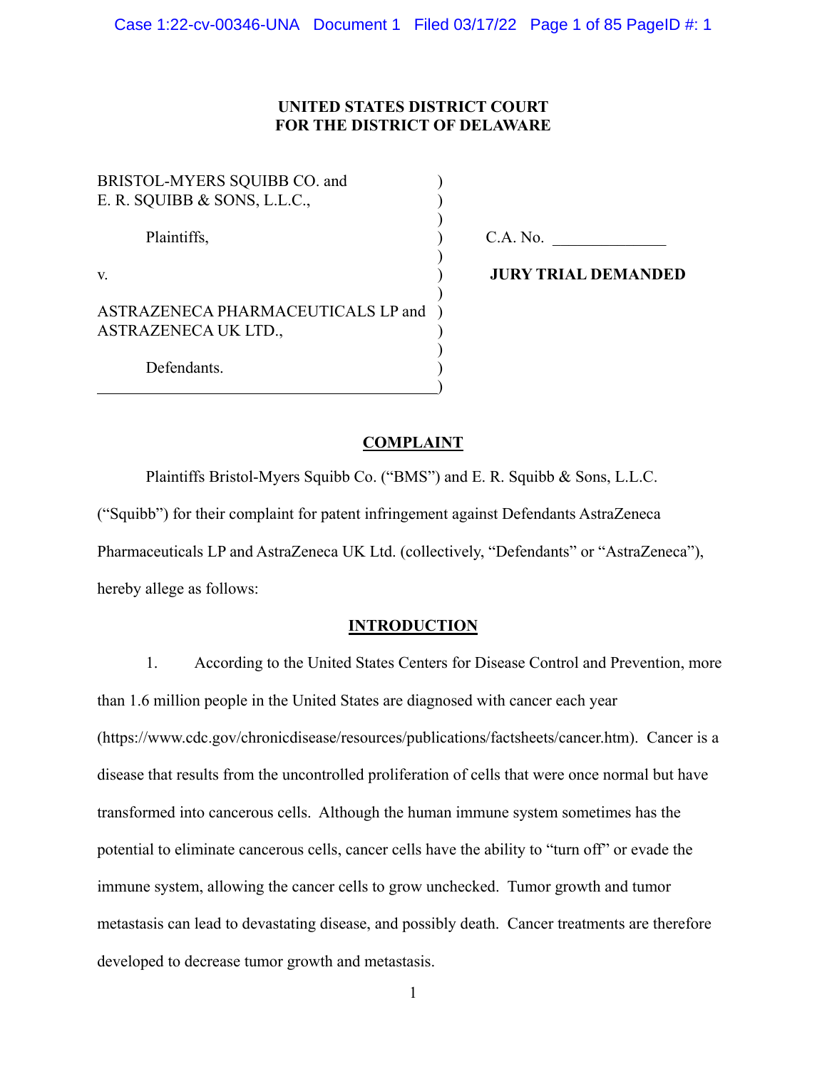# UNITED STATES DISTRICT COURT
# FOR THE DISTRICT OF DELAWARE

| | | |
|---|---|---|
| BRISTOL-MYERS SQUIBB CO. and E. R. SQUIBB & SONS, L.L.C., | ) | |
| Plaintiffs, | ) | C.A. No. ______________ |
| v. | ) | **JURY TRIAL DEMANDED** |
| ASTRAZENECA PHARMACEUTICALS LP and ASTRAZENECA UK LTD., | ) | |
| Defendants. | ) | |

## COMPLAINT

Plaintiffs Bristol-Myers Squibb Co. ("BMS") and E. R. Squibb & Sons, L.L.C. ("Squibb") for their complaint for patent infringement against Defendants AstraZeneca Pharmaceuticals LP and AstraZeneca UK Ltd. (collectively, "Defendants" or "AstraZeneca"), hereby allege as follows:

## INTRODUCTION

1. According to the United States Centers for Disease Control and Prevention, more than 1.6 million people in the United States are diagnosed with cancer each year (https://www.cdc.gov/chronicdisease/resources/publications/factsheets/cancer.htm). Cancer is a disease that results from the uncontrolled proliferation of cells that were once normal but have transformed into cancerous cells. Although the human immune system sometimes has the potential to eliminate cancerous cells, cancer cells have the ability to "turn off" or evade the immune system, allowing the cancer cells to grow unchecked. Tumor growth and tumor metastasis can lead to devastating disease, and possibly death. Cancer treatments are therefore developed to decrease tumor growth and metastasis.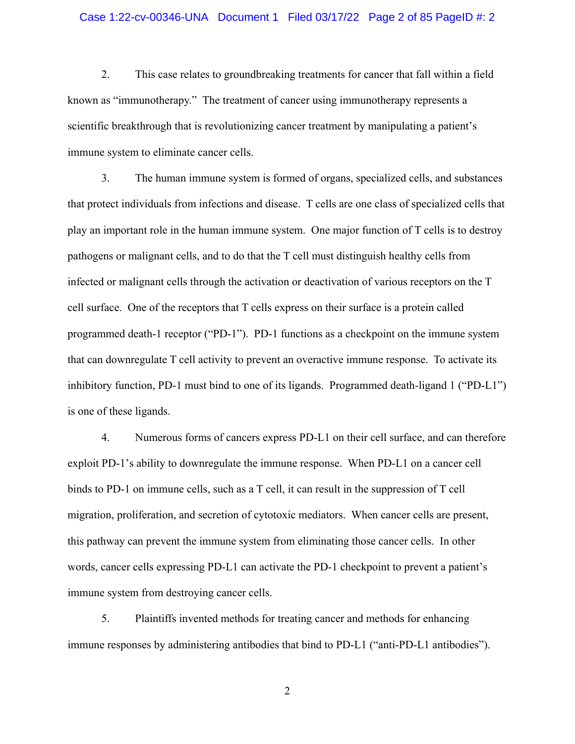2. This case relates to groundbreaking treatments for cancer that fall within a field known as "immunotherapy." The treatment of cancer using immunotherapy represents a scientific breakthrough that is revolutionizing cancer treatment by manipulating a patient's immune system to eliminate cancer cells.

3. The human immune system is formed of organs, specialized cells, and substances that protect individuals from infections and disease. T cells are one class of specialized cells that play an important role in the human immune system. One major function of T cells is to destroy pathogens or malignant cells, and to do that the T cell must distinguish healthy cells from infected or malignant cells through the activation or deactivation of various receptors on the T cell surface. One of the receptors that T cells express on their surface is a protein called programmed death-1 receptor ("PD-1"). PD-1 functions as a checkpoint on the immune system that can downregulate T cell activity to prevent an overactive immune response. To activate its inhibitory function, PD-1 must bind to one of its ligands. Programmed death-ligand 1 ("PD-L1") is one of these ligands.

4. Numerous forms of cancers express PD-L1 on their cell surface, and can therefore exploit PD-1's ability to downregulate the immune response. When PD-L1 on a cancer cell binds to PD-1 on immune cells, such as a T cell, it can result in the suppression of T cell migration, proliferation, and secretion of cytotoxic mediators. When cancer cells are present, this pathway can prevent the immune system from eliminating those cancer cells. In other words, cancer cells expressing PD-L1 can activate the PD-1 checkpoint to prevent a patient's immune system from destroying cancer cells.

5. Plaintiffs invented methods for treating cancer and methods for enhancing immune responses by administering antibodies that bind to PD-L1 ("anti-PD-L1 antibodies").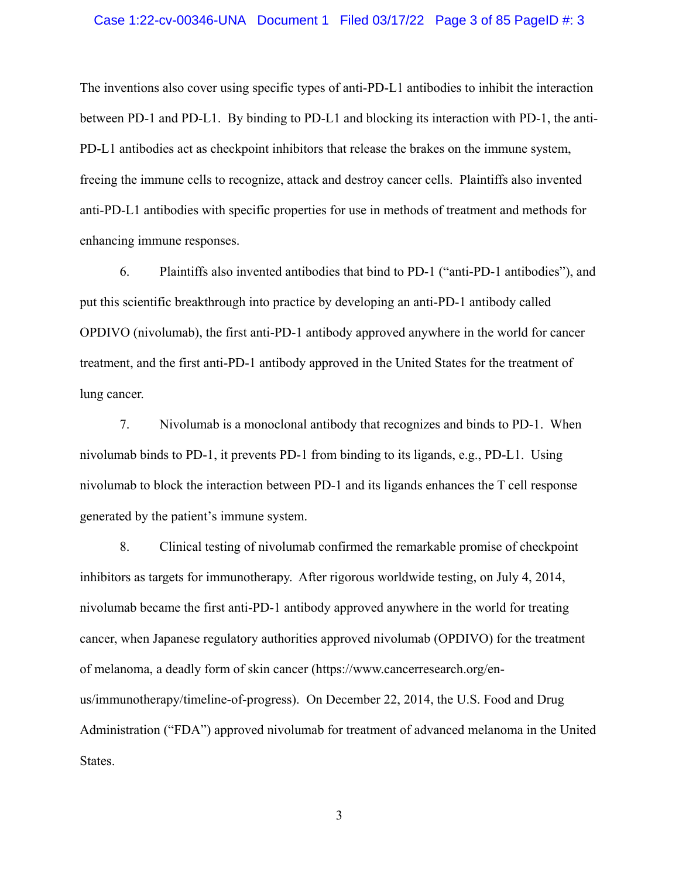The inventions also cover using specific types of anti-PD-L1 antibodies to inhibit the interaction between PD-1 and PD-L1. By binding to PD-L1 and blocking its interaction with PD-1, the anti-PD-L1 antibodies act as checkpoint inhibitors that release the brakes on the immune system, freeing the immune cells to recognize, attack and destroy cancer cells. Plaintiffs also invented anti-PD-L1 antibodies with specific properties for use in methods of treatment and methods for enhancing immune responses.

6. Plaintiffs also invented antibodies that bind to PD-1 ("anti-PD-1 antibodies"), and put this scientific breakthrough into practice by developing an anti-PD-1 antibody called OPDIVO (nivolumab), the first anti-PD-1 antibody approved anywhere in the world for cancer treatment, and the first anti-PD-1 antibody approved in the United States for the treatment of lung cancer.

7. Nivolumab is a monoclonal antibody that recognizes and binds to PD-1. When nivolumab binds to PD-1, it prevents PD-1 from binding to its ligands, e.g., PD-L1. Using nivolumab to block the interaction between PD-1 and its ligands enhances the T cell response generated by the patient's immune system.

8. Clinical testing of nivolumab confirmed the remarkable promise of checkpoint inhibitors as targets for immunotherapy. After rigorous worldwide testing, on July 4, 2014, nivolumab became the first anti-PD-1 antibody approved anywhere in the world for treating cancer, when Japanese regulatory authorities approved nivolumab (OPDIVO) for the treatment of melanoma, a deadly form of skin cancer (https://www.cancerresearch.org/en-us/immunotherapy/timeline-of-progress). On December 22, 2014, the U.S. Food and Drug Administration ("FDA") approved nivolumab for treatment of advanced melanoma in the United States.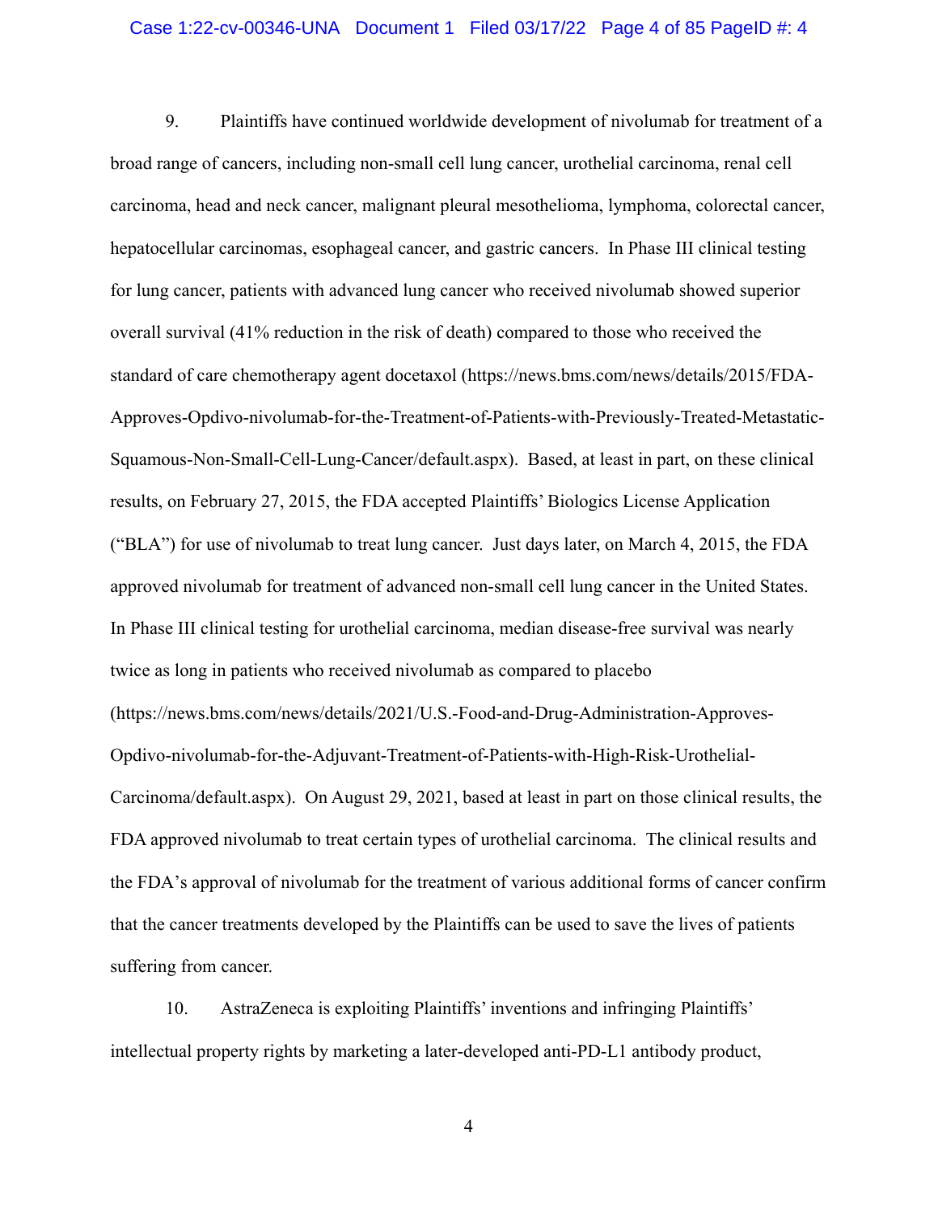9. Plaintiffs have continued worldwide development of nivolumab for treatment of a broad range of cancers, including non-small cell lung cancer, urothelial carcinoma, renal cell carcinoma, head and neck cancer, malignant pleural mesothelioma, lymphoma, colorectal cancer, hepatocellular carcinomas, esophageal cancer, and gastric cancers. In Phase III clinical testing for lung cancer, patients with advanced lung cancer who received nivolumab showed superior overall survival (41% reduction in the risk of death) compared to those who received the standard of care chemotherapy agent docetaxol (https://news.bms.com/news/details/2015/FDA-Approves-Opdivo-nivolumab-for-the-Treatment-of-Patients-with-Previously-Treated-Metastatic-Squamous-Non-Small-Cell-Lung-Cancer/default.aspx). Based, at least in part, on these clinical results, on February 27, 2015, the FDA accepted Plaintiffs' Biologics License Application ("BLA") for use of nivolumab to treat lung cancer. Just days later, on March 4, 2015, the FDA approved nivolumab for treatment of advanced non-small cell lung cancer in the United States. In Phase III clinical testing for urothelial carcinoma, median disease-free survival was nearly twice as long in patients who received nivolumab as compared to placebo (https://news.bms.com/news/details/2021/U.S.-Food-and-Drug-Administration-Approves-Opdivo-nivolumab-for-the-Adjuvant-Treatment-of-Patients-with-High-Risk-Urothelial-Carcinoma/default.aspx). On August 29, 2021, based at least in part on those clinical results, the FDA approved nivolumab to treat certain types of urothelial carcinoma. The clinical results and the FDA's approval of nivolumab for the treatment of various additional forms of cancer confirm that the cancer treatments developed by the Plaintiffs can be used to save the lives of patients suffering from cancer.

10. AstraZeneca is exploiting Plaintiffs' inventions and infringing Plaintiffs' intellectual property rights by marketing a later-developed anti-PD-L1 antibody product,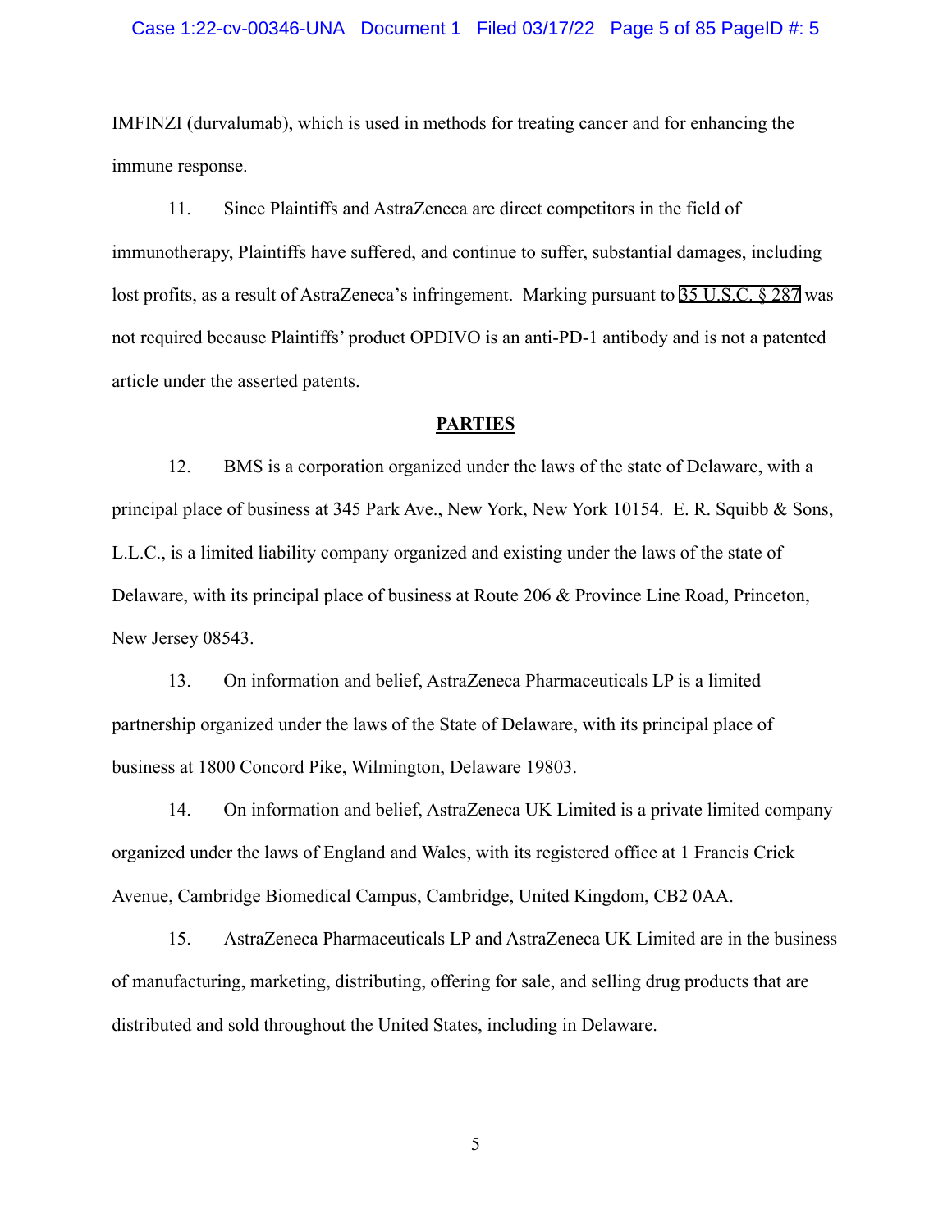IMFINZI (durvalumab), which is used in methods for treating cancer and for enhancing the immune response.

11. Since Plaintiffs and AstraZeneca are direct competitors in the field of immunotherapy, Plaintiffs have suffered, and continue to suffer, substantial damages, including lost profits, as a result of AstraZeneca's infringement. Marking pursuant to 35 U.S.C. § 287 was not required because Plaintiffs' product OPDIVO is an anti-PD-1 antibody and is not a patented article under the asserted patents.

## PARTIES

12. BMS is a corporation organized under the laws of the state of Delaware, with a principal place of business at 345 Park Ave., New York, New York 10154. E. R. Squibb & Sons, L.L.C., is a limited liability company organized and existing under the laws of the state of Delaware, with its principal place of business at Route 206 & Province Line Road, Princeton, New Jersey 08543.

13. On information and belief, AstraZeneca Pharmaceuticals LP is a limited partnership organized under the laws of the State of Delaware, with its principal place of business at 1800 Concord Pike, Wilmington, Delaware 19803.

14. On information and belief, AstraZeneca UK Limited is a private limited company organized under the laws of England and Wales, with its registered office at 1 Francis Crick Avenue, Cambridge Biomedical Campus, Cambridge, United Kingdom, CB2 0AA.

15. AstraZeneca Pharmaceuticals LP and AstraZeneca UK Limited are in the business of manufacturing, marketing, distributing, offering for sale, and selling drug products that are distributed and sold throughout the United States, including in Delaware.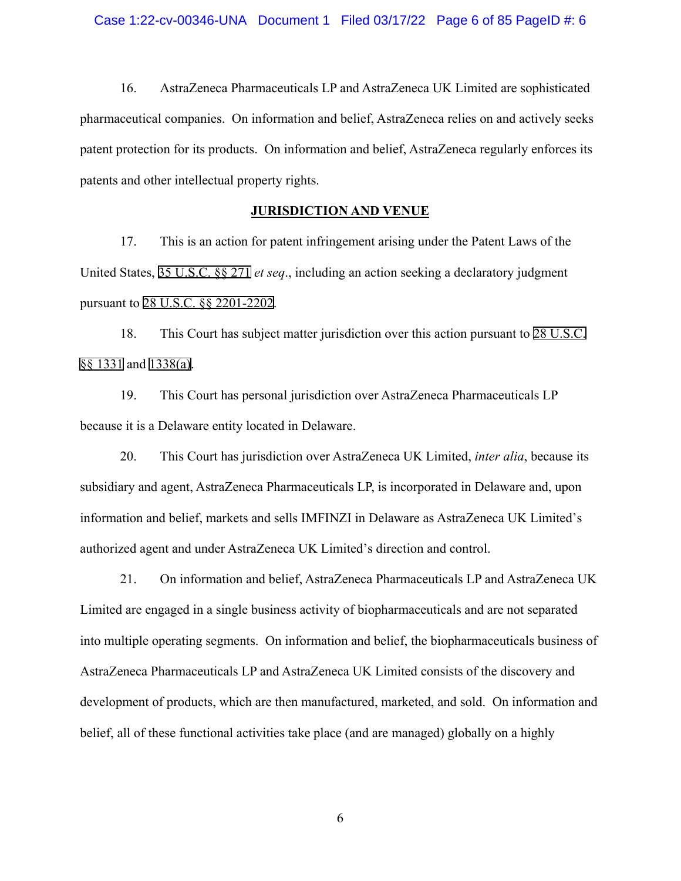16. AstraZeneca Pharmaceuticals LP and AstraZeneca UK Limited are sophisticated pharmaceutical companies. On information and belief, AstraZeneca relies on and actively seeks patent protection for its products. On information and belief, AstraZeneca regularly enforces its patents and other intellectual property rights.

## JURISDICTION AND VENUE

17. This is an action for patent infringement arising under the Patent Laws of the United States, 35 U.S.C. §§ 271 *et seq*., including an action seeking a declaratory judgment pursuant to 28 U.S.C. §§ 2201-2202.

18. This Court has subject matter jurisdiction over this action pursuant to 28 U.S.C. §§ 1331 and 1338(a).

19. This Court has personal jurisdiction over AstraZeneca Pharmaceuticals LP because it is a Delaware entity located in Delaware.

20. This Court has jurisdiction over AstraZeneca UK Limited, *inter alia*, because its subsidiary and agent, AstraZeneca Pharmaceuticals LP, is incorporated in Delaware and, upon information and belief, markets and sells IMFINZI in Delaware as AstraZeneca UK Limited's authorized agent and under AstraZeneca UK Limited's direction and control.

21. On information and belief, AstraZeneca Pharmaceuticals LP and AstraZeneca UK Limited are engaged in a single business activity of biopharmaceuticals and are not separated into multiple operating segments. On information and belief, the biopharmaceuticals business of AstraZeneca Pharmaceuticals LP and AstraZeneca UK Limited consists of the discovery and development of products, which are then manufactured, marketed, and sold. On information and belief, all of these functional activities take place (and are managed) globally on a highly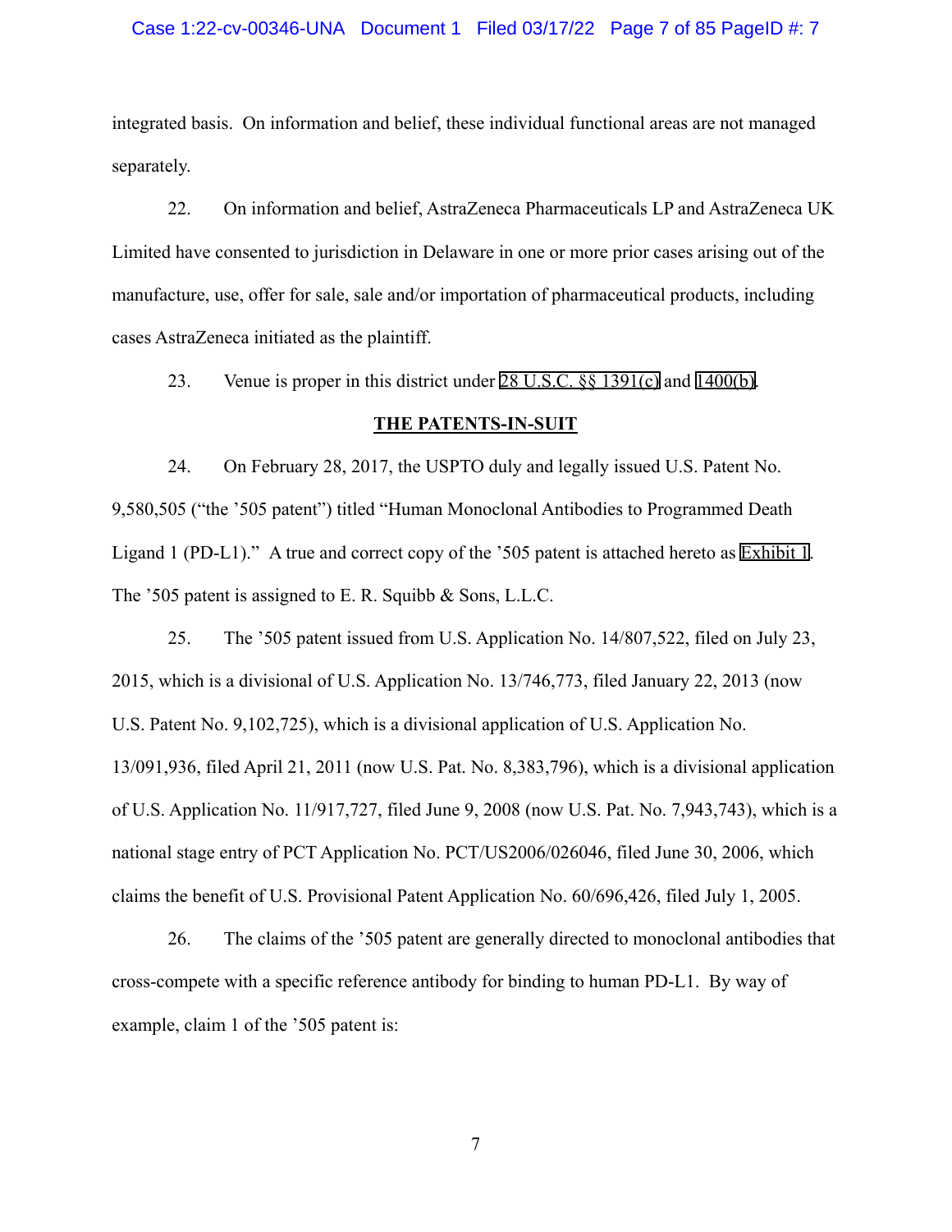integrated basis. On information and belief, these individual functional areas are not managed separately.

22. On information and belief, AstraZeneca Pharmaceuticals LP and AstraZeneca UK Limited have consented to jurisdiction in Delaware in one or more prior cases arising out of the manufacture, use, offer for sale, sale and/or importation of pharmaceutical products, including cases AstraZeneca initiated as the plaintiff.

23. Venue is proper in this district under 28 U.S.C. §§ 1391(c) and 1400(b).

## THE PATENTS-IN-SUIT

24. On February 28, 2017, the USPTO duly and legally issued U.S. Patent No. 9,580,505 ("the '505 patent") titled "Human Monoclonal Antibodies to Programmed Death Ligand 1 (PD-L1)." A true and correct copy of the '505 patent is attached hereto as Exhibit 1. The '505 patent is assigned to E. R. Squibb & Sons, L.L.C.

25. The '505 patent issued from U.S. Application No. 14/807,522, filed on July 23, 2015, which is a divisional of U.S. Application No. 13/746,773, filed January 22, 2013 (now U.S. Patent No. 9,102,725), which is a divisional application of U.S. Application No. 13/091,936, filed April 21, 2011 (now U.S. Pat. No. 8,383,796), which is a divisional application of U.S. Application No. 11/917,727, filed June 9, 2008 (now U.S. Pat. No. 7,943,743), which is a national stage entry of PCT Application No. PCT/US2006/026046, filed June 30, 2006, which claims the benefit of U.S. Provisional Patent Application No. 60/696,426, filed July 1, 2005.

26. The claims of the '505 patent are generally directed to monoclonal antibodies that cross-compete with a specific reference antibody for binding to human PD-L1. By way of example, claim 1 of the '505 patent is: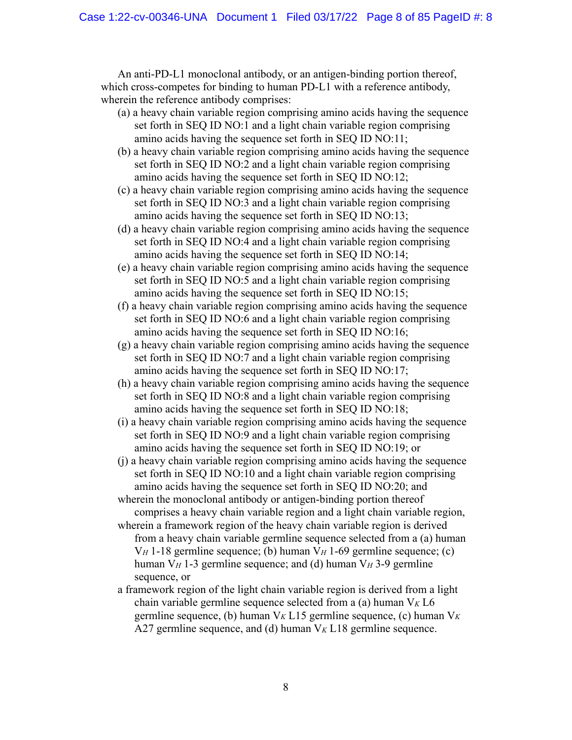An anti-PD-L1 monoclonal antibody, or an antigen-binding portion thereof, which cross-competes for binding to human PD-L1 with a reference antibody, wherein the reference antibody comprises:

(a) a heavy chain variable region comprising amino acids having the sequence set forth in SEQ ID NO:1 and a light chain variable region comprising amino acids having the sequence set forth in SEQ ID NO:11;

(b) a heavy chain variable region comprising amino acids having the sequence set forth in SEQ ID NO:2 and a light chain variable region comprising amino acids having the sequence set forth in SEQ ID NO:12;

(c) a heavy chain variable region comprising amino acids having the sequence set forth in SEQ ID NO:3 and a light chain variable region comprising amino acids having the sequence set forth in SEQ ID NO:13;

(d) a heavy chain variable region comprising amino acids having the sequence set forth in SEQ ID NO:4 and a light chain variable region comprising amino acids having the sequence set forth in SEQ ID NO:14;

(e) a heavy chain variable region comprising amino acids having the sequence set forth in SEQ ID NO:5 and a light chain variable region comprising amino acids having the sequence set forth in SEQ ID NO:15;

(f) a heavy chain variable region comprising amino acids having the sequence set forth in SEQ ID NO:6 and a light chain variable region comprising amino acids having the sequence set forth in SEQ ID NO:16;

(g) a heavy chain variable region comprising amino acids having the sequence set forth in SEQ ID NO:7 and a light chain variable region comprising amino acids having the sequence set forth in SEQ ID NO:17;

(h) a heavy chain variable region comprising amino acids having the sequence set forth in SEQ ID NO:8 and a light chain variable region comprising amino acids having the sequence set forth in SEQ ID NO:18;

(i) a heavy chain variable region comprising amino acids having the sequence set forth in SEQ ID NO:9 and a light chain variable region comprising amino acids having the sequence set forth in SEQ ID NO:19; or

(j) a heavy chain variable region comprising amino acids having the sequence set forth in SEQ ID NO:10 and a light chain variable region comprising amino acids having the sequence set forth in SEQ ID NO:20; and

wherein the monoclonal antibody or antigen-binding portion thereof comprises a heavy chain variable region and a light chain variable region,

wherein a framework region of the heavy chain variable region is derived from a heavy chain variable germline sequence selected from a (a) human $V_H$ 1-18 germline sequence; (b) human $V_H$ 1-69 germline sequence; (c) human $V_H$ 1-3 germline sequence; and (d) human $V_H$ 3-9 germline sequence, or

a framework region of the light chain variable region is derived from a light chain variable germline sequence selected from a (a) human $V_K$ L6 germline sequence, (b) human $V_K$ L15 germline sequence, (c) human $V_K$ A27 germline sequence, and (d) human $V_K$ L18 germline sequence.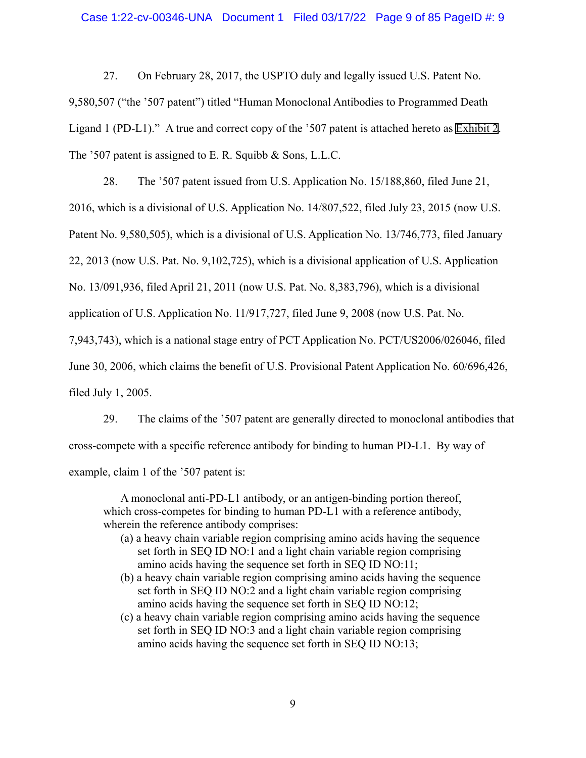27. On February 28, 2017, the USPTO duly and legally issued U.S. Patent No. 9,580,507 ("the '507 patent") titled "Human Monoclonal Antibodies to Programmed Death Ligand 1 (PD-L1)." A true and correct copy of the '507 patent is attached hereto as Exhibit 2. The '507 patent is assigned to E. R. Squibb & Sons, L.L.C.

28. The '507 patent issued from U.S. Application No. 15/188,860, filed June 21, 2016, which is a divisional of U.S. Application No. 14/807,522, filed July 23, 2015 (now U.S. Patent No. 9,580,505), which is a divisional of U.S. Application No. 13/746,773, filed January 22, 2013 (now U.S. Pat. No. 9,102,725), which is a divisional application of U.S. Application No. 13/091,936, filed April 21, 2011 (now U.S. Pat. No. 8,383,796), which is a divisional application of U.S. Application No. 11/917,727, filed June 9, 2008 (now U.S. Pat. No. 7,943,743), which is a national stage entry of PCT Application No. PCT/US2006/026046, filed June 30, 2006, which claims the benefit of U.S. Provisional Patent Application No. 60/696,426, filed July 1, 2005.

29. The claims of the '507 patent are generally directed to monoclonal antibodies that cross-compete with a specific reference antibody for binding to human PD-L1. By way of example, claim 1 of the '507 patent is:

> A monoclonal anti-PD-L1 antibody, or an antigen-binding portion thereof, which cross-competes for binding to human PD-L1 with a reference antibody, wherein the reference antibody comprises:
>
> (a) a heavy chain variable region comprising amino acids having the sequence set forth in SEQ ID NO:1 and a light chain variable region comprising amino acids having the sequence set forth in SEQ ID NO:11;
>
> (b) a heavy chain variable region comprising amino acids having the sequence set forth in SEQ ID NO:2 and a light chain variable region comprising amino acids having the sequence set forth in SEQ ID NO:12;
>
> (c) a heavy chain variable region comprising amino acids having the sequence set forth in SEQ ID NO:3 and a light chain variable region comprising amino acids having the sequence set forth in SEQ ID NO:13;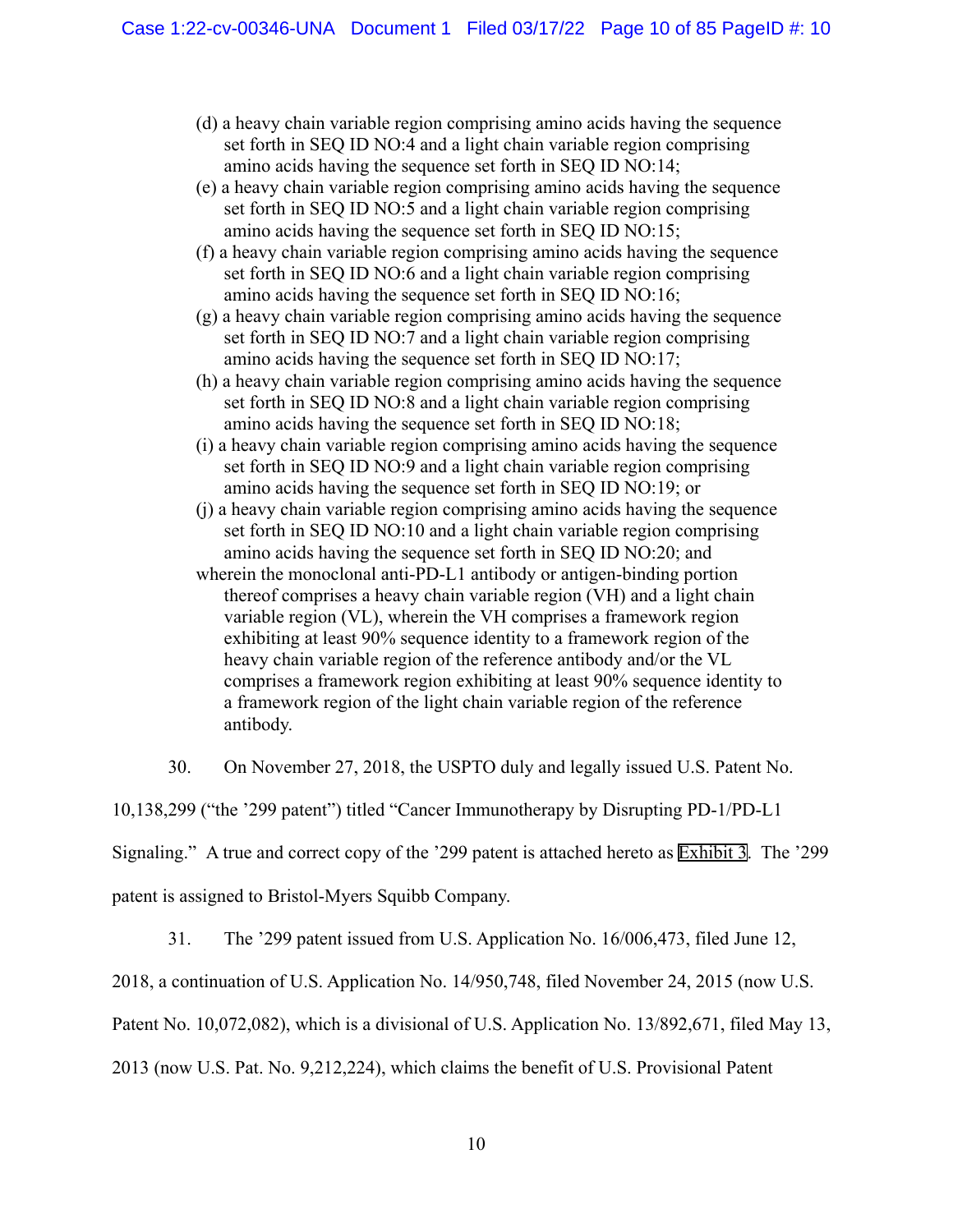(d) a heavy chain variable region comprising amino acids having the sequence set forth in SEQ ID NO:4 and a light chain variable region comprising amino acids having the sequence set forth in SEQ ID NO:14;

(e) a heavy chain variable region comprising amino acids having the sequence set forth in SEQ ID NO:5 and a light chain variable region comprising amino acids having the sequence set forth in SEQ ID NO:15;

(f) a heavy chain variable region comprising amino acids having the sequence set forth in SEQ ID NO:6 and a light chain variable region comprising amino acids having the sequence set forth in SEQ ID NO:16;

(g) a heavy chain variable region comprising amino acids having the sequence set forth in SEQ ID NO:7 and a light chain variable region comprising amino acids having the sequence set forth in SEQ ID NO:17;

(h) a heavy chain variable region comprising amino acids having the sequence set forth in SEQ ID NO:8 and a light chain variable region comprising amino acids having the sequence set forth in SEQ ID NO:18;

(i) a heavy chain variable region comprising amino acids having the sequence set forth in SEQ ID NO:9 and a light chain variable region comprising amino acids having the sequence set forth in SEQ ID NO:19; or

(j) a heavy chain variable region comprising amino acids having the sequence set forth in SEQ ID NO:10 and a light chain variable region comprising amino acids having the sequence set forth in SEQ ID NO:20; and

wherein the monoclonal anti-PD-L1 antibody or antigen-binding portion thereof comprises a heavy chain variable region (VH) and a light chain variable region (VL), wherein the VH comprises a framework region exhibiting at least 90% sequence identity to a framework region of the heavy chain variable region of the reference antibody and/or the VL comprises a framework region exhibiting at least 90% sequence identity to a framework region of the light chain variable region of the reference antibody.

30. On November 27, 2018, the USPTO duly and legally issued U.S. Patent No. 10,138,299 ("the '299 patent") titled "Cancer Immunotherapy by Disrupting PD-1/PD-L1 Signaling." A true and correct copy of the '299 patent is attached hereto as Exhibit 3. The '299 patent is assigned to Bristol-Myers Squibb Company.

31. The '299 patent issued from U.S. Application No. 16/006,473, filed June 12, 2018, a continuation of U.S. Application No. 14/950,748, filed November 24, 2015 (now U.S. Patent No. 10,072,082), which is a divisional of U.S. Application No. 13/892,671, filed May 13, 2013 (now U.S. Pat. No. 9,212,224), which claims the benefit of U.S. Provisional Patent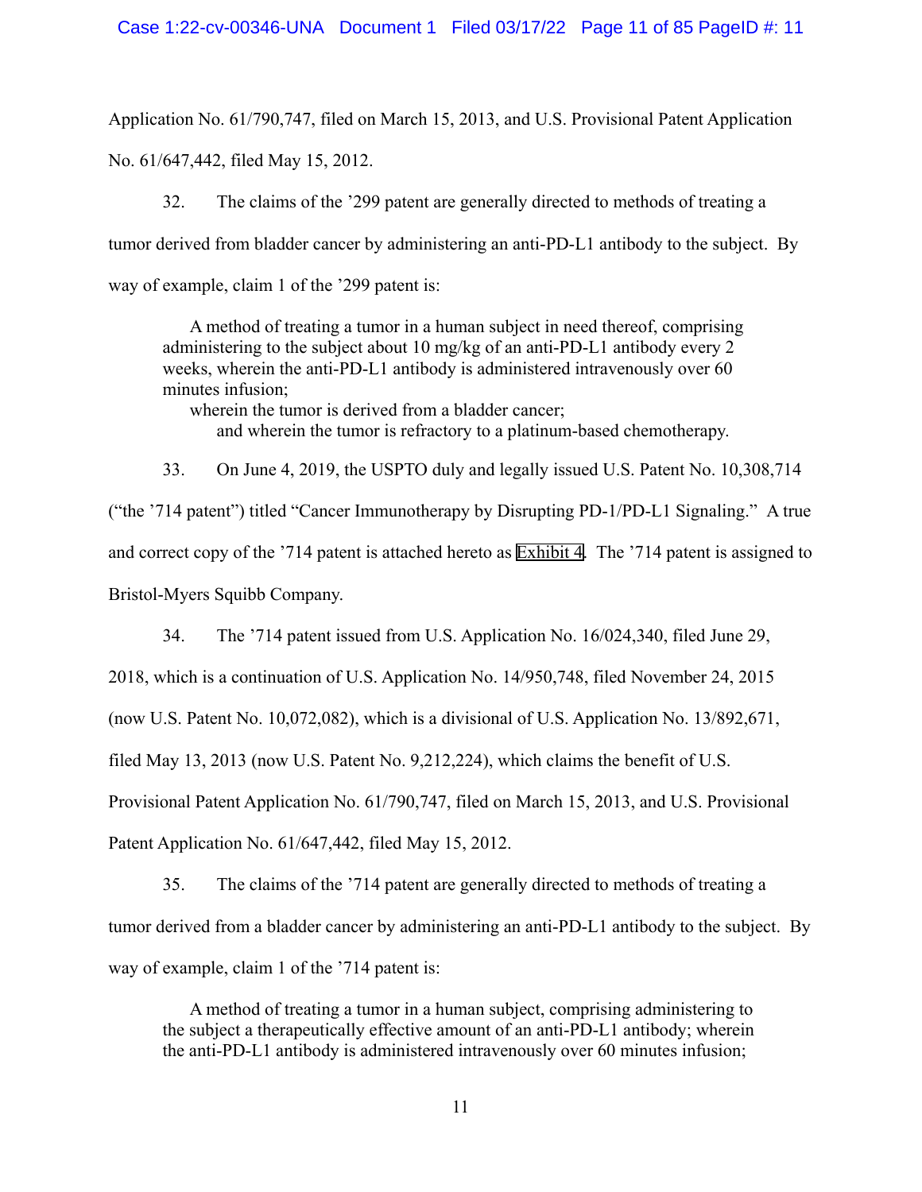Application No. 61/790,747, filed on March 15, 2013, and U.S. Provisional Patent Application No. 61/647,442, filed May 15, 2012.

32. The claims of the '299 patent are generally directed to methods of treating a tumor derived from bladder cancer by administering an anti-PD-L1 antibody to the subject. By way of example, claim 1 of the '299 patent is:

> A method of treating a tumor in a human subject in need thereof, comprising administering to the subject about 10 mg/kg of an anti-PD-L1 antibody every 2 weeks, wherein the anti-PD-L1 antibody is administered intravenously over 60 minutes infusion;
>
> wherein the tumor is derived from a bladder cancer;
>
> and wherein the tumor is refractory to a platinum-based chemotherapy.

33. On June 4, 2019, the USPTO duly and legally issued U.S. Patent No. 10,308,714 ("the '714 patent") titled "Cancer Immunotherapy by Disrupting PD-1/PD-L1 Signaling." A true and correct copy of the '714 patent is attached hereto as Exhibit 4. The '714 patent is assigned to Bristol-Myers Squibb Company.

34. The '714 patent issued from U.S. Application No. 16/024,340, filed June 29, 2018, which is a continuation of U.S. Application No. 14/950,748, filed November 24, 2015 (now U.S. Patent No. 10,072,082), which is a divisional of U.S. Application No. 13/892,671, filed May 13, 2013 (now U.S. Patent No. 9,212,224), which claims the benefit of U.S. Provisional Patent Application No. 61/790,747, filed on March 15, 2013, and U.S. Provisional Patent Application No. 61/647,442, filed May 15, 2012.

35. The claims of the '714 patent are generally directed to methods of treating a tumor derived from a bladder cancer by administering an anti-PD-L1 antibody to the subject. By way of example, claim 1 of the '714 patent is:

> A method of treating a tumor in a human subject, comprising administering to the subject a therapeutically effective amount of an anti-PD-L1 antibody; wherein the anti-PD-L1 antibody is administered intravenously over 60 minutes infusion;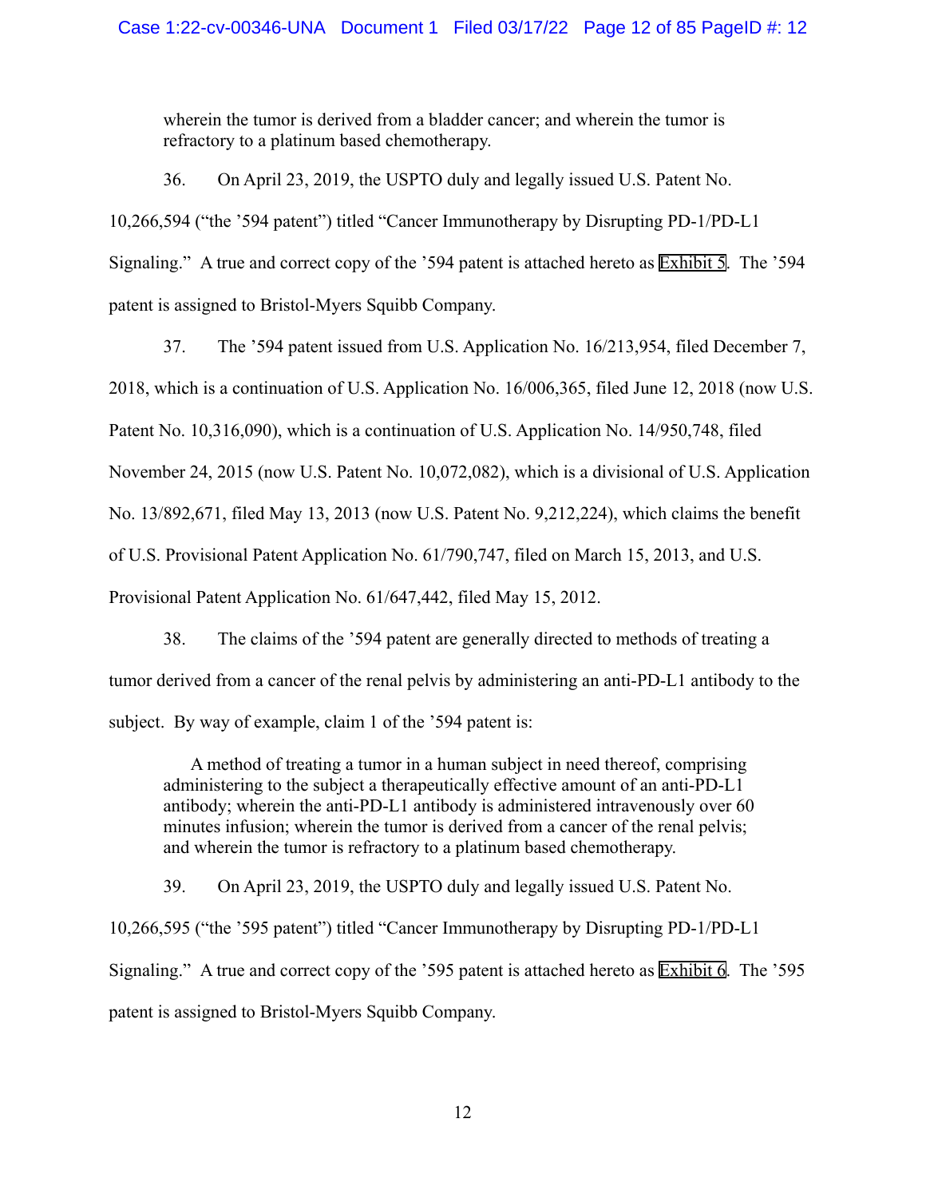> wherein the tumor is derived from a bladder cancer; and wherein the tumor is refractory to a platinum based chemotherapy.

36. On April 23, 2019, the USPTO duly and legally issued U.S. Patent No. 10,266,594 ("the '594 patent") titled "Cancer Immunotherapy by Disrupting PD-1/PD-L1 Signaling." A true and correct copy of the '594 patent is attached hereto as Exhibit 5. The '594 patent is assigned to Bristol-Myers Squibb Company.

37. The '594 patent issued from U.S. Application No. 16/213,954, filed December 7, 2018, which is a continuation of U.S. Application No. 16/006,365, filed June 12, 2018 (now U.S. Patent No. 10,316,090), which is a continuation of U.S. Application No. 14/950,748, filed November 24, 2015 (now U.S. Patent No. 10,072,082), which is a divisional of U.S. Application No. 13/892,671, filed May 13, 2013 (now U.S. Patent No. 9,212,224), which claims the benefit of U.S. Provisional Patent Application No. 61/790,747, filed on March 15, 2013, and U.S. Provisional Patent Application No. 61/647,442, filed May 15, 2012.

38. The claims of the '594 patent are generally directed to methods of treating a tumor derived from a cancer of the renal pelvis by administering an anti-PD-L1 antibody to the subject. By way of example, claim 1 of the '594 patent is:

> A method of treating a tumor in a human subject in need thereof, comprising administering to the subject a therapeutically effective amount of an anti-PD-L1 antibody; wherein the anti-PD-L1 antibody is administered intravenously over 60 minutes infusion; wherein the tumor is derived from a cancer of the renal pelvis; and wherein the tumor is refractory to a platinum based chemotherapy.

39. On April 23, 2019, the USPTO duly and legally issued U.S. Patent No. 10,266,595 ("the '595 patent") titled "Cancer Immunotherapy by Disrupting PD-1/PD-L1 Signaling." A true and correct copy of the '595 patent is attached hereto as Exhibit 6. The '595 patent is assigned to Bristol-Myers Squibb Company.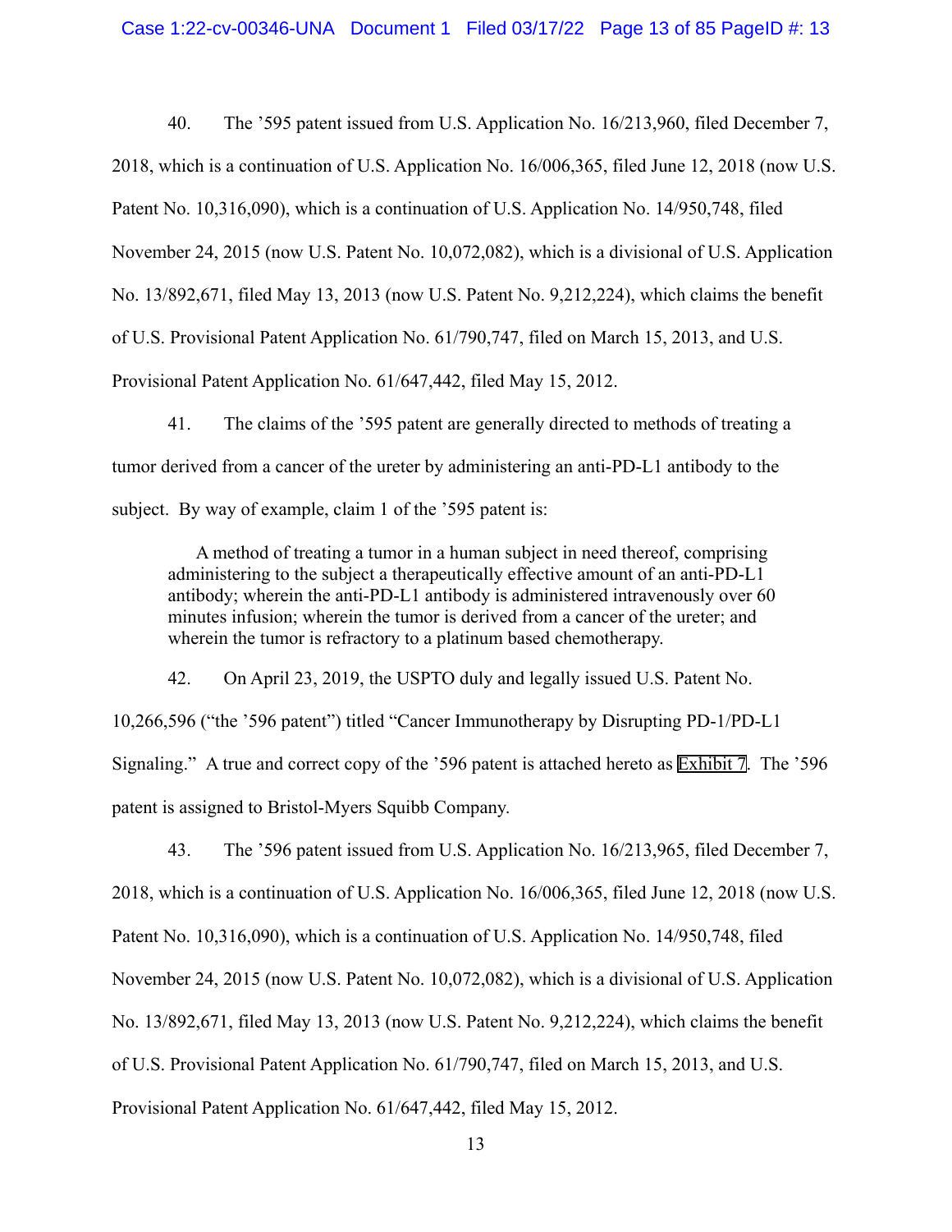40. The '595 patent issued from U.S. Application No. 16/213,960, filed December 7, 2018, which is a continuation of U.S. Application No. 16/006,365, filed June 12, 2018 (now U.S. Patent No. 10,316,090), which is a continuation of U.S. Application No. 14/950,748, filed November 24, 2015 (now U.S. Patent No. 10,072,082), which is a divisional of U.S. Application No. 13/892,671, filed May 13, 2013 (now U.S. Patent No. 9,212,224), which claims the benefit of U.S. Provisional Patent Application No. 61/790,747, filed on March 15, 2013, and U.S. Provisional Patent Application No. 61/647,442, filed May 15, 2012.

41. The claims of the '595 patent are generally directed to methods of treating a tumor derived from a cancer of the ureter by administering an anti-PD-L1 antibody to the subject. By way of example, claim 1 of the '595 patent is:

> A method of treating a tumor in a human subject in need thereof, comprising administering to the subject a therapeutically effective amount of an anti-PD-L1 antibody; wherein the anti-PD-L1 antibody is administered intravenously over 60 minutes infusion; wherein the tumor is derived from a cancer of the ureter; and wherein the tumor is refractory to a platinum based chemotherapy.

42. On April 23, 2019, the USPTO duly and legally issued U.S. Patent No. 10,266,596 ("the '596 patent") titled "Cancer Immunotherapy by Disrupting PD-1/PD-L1 Signaling." A true and correct copy of the '596 patent is attached hereto as Exhibit 7. The '596 patent is assigned to Bristol-Myers Squibb Company.

43. The '596 patent issued from U.S. Application No. 16/213,965, filed December 7, 2018, which is a continuation of U.S. Application No. 16/006,365, filed June 12, 2018 (now U.S. Patent No. 10,316,090), which is a continuation of U.S. Application No. 14/950,748, filed November 24, 2015 (now U.S. Patent No. 10,072,082), which is a divisional of U.S. Application No. 13/892,671, filed May 13, 2013 (now U.S. Patent No. 9,212,224), which claims the benefit of U.S. Provisional Patent Application No. 61/790,747, filed on March 15, 2013, and U.S. Provisional Patent Application No. 61/647,442, filed May 15, 2012.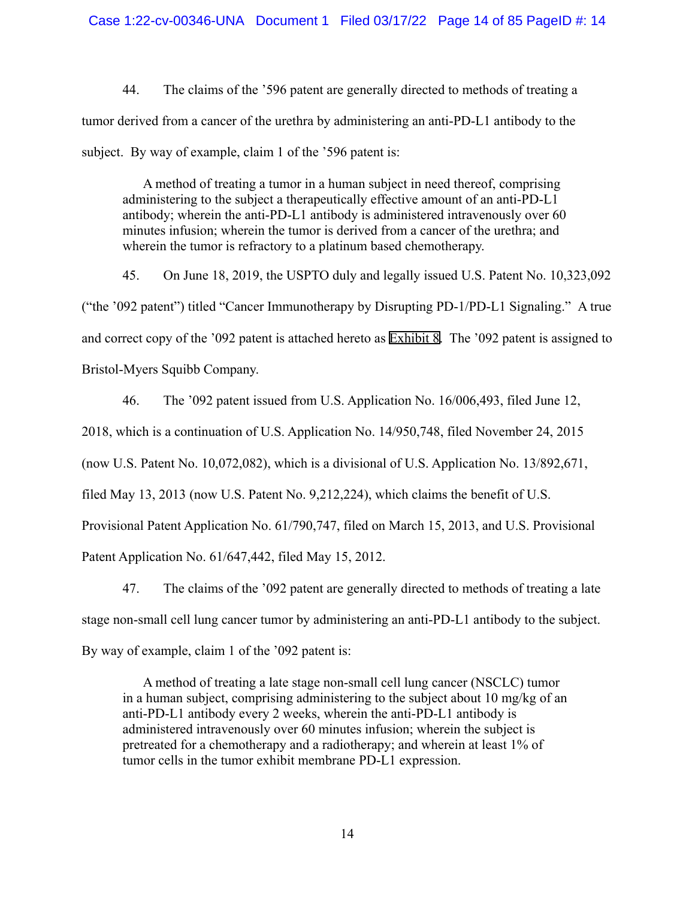44. The claims of the '596 patent are generally directed to methods of treating a tumor derived from a cancer of the urethra by administering an anti-PD-L1 antibody to the subject. By way of example, claim 1 of the '596 patent is:

> A method of treating a tumor in a human subject in need thereof, comprising administering to the subject a therapeutically effective amount of an anti-PD-L1 antibody; wherein the anti-PD-L1 antibody is administered intravenously over 60 minutes infusion; wherein the tumor is derived from a cancer of the urethra; and wherein the tumor is refractory to a platinum based chemotherapy.

45. On June 18, 2019, the USPTO duly and legally issued U.S. Patent No. 10,323,092 ("the '092 patent") titled "Cancer Immunotherapy by Disrupting PD-1/PD-L1 Signaling." A true and correct copy of the '092 patent is attached hereto as Exhibit 8. The '092 patent is assigned to Bristol-Myers Squibb Company.

46. The '092 patent issued from U.S. Application No. 16/006,493, filed June 12, 2018, which is a continuation of U.S. Application No. 14/950,748, filed November 24, 2015 (now U.S. Patent No. 10,072,082), which is a divisional of U.S. Application No. 13/892,671, filed May 13, 2013 (now U.S. Patent No. 9,212,224), which claims the benefit of U.S. Provisional Patent Application No. 61/790,747, filed on March 15, 2013, and U.S. Provisional Patent Application No. 61/647,442, filed May 15, 2012.

47. The claims of the '092 patent are generally directed to methods of treating a late stage non-small cell lung cancer tumor by administering an anti-PD-L1 antibody to the subject. By way of example, claim 1 of the '092 patent is:

> A method of treating a late stage non-small cell lung cancer (NSCLC) tumor in a human subject, comprising administering to the subject about 10 mg/kg of an anti-PD-L1 antibody every 2 weeks, wherein the anti-PD-L1 antibody is administered intravenously over 60 minutes infusion; wherein the subject is pretreated for a chemotherapy and a radiotherapy; and wherein at least 1% of tumor cells in the tumor exhibit membrane PD-L1 expression.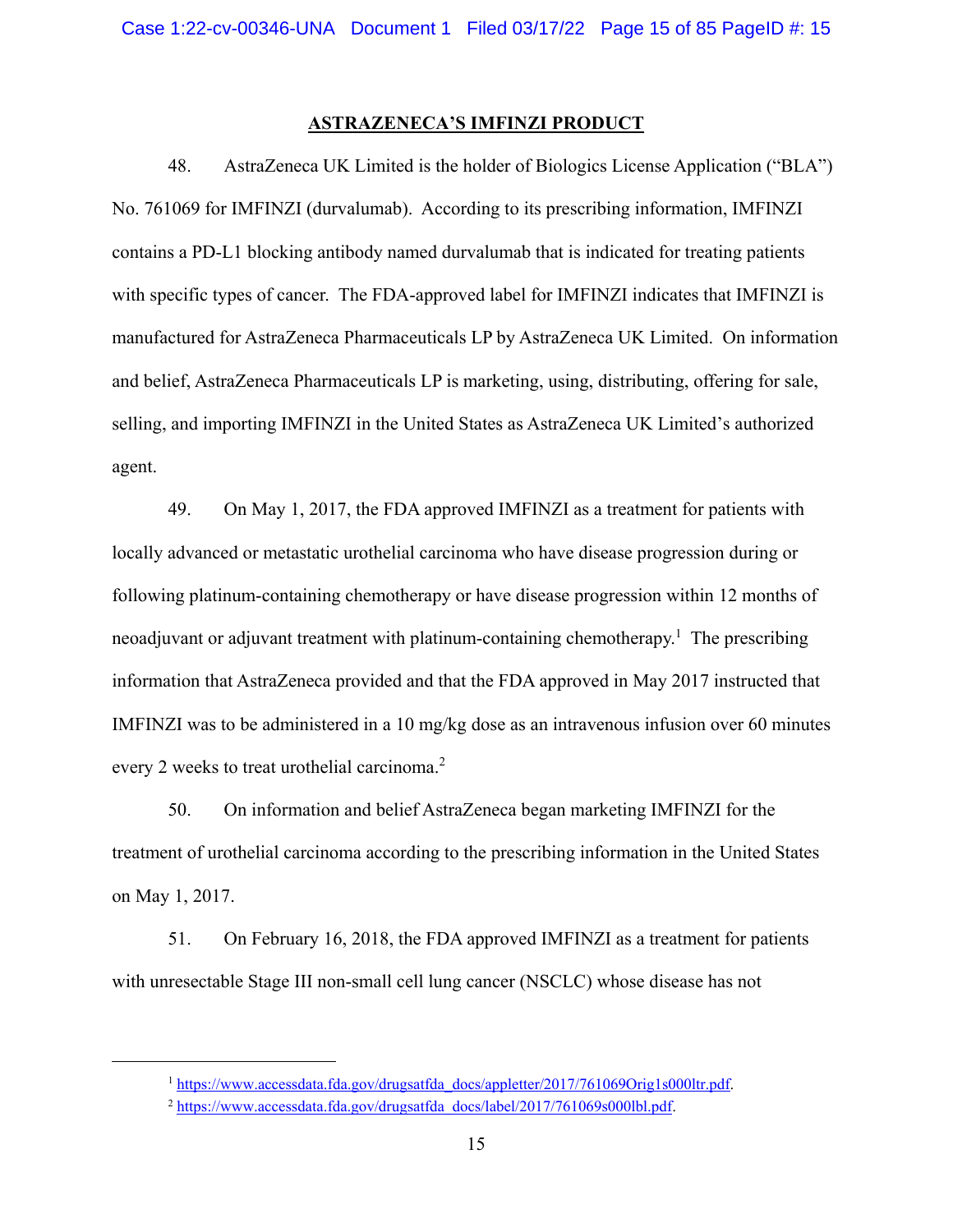## ASTRAZENECA'S IMFINZI PRODUCT

48. AstraZeneca UK Limited is the holder of Biologics License Application ("BLA") No. 761069 for IMFINZI (durvalumab). According to its prescribing information, IMFINZI contains a PD-L1 blocking antibody named durvalumab that is indicated for treating patients with specific types of cancer. The FDA-approved label for IMFINZI indicates that IMFINZI is manufactured for AstraZeneca Pharmaceuticals LP by AstraZeneca UK Limited. On information and belief, AstraZeneca Pharmaceuticals LP is marketing, using, distributing, offering for sale, selling, and importing IMFINZI in the United States as AstraZeneca UK Limited's authorized agent.

49. On May 1, 2017, the FDA approved IMFINZI as a treatment for patients with locally advanced or metastatic urothelial carcinoma who have disease progression during or following platinum-containing chemotherapy or have disease progression within 12 months of neoadjuvant or adjuvant treatment with platinum-containing chemotherapy.[1] The prescribing information that AstraZeneca provided and that the FDA approved in May 2017 instructed that IMFINZI was to be administered in a 10 mg/kg dose as an intravenous infusion over 60 minutes every 2 weeks to treat urothelial carcinoma.[2]

50. On information and belief AstraZeneca began marketing IMFINZI for the treatment of urothelial carcinoma according to the prescribing information in the United States on May 1, 2017.

51. On February 16, 2018, the FDA approved IMFINZI as a treatment for patients with unresectable Stage III non-small cell lung cancer (NSCLC) whose disease has not

---

[1] https://www.accessdata.fda.gov/drugsatfda_docs/appletter/2017/761069Orig1s000ltr.pdf.

[2] https://www.accessdata.fda.gov/drugsatfda_docs/label/2017/761069s000lbl.pdf.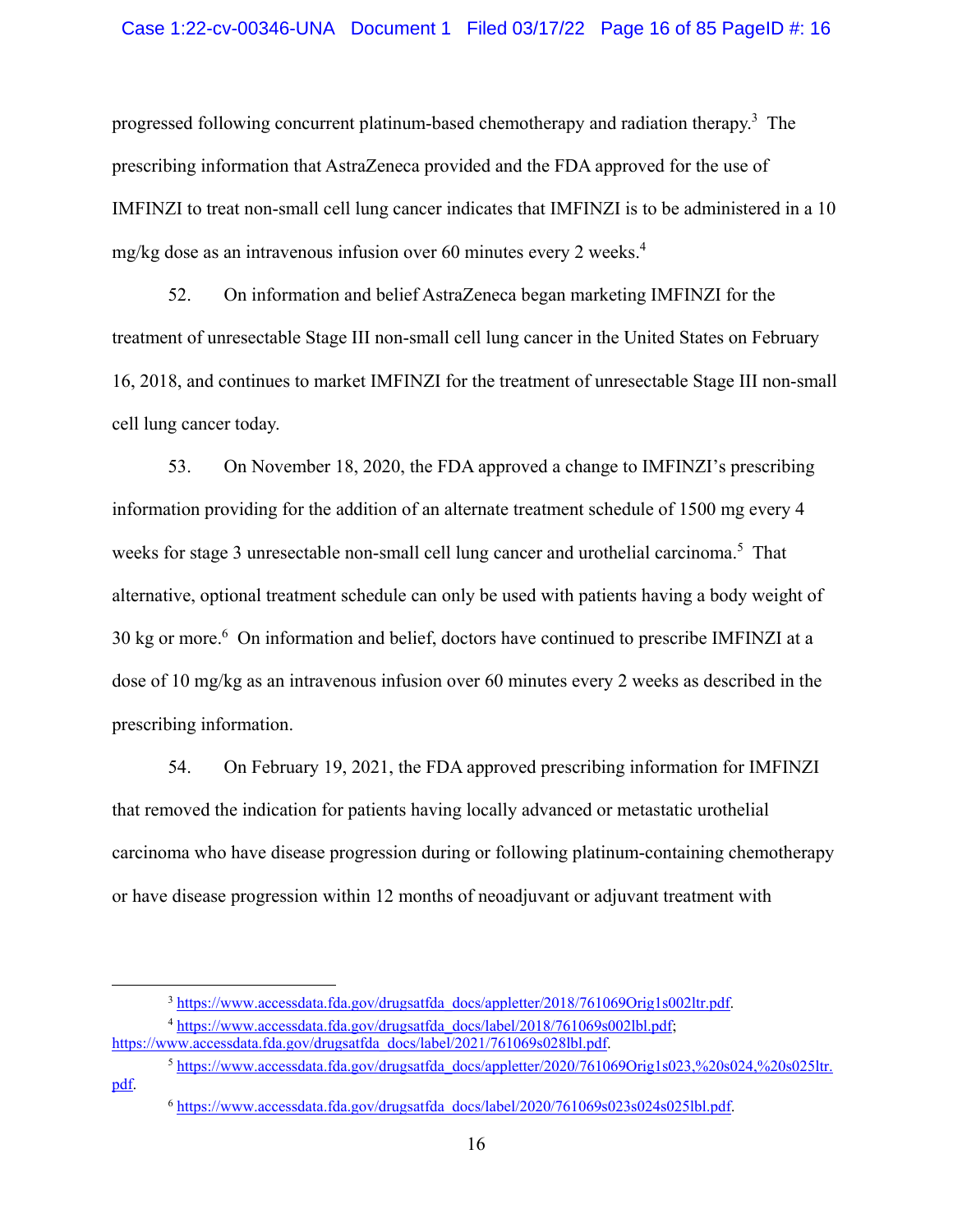progressed following concurrent platinum-based chemotherapy and radiation therapy.[3] The prescribing information that AstraZeneca provided and the FDA approved for the use of IMFINZI to treat non-small cell lung cancer indicates that IMFINZI is to be administered in a 10 mg/kg dose as an intravenous infusion over 60 minutes every 2 weeks.[4]

52. On information and belief AstraZeneca began marketing IMFINZI for the treatment of unresectable Stage III non-small cell lung cancer in the United States on February 16, 2018, and continues to market IMFINZI for the treatment of unresectable Stage III non-small cell lung cancer today.

53. On November 18, 2020, the FDA approved a change to IMFINZI's prescribing information providing for the addition of an alternate treatment schedule of 1500 mg every 4 weeks for stage 3 unresectable non-small cell lung cancer and urothelial carcinoma.[5] That alternative, optional treatment schedule can only be used with patients having a body weight of 30 kg or more.[6] On information and belief, doctors have continued to prescribe IMFINZI at a dose of 10 mg/kg as an intravenous infusion over 60 minutes every 2 weeks as described in the prescribing information.

54. On February 19, 2021, the FDA approved prescribing information for IMFINZI that removed the indication for patients having locally advanced or metastatic urothelial carcinoma who have disease progression during or following platinum-containing chemotherapy or have disease progression within 12 months of neoadjuvant or adjuvant treatment with

---

[3] https://www.accessdata.fda.gov/drugsatfda_docs/appletter/2018/761069Orig1s002ltr.pdf.

[4] https://www.accessdata.fda.gov/drugsatfda_docs/label/2018/761069s002lbl.pdf; https://www.accessdata.fda.gov/drugsatfda_docs/label/2021/761069s028lbl.pdf.

[5] https://www.accessdata.fda.gov/drugsatfda_docs/appletter/2020/761069Orig1s023,%20s024,%20s025ltr.pdf.

[6] https://www.accessdata.fda.gov/drugsatfda_docs/label/2020/761069s023s024s025lbl.pdf.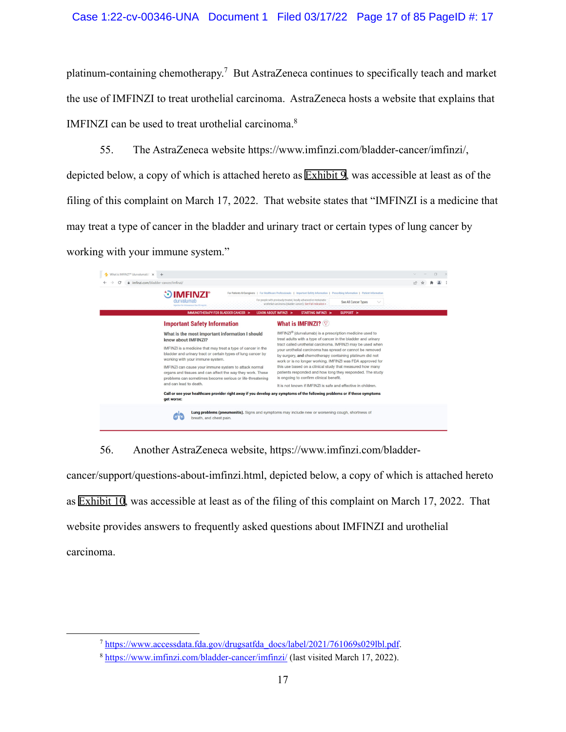platinum-containing chemotherapy.[7] But AstraZeneca continues to specifically teach and market the use of IMFINZI to treat urothelial carcinoma. AstraZeneca hosts a website that explains that IMFINZI can be used to treat urothelial carcinoma.[8]

55. The AstraZeneca website https://www.imfinzi.com/bladder-cancer/imfinzi/, depicted below, a copy of which is attached hereto as Exhibit 9, was accessible at least as of the filing of this complaint on March 17, 2022. That website states that "IMFINZI is a medicine that may treat a type of cancer in the bladder and urinary tract or certain types of lung cancer by working with your immune system."

56. Another AstraZeneca website, https://www.imfinzi.com/bladder-cancer/support/questions-about-imfinzi.html, depicted below, a copy of which is attached hereto as Exhibit 10, was accessible at least as of the filing of this complaint on March 17, 2022. That website provides answers to frequently asked questions about IMFINZI and urothelial carcinoma.

---

[7] https://www.accessdata.fda.gov/drugsatfda_docs/label/2021/761069s029lbl.pdf.

[8] https://www.imfinzi.com/bladder-cancer/imfinzi/ (last visited March 17, 2022).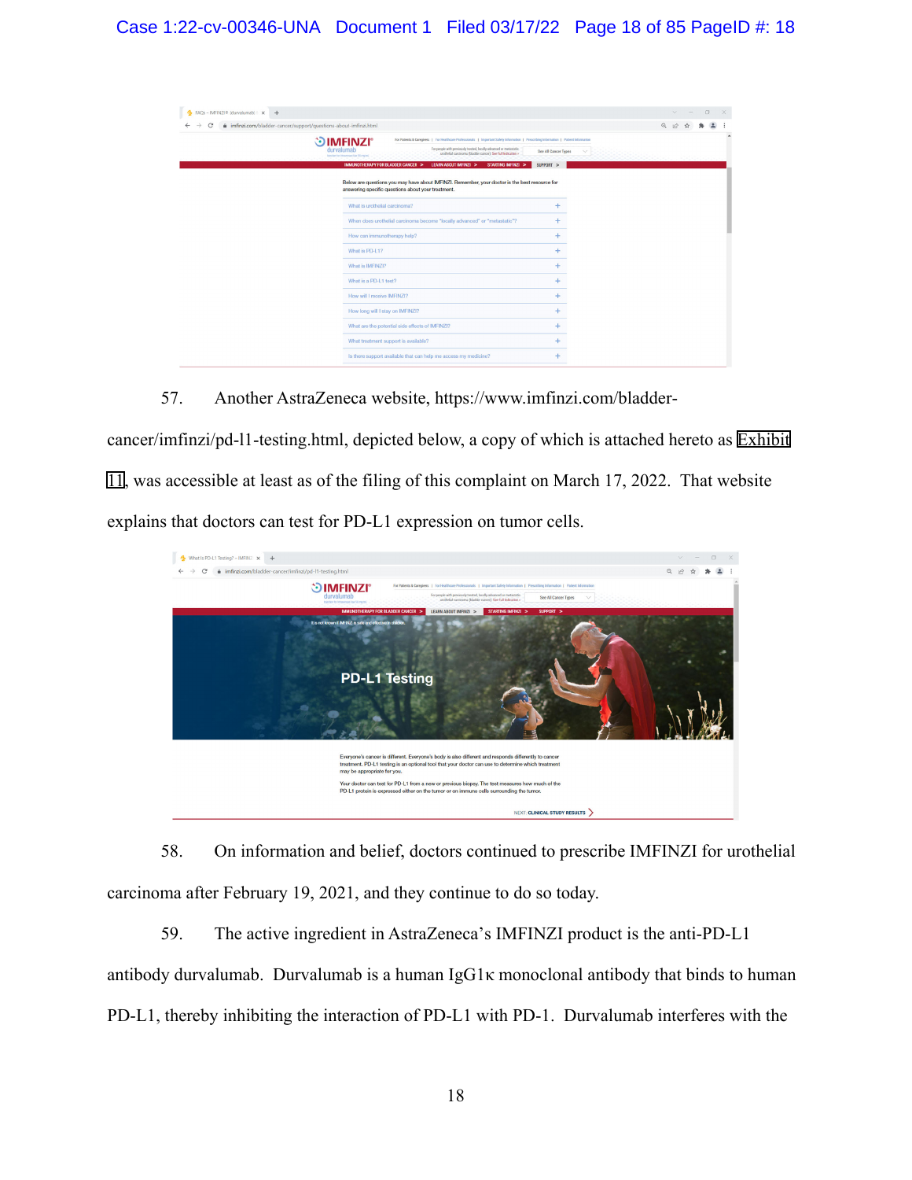57. Another AstraZeneca website, https://www.imfinzi.com/bladder-cancer/imfinzi/pd-l1-testing.html, depicted below, a copy of which is attached hereto as Exhibit 11, was accessible at least as of the filing of this complaint on March 17, 2022. That website explains that doctors can test for PD-L1 expression on tumor cells.

58. On information and belief, doctors continued to prescribe IMFINZI for urothelial carcinoma after February 19, 2021, and they continue to do so today.

59. The active ingredient in AstraZeneca's IMFINZI product is the anti-PD-L1 antibody durvalumab. Durvalumab is a human IgG1κ monoclonal antibody that binds to human PD-L1, thereby inhibiting the interaction of PD-L1 with PD-1. Durvalumab interferes with the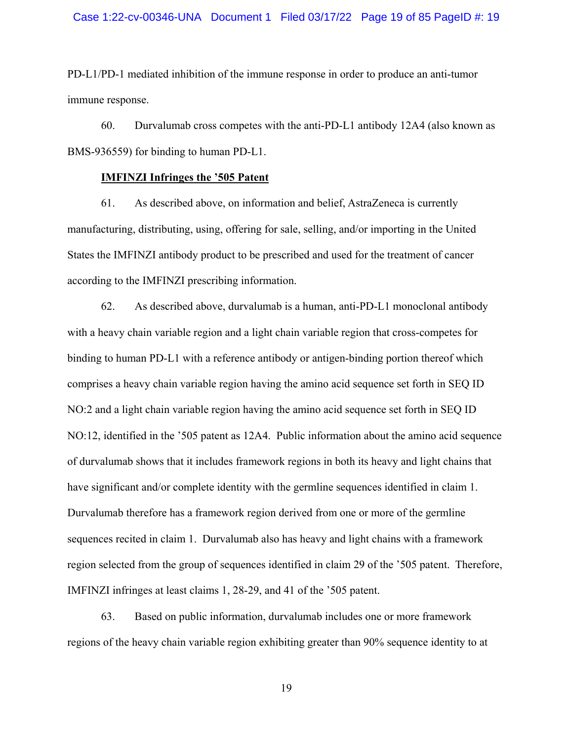PD-L1/PD-1 mediated inhibition of the immune response in order to produce an anti-tumor immune response.

60. Durvalumab cross competes with the anti-PD-L1 antibody 12A4 (also known as BMS-936559) for binding to human PD-L1.

**IMFINZI Infringes the ’505 Patent**

61. As described above, on information and belief, AstraZeneca is currently manufacturing, distributing, using, offering for sale, selling, and/or importing in the United States the IMFINZI antibody product to be prescribed and used for the treatment of cancer according to the IMFINZI prescribing information.

62. As described above, durvalumab is a human, anti-PD-L1 monoclonal antibody with a heavy chain variable region and a light chain variable region that cross-competes for binding to human PD-L1 with a reference antibody or antigen-binding portion thereof which comprises a heavy chain variable region having the amino acid sequence set forth in SEQ ID NO:2 and a light chain variable region having the amino acid sequence set forth in SEQ ID NO:12, identified in the ’505 patent as 12A4. Public information about the amino acid sequence of durvalumab shows that it includes framework regions in both its heavy and light chains that have significant and/or complete identity with the germline sequences identified in claim 1. Durvalumab therefore has a framework region derived from one or more of the germline sequences recited in claim 1. Durvalumab also has heavy and light chains with a framework region selected from the group of sequences identified in claim 29 of the ’505 patent. Therefore, IMFINZI infringes at least claims 1, 28-29, and 41 of the ’505 patent.

63. Based on public information, durvalumab includes one or more framework regions of the heavy chain variable region exhibiting greater than 90% sequence identity to at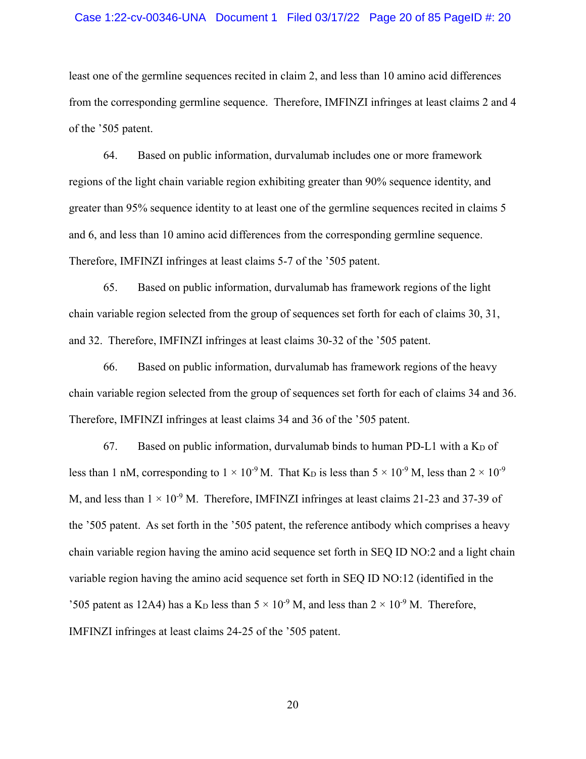least one of the germline sequences recited in claim 2, and less than 10 amino acid differences from the corresponding germline sequence. Therefore, IMFINZI infringes at least claims 2 and 4 of the ’505 patent.

64. Based on public information, durvalumab includes one or more framework regions of the light chain variable region exhibiting greater than 90% sequence identity, and greater than 95% sequence identity to at least one of the germline sequences recited in claims 5 and 6, and less than 10 amino acid differences from the corresponding germline sequence. Therefore, IMFINZI infringes at least claims 5-7 of the ’505 patent.

65. Based on public information, durvalumab has framework regions of the light chain variable region selected from the group of sequences set forth for each of claims 30, 31, and 32. Therefore, IMFINZI infringes at least claims 30-32 of the ’505 patent.

66. Based on public information, durvalumab has framework regions of the heavy chain variable region selected from the group of sequences set forth for each of claims 34 and 36. Therefore, IMFINZI infringes at least claims 34 and 36 of the ’505 patent.

67. Based on public information, durvalumab binds to human PD-L1 with a $K_D$ of less than 1 nM, corresponding to $1 \times 10^{-9}$ M. That $K_D$ is less than $5 \times 10^{-9}$ M, less than $2 \times 10^{-9}$ M, and less than $1 \times 10^{-9}$ M. Therefore, IMFINZI infringes at least claims 21-23 and 37-39 of the ’505 patent. As set forth in the ’505 patent, the reference antibody which comprises a heavy chain variable region having the amino acid sequence set forth in SEQ ID NO:2 and a light chain variable region having the amino acid sequence set forth in SEQ ID NO:12 (identified in the ’505 patent as 12A4) has a $K_D$ less than $5 \times 10^{-9}$ M, and less than $2 \times 10^{-9}$ M. Therefore, IMFINZI infringes at least claims 24-25 of the ’505 patent.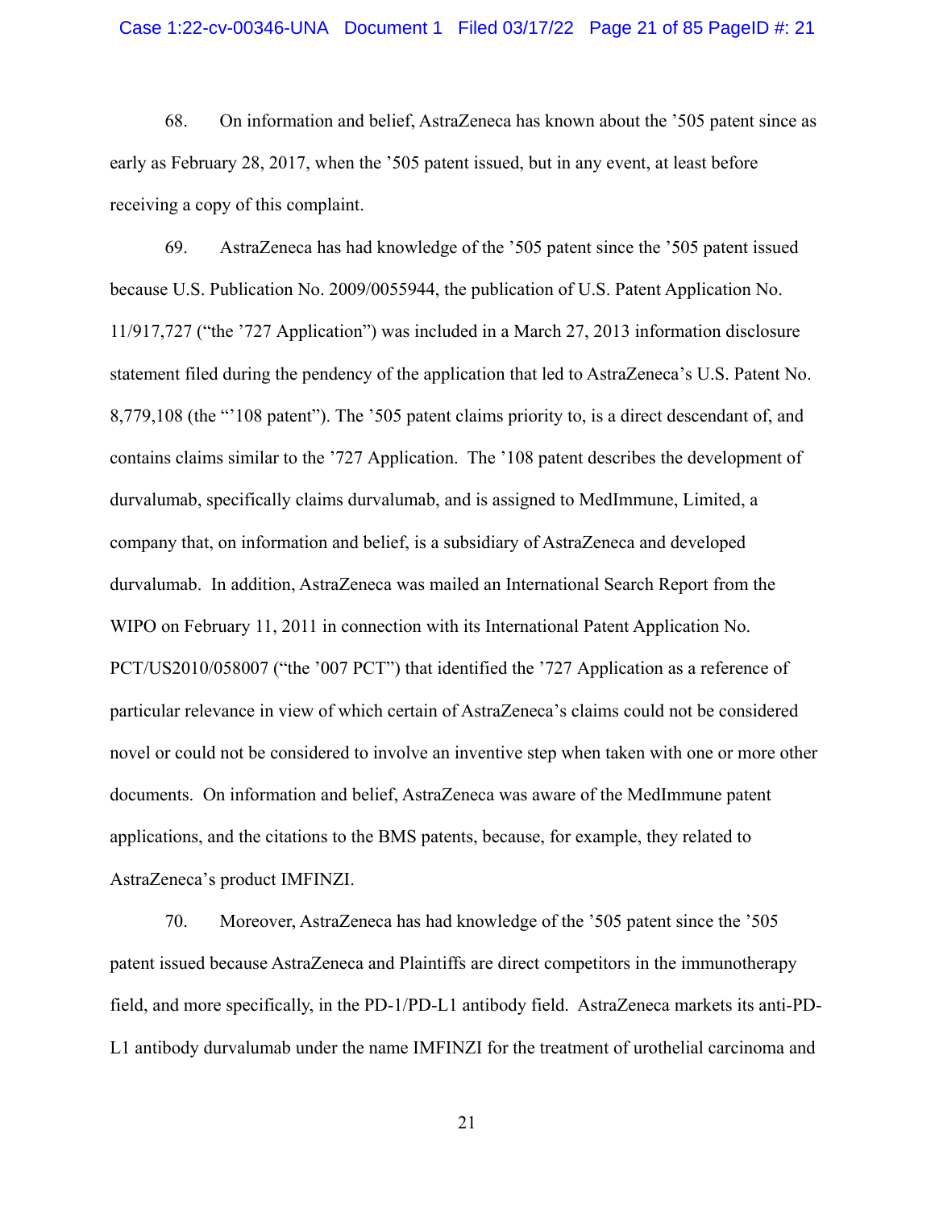68. On information and belief, AstraZeneca has known about the '505 patent since as early as February 28, 2017, when the '505 patent issued, but in any event, at least before receiving a copy of this complaint.

69. AstraZeneca has had knowledge of the '505 patent since the '505 patent issued because U.S. Publication No. 2009/0055944, the publication of U.S. Patent Application No. 11/917,727 ("the '727 Application") was included in a March 27, 2013 information disclosure statement filed during the pendency of the application that led to AstraZeneca's U.S. Patent No. 8,779,108 (the "'108 patent"). The '505 patent claims priority to, is a direct descendant of, and contains claims similar to the '727 Application. The '108 patent describes the development of durvalumab, specifically claims durvalumab, and is assigned to MedImmune, Limited, a company that, on information and belief, is a subsidiary of AstraZeneca and developed durvalumab. In addition, AstraZeneca was mailed an International Search Report from the WIPO on February 11, 2011 in connection with its International Patent Application No. PCT/US2010/058007 ("the '007 PCT") that identified the '727 Application as a reference of particular relevance in view of which certain of AstraZeneca's claims could not be considered novel or could not be considered to involve an inventive step when taken with one or more other documents. On information and belief, AstraZeneca was aware of the MedImmune patent applications, and the citations to the BMS patents, because, for example, they related to AstraZeneca's product IMFINZI.

70. Moreover, AstraZeneca has had knowledge of the '505 patent since the '505 patent issued because AstraZeneca and Plaintiffs are direct competitors in the immunotherapy field, and more specifically, in the PD-1/PD-L1 antibody field. AstraZeneca markets its anti-PD-L1 antibody durvalumab under the name IMFINZI for the treatment of urothelial carcinoma and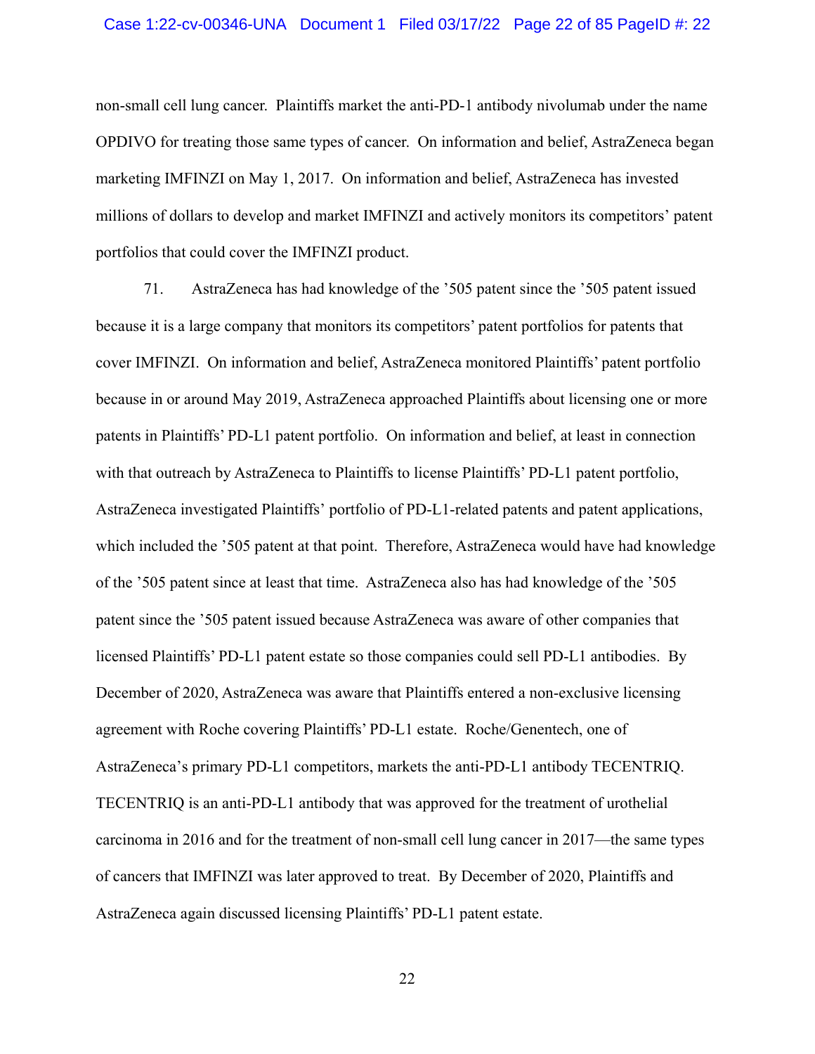non-small cell lung cancer. Plaintiffs market the anti-PD-1 antibody nivolumab under the name OPDIVO for treating those same types of cancer. On information and belief, AstraZeneca began marketing IMFINZI on May 1, 2017. On information and belief, AstraZeneca has invested millions of dollars to develop and market IMFINZI and actively monitors its competitors' patent portfolios that could cover the IMFINZI product.

71. AstraZeneca has had knowledge of the '505 patent since the '505 patent issued because it is a large company that monitors its competitors' patent portfolios for patents that cover IMFINZI. On information and belief, AstraZeneca monitored Plaintiffs' patent portfolio because in or around May 2019, AstraZeneca approached Plaintiffs about licensing one or more patents in Plaintiffs' PD-L1 patent portfolio. On information and belief, at least in connection with that outreach by AstraZeneca to Plaintiffs to license Plaintiffs' PD-L1 patent portfolio, AstraZeneca investigated Plaintiffs' portfolio of PD-L1-related patents and patent applications, which included the '505 patent at that point. Therefore, AstraZeneca would have had knowledge of the '505 patent since at least that time. AstraZeneca also has had knowledge of the '505 patent since the '505 patent issued because AstraZeneca was aware of other companies that licensed Plaintiffs' PD-L1 patent estate so those companies could sell PD-L1 antibodies. By December of 2020, AstraZeneca was aware that Plaintiffs entered a non-exclusive licensing agreement with Roche covering Plaintiffs' PD-L1 estate. Roche/Genentech, one of AstraZeneca's primary PD-L1 competitors, markets the anti-PD-L1 antibody TECENTRIQ. TECENTRIQ is an anti-PD-L1 antibody that was approved for the treatment of urothelial carcinoma in 2016 and for the treatment of non-small cell lung cancer in 2017—the same types of cancers that IMFINZI was later approved to treat. By December of 2020, Plaintiffs and AstraZeneca again discussed licensing Plaintiffs' PD-L1 patent estate.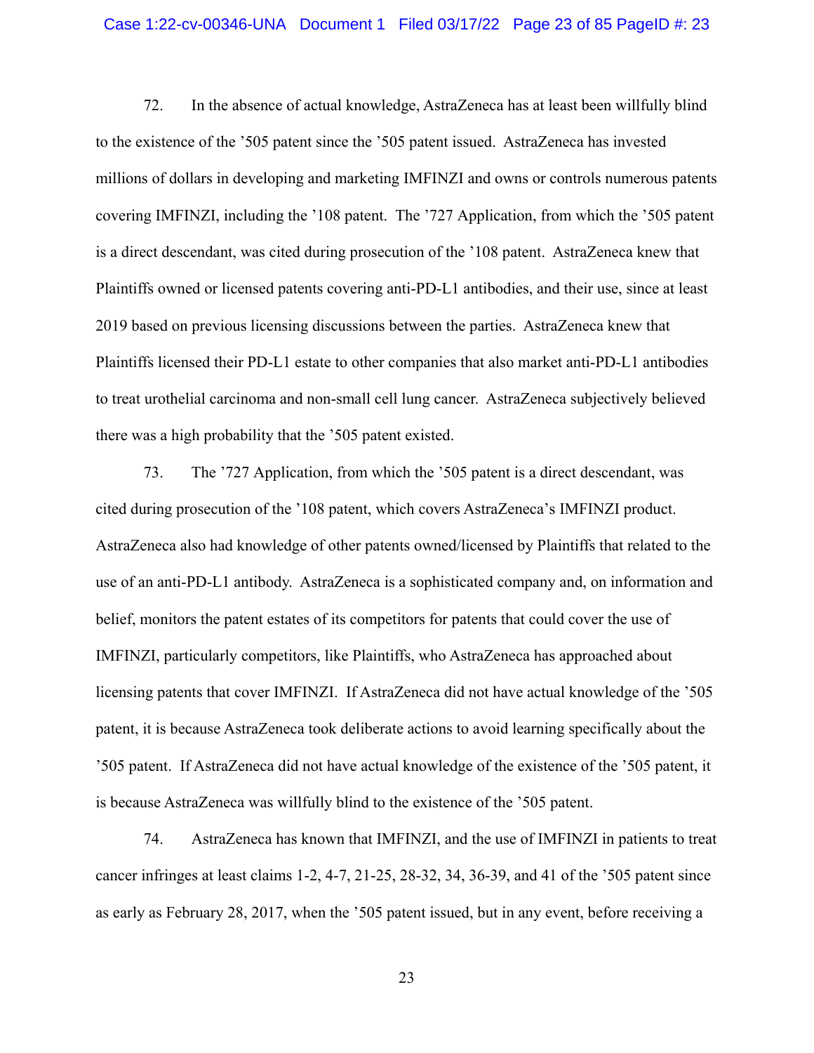72. In the absence of actual knowledge, AstraZeneca has at least been willfully blind to the existence of the ’505 patent since the ’505 patent issued. AstraZeneca has invested millions of dollars in developing and marketing IMFINZI and owns or controls numerous patents covering IMFINZI, including the ’108 patent. The ’727 Application, from which the ’505 patent is a direct descendant, was cited during prosecution of the ’108 patent. AstraZeneca knew that Plaintiffs owned or licensed patents covering anti-PD-L1 antibodies, and their use, since at least 2019 based on previous licensing discussions between the parties. AstraZeneca knew that Plaintiffs licensed their PD-L1 estate to other companies that also market anti-PD-L1 antibodies to treat urothelial carcinoma and non-small cell lung cancer. AstraZeneca subjectively believed there was a high probability that the ’505 patent existed.

73. The ’727 Application, from which the ’505 patent is a direct descendant, was cited during prosecution of the ’108 patent, which covers AstraZeneca’s IMFINZI product. AstraZeneca also had knowledge of other patents owned/licensed by Plaintiffs that related to the use of an anti-PD-L1 antibody. AstraZeneca is a sophisticated company and, on information and belief, monitors the patent estates of its competitors for patents that could cover the use of IMFINZI, particularly competitors, like Plaintiffs, who AstraZeneca has approached about licensing patents that cover IMFINZI. If AstraZeneca did not have actual knowledge of the ’505 patent, it is because AstraZeneca took deliberate actions to avoid learning specifically about the ’505 patent. If AstraZeneca did not have actual knowledge of the existence of the ’505 patent, it is because AstraZeneca was willfully blind to the existence of the ’505 patent.

74. AstraZeneca has known that IMFINZI, and the use of IMFINZI in patients to treat cancer infringes at least claims 1-2, 4-7, 21-25, 28-32, 34, 36-39, and 41 of the ’505 patent since as early as February 28, 2017, when the ’505 patent issued, but in any event, before receiving a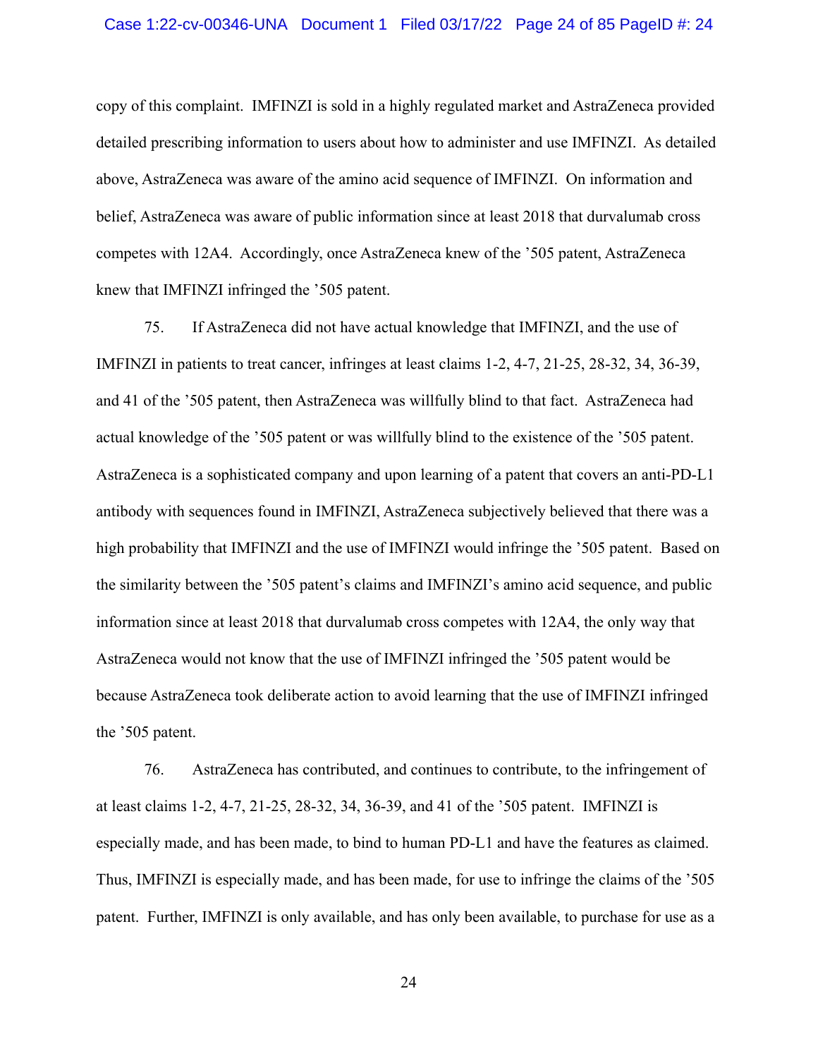copy of this complaint. IMFINZI is sold in a highly regulated market and AstraZeneca provided detailed prescribing information to users about how to administer and use IMFINZI. As detailed above, AstraZeneca was aware of the amino acid sequence of IMFINZI. On information and belief, AstraZeneca was aware of public information since at least 2018 that durvalumab cross competes with 12A4. Accordingly, once AstraZeneca knew of the '505 patent, AstraZeneca knew that IMFINZI infringed the '505 patent.

75. If AstraZeneca did not have actual knowledge that IMFINZI, and the use of IMFINZI in patients to treat cancer, infringes at least claims 1-2, 4-7, 21-25, 28-32, 34, 36-39, and 41 of the '505 patent, then AstraZeneca was willfully blind to that fact. AstraZeneca had actual knowledge of the '505 patent or was willfully blind to the existence of the '505 patent. AstraZeneca is a sophisticated company and upon learning of a patent that covers an anti-PD-L1 antibody with sequences found in IMFINZI, AstraZeneca subjectively believed that there was a high probability that IMFINZI and the use of IMFINZI would infringe the '505 patent. Based on the similarity between the '505 patent's claims and IMFINZI's amino acid sequence, and public information since at least 2018 that durvalumab cross competes with 12A4, the only way that AstraZeneca would not know that the use of IMFINZI infringed the '505 patent would be because AstraZeneca took deliberate action to avoid learning that the use of IMFINZI infringed the '505 patent.

76. AstraZeneca has contributed, and continues to contribute, to the infringement of at least claims 1-2, 4-7, 21-25, 28-32, 34, 36-39, and 41 of the '505 patent. IMFINZI is especially made, and has been made, to bind to human PD-L1 and have the features as claimed. Thus, IMFINZI is especially made, and has been made, for use to infringe the claims of the '505 patent. Further, IMFINZI is only available, and has only been available, to purchase for use as a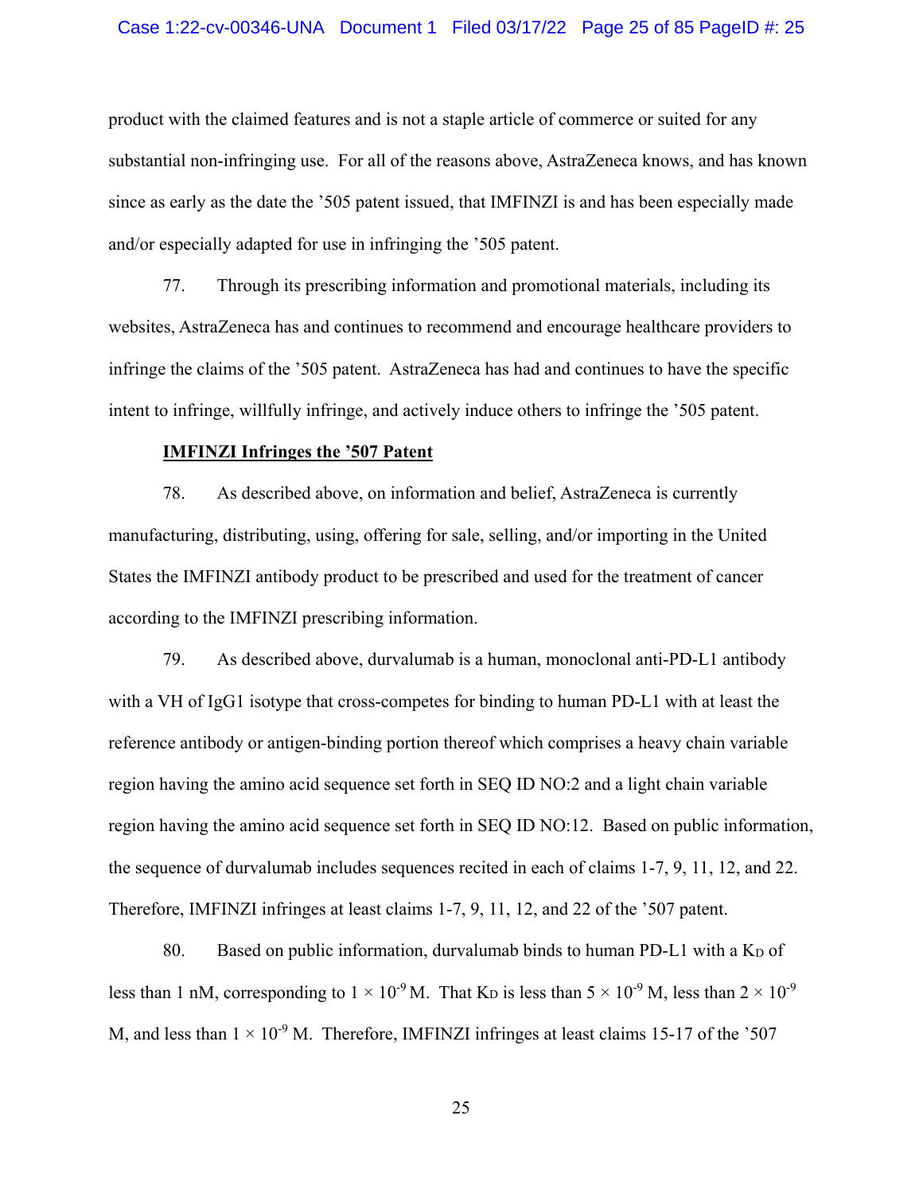product with the claimed features and is not a staple article of commerce or suited for any substantial non-infringing use. For all of the reasons above, AstraZeneca knows, and has known since as early as the date the ’505 patent issued, that IMFINZI is and has been especially made and/or especially adapted for use in infringing the ’505 patent.

77. Through its prescribing information and promotional materials, including its websites, AstraZeneca has and continues to recommend and encourage healthcare providers to infringe the claims of the ’505 patent. AstraZeneca has had and continues to have the specific intent to infringe, willfully infringe, and actively induce others to infringe the ’505 patent.

**IMFINZI Infringes the ’507 Patent**

78. As described above, on information and belief, AstraZeneca is currently manufacturing, distributing, using, offering for sale, selling, and/or importing in the United States the IMFINZI antibody product to be prescribed and used for the treatment of cancer according to the IMFINZI prescribing information.

79. As described above, durvalumab is a human, monoclonal anti-PD-L1 antibody with a VH of IgG1 isotype that cross-competes for binding to human PD-L1 with at least the reference antibody or antigen-binding portion thereof which comprises a heavy chain variable region having the amino acid sequence set forth in SEQ ID NO:2 and a light chain variable region having the amino acid sequence set forth in SEQ ID NO:12. Based on public information, the sequence of durvalumab includes sequences recited in each of claims 1-7, 9, 11, 12, and 22. Therefore, IMFINZI infringes at least claims 1-7, 9, 11, 12, and 22 of the ’507 patent.

80. Based on public information, durvalumab binds to human PD-L1 with a $K_D$ of less than 1 nM, corresponding to $1 \times 10^{-9}$ M. That $K_D$ is less than $5 \times 10^{-9}$ M, less than $2 \times 10^{-9}$ M, and less than $1 \times 10^{-9}$ M. Therefore, IMFINZI infringes at least claims 15-17 of the ’507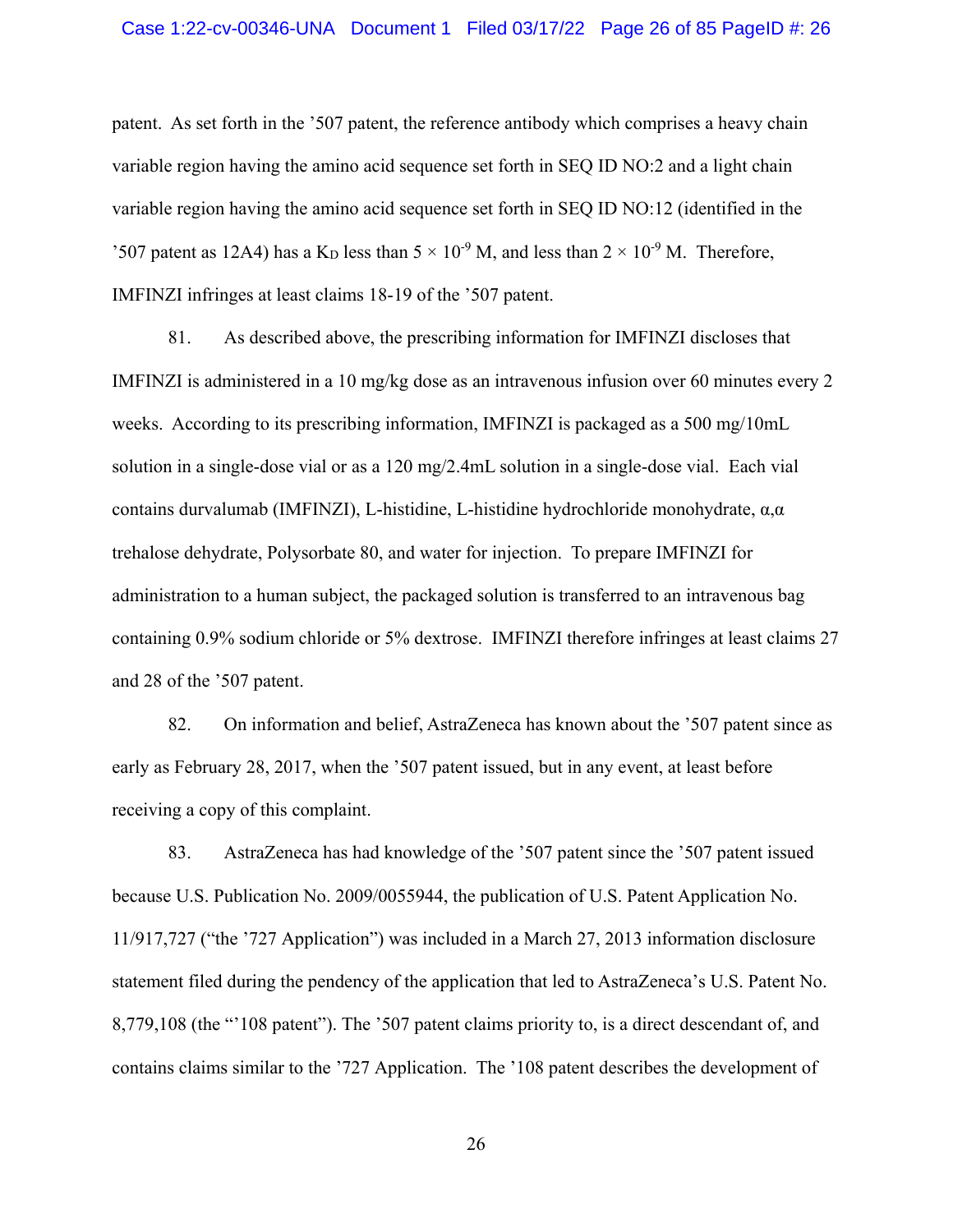patent. As set forth in the ’507 patent, the reference antibody which comprises a heavy chain variable region having the amino acid sequence set forth in SEQ ID NO:2 and a light chain variable region having the amino acid sequence set forth in SEQ ID NO:12 (identified in the ’507 patent as 12A4) has a $K_D$ less than $5 \times 10^{-9}$ M, and less than $2 \times 10^{-9}$ M. Therefore, IMFINZI infringes at least claims 18-19 of the ’507 patent.

81. As described above, the prescribing information for IMFINZI discloses that IMFINZI is administered in a 10 mg/kg dose as an intravenous infusion over 60 minutes every 2 weeks. According to its prescribing information, IMFINZI is packaged as a 500 mg/10mL solution in a single-dose vial or as a 120 mg/2.4mL solution in a single-dose vial. Each vial contains durvalumab (IMFINZI), L-histidine, L-histidine hydrochloride monohydrate, α,α trehalose dehydrate, Polysorbate 80, and water for injection. To prepare IMFINZI for administration to a human subject, the packaged solution is transferred to an intravenous bag containing 0.9% sodium chloride or 5% dextrose. IMFINZI therefore infringes at least claims 27 and 28 of the ’507 patent.

82. On information and belief, AstraZeneca has known about the ’507 patent since as early as February 28, 2017, when the ’507 patent issued, but in any event, at least before receiving a copy of this complaint.

83. AstraZeneca has had knowledge of the ’507 patent since the ’507 patent issued because U.S. Publication No. 2009/0055944, the publication of U.S. Patent Application No. 11/917,727 (“the ’727 Application”) was included in a March 27, 2013 information disclosure statement filed during the pendency of the application that led to AstraZeneca’s U.S. Patent No. 8,779,108 (the “’108 patent”). The ’507 patent claims priority to, is a direct descendant of, and contains claims similar to the ’727 Application. The ’108 patent describes the development of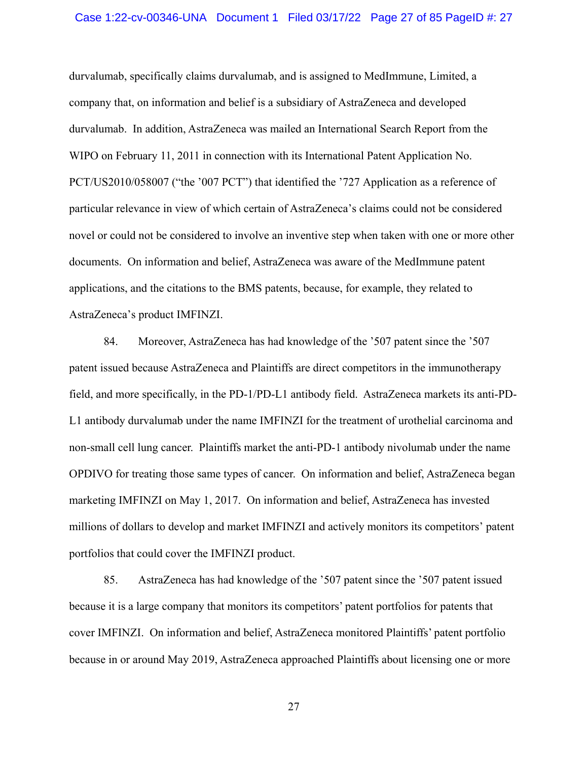durvalumab, specifically claims durvalumab, and is assigned to MedImmune, Limited, a company that, on information and belief is a subsidiary of AstraZeneca and developed durvalumab. In addition, AstraZeneca was mailed an International Search Report from the WIPO on February 11, 2011 in connection with its International Patent Application No. PCT/US2010/058007 ("the '007 PCT") that identified the '727 Application as a reference of particular relevance in view of which certain of AstraZeneca's claims could not be considered novel or could not be considered to involve an inventive step when taken with one or more other documents. On information and belief, AstraZeneca was aware of the MedImmune patent applications, and the citations to the BMS patents, because, for example, they related to AstraZeneca's product IMFINZI.

84. Moreover, AstraZeneca has had knowledge of the '507 patent since the '507 patent issued because AstraZeneca and Plaintiffs are direct competitors in the immunotherapy field, and more specifically, in the PD-1/PD-L1 antibody field. AstraZeneca markets its anti-PD-L1 antibody durvalumab under the name IMFINZI for the treatment of urothelial carcinoma and non-small cell lung cancer. Plaintiffs market the anti-PD-1 antibody nivolumab under the name OPDIVO for treating those same types of cancer. On information and belief, AstraZeneca began marketing IMFINZI on May 1, 2017. On information and belief, AstraZeneca has invested millions of dollars to develop and market IMFINZI and actively monitors its competitors' patent portfolios that could cover the IMFINZI product.

85. AstraZeneca has had knowledge of the '507 patent since the '507 patent issued because it is a large company that monitors its competitors' patent portfolios for patents that cover IMFINZI. On information and belief, AstraZeneca monitored Plaintiffs' patent portfolio because in or around May 2019, AstraZeneca approached Plaintiffs about licensing one or more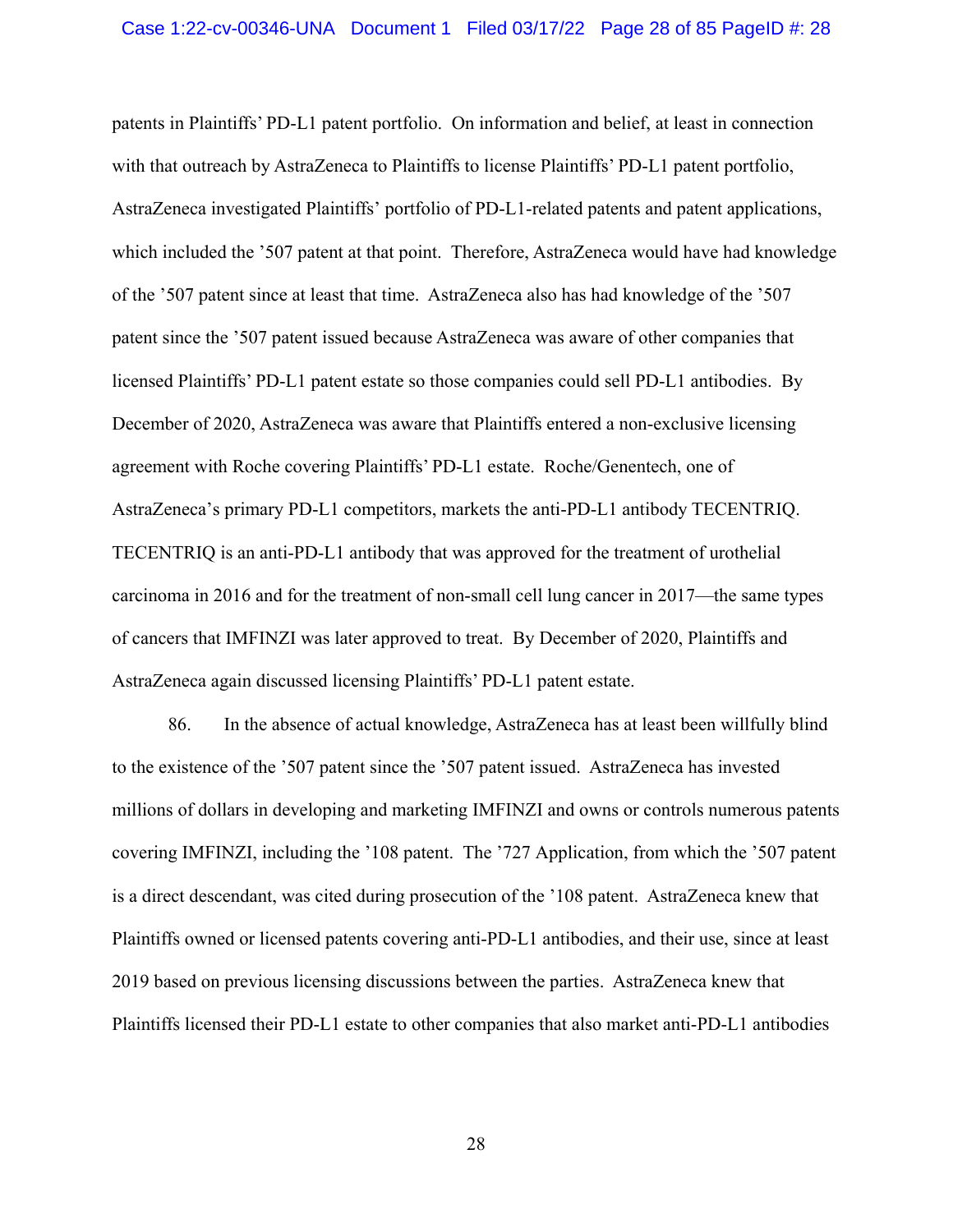patents in Plaintiffs' PD-L1 patent portfolio. On information and belief, at least in connection with that outreach by AstraZeneca to Plaintiffs to license Plaintiffs' PD-L1 patent portfolio, AstraZeneca investigated Plaintiffs' portfolio of PD-L1-related patents and patent applications, which included the '507 patent at that point. Therefore, AstraZeneca would have had knowledge of the '507 patent since at least that time. AstraZeneca also has had knowledge of the '507 patent since the '507 patent issued because AstraZeneca was aware of other companies that licensed Plaintiffs' PD-L1 patent estate so those companies could sell PD-L1 antibodies. By December of 2020, AstraZeneca was aware that Plaintiffs entered a non-exclusive licensing agreement with Roche covering Plaintiffs' PD-L1 estate. Roche/Genentech, one of AstraZeneca's primary PD-L1 competitors, markets the anti-PD-L1 antibody TECENTRIQ. TECENTRIQ is an anti-PD-L1 antibody that was approved for the treatment of urothelial carcinoma in 2016 and for the treatment of non-small cell lung cancer in 2017—the same types of cancers that IMFINZI was later approved to treat. By December of 2020, Plaintiffs and AstraZeneca again discussed licensing Plaintiffs' PD-L1 patent estate.

86. In the absence of actual knowledge, AstraZeneca has at least been willfully blind to the existence of the '507 patent since the '507 patent issued. AstraZeneca has invested millions of dollars in developing and marketing IMFINZI and owns or controls numerous patents covering IMFINZI, including the '108 patent. The '727 Application, from which the '507 patent is a direct descendant, was cited during prosecution of the '108 patent. AstraZeneca knew that Plaintiffs owned or licensed patents covering anti-PD-L1 antibodies, and their use, since at least 2019 based on previous licensing discussions between the parties. AstraZeneca knew that Plaintiffs licensed their PD-L1 estate to other companies that also market anti-PD-L1 antibodies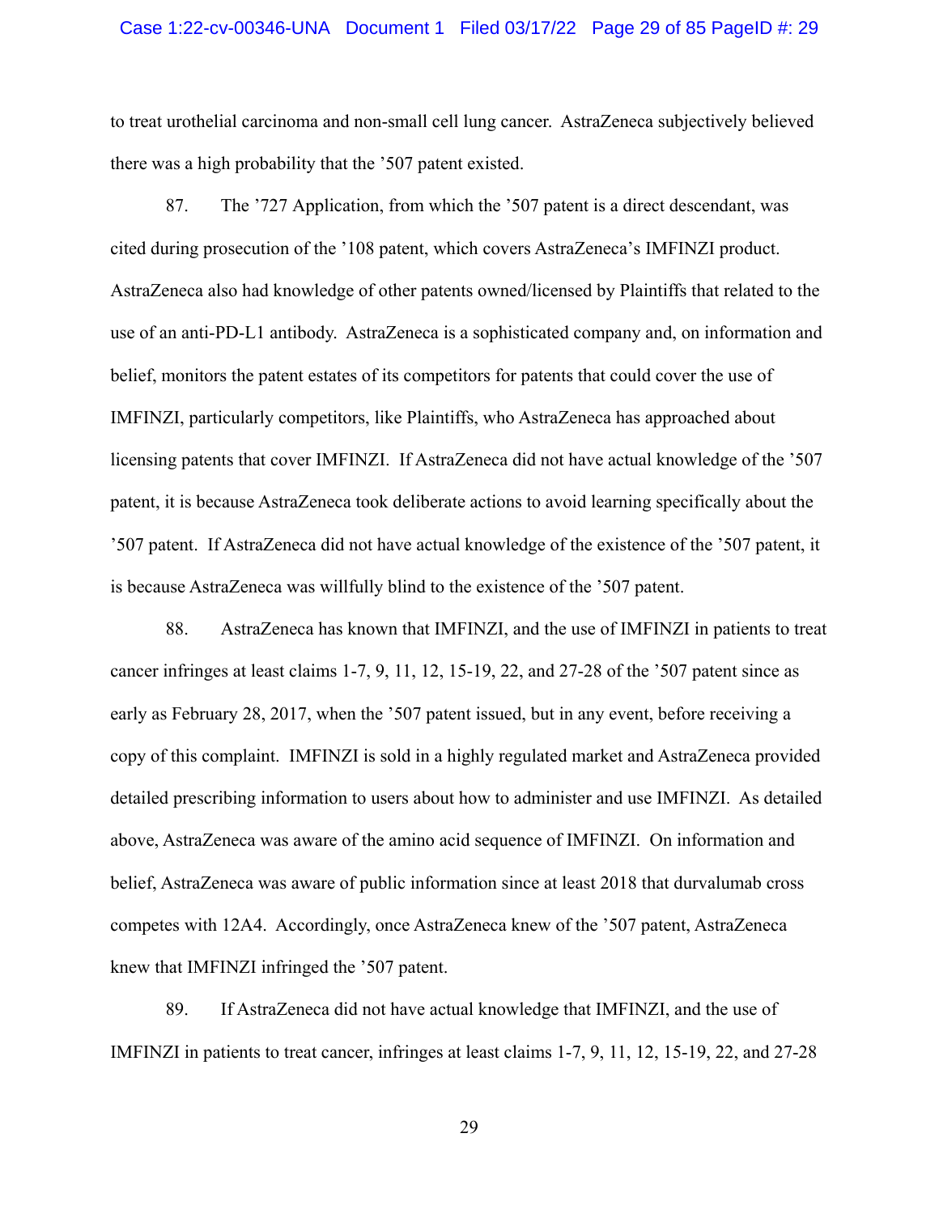to treat urothelial carcinoma and non-small cell lung cancer. AstraZeneca subjectively believed there was a high probability that the ’507 patent existed.

87. The ’727 Application, from which the ’507 patent is a direct descendant, was cited during prosecution of the ’108 patent, which covers AstraZeneca’s IMFINZI product. AstraZeneca also had knowledge of other patents owned/licensed by Plaintiffs that related to the use of an anti-PD-L1 antibody. AstraZeneca is a sophisticated company and, on information and belief, monitors the patent estates of its competitors for patents that could cover the use of IMFINZI, particularly competitors, like Plaintiffs, who AstraZeneca has approached about licensing patents that cover IMFINZI. If AstraZeneca did not have actual knowledge of the ’507 patent, it is because AstraZeneca took deliberate actions to avoid learning specifically about the ’507 patent. If AstraZeneca did not have actual knowledge of the existence of the ’507 patent, it is because AstraZeneca was willfully blind to the existence of the ’507 patent.

88. AstraZeneca has known that IMFINZI, and the use of IMFINZI in patients to treat cancer infringes at least claims 1-7, 9, 11, 12, 15-19, 22, and 27-28 of the ’507 patent since as early as February 28, 2017, when the ’507 patent issued, but in any event, before receiving a copy of this complaint. IMFINZI is sold in a highly regulated market and AstraZeneca provided detailed prescribing information to users about how to administer and use IMFINZI. As detailed above, AstraZeneca was aware of the amino acid sequence of IMFINZI. On information and belief, AstraZeneca was aware of public information since at least 2018 that durvalumab cross competes with 12A4. Accordingly, once AstraZeneca knew of the ’507 patent, AstraZeneca knew that IMFINZI infringed the ’507 patent.

89. If AstraZeneca did not have actual knowledge that IMFINZI, and the use of IMFINZI in patients to treat cancer, infringes at least claims 1-7, 9, 11, 12, 15-19, 22, and 27-28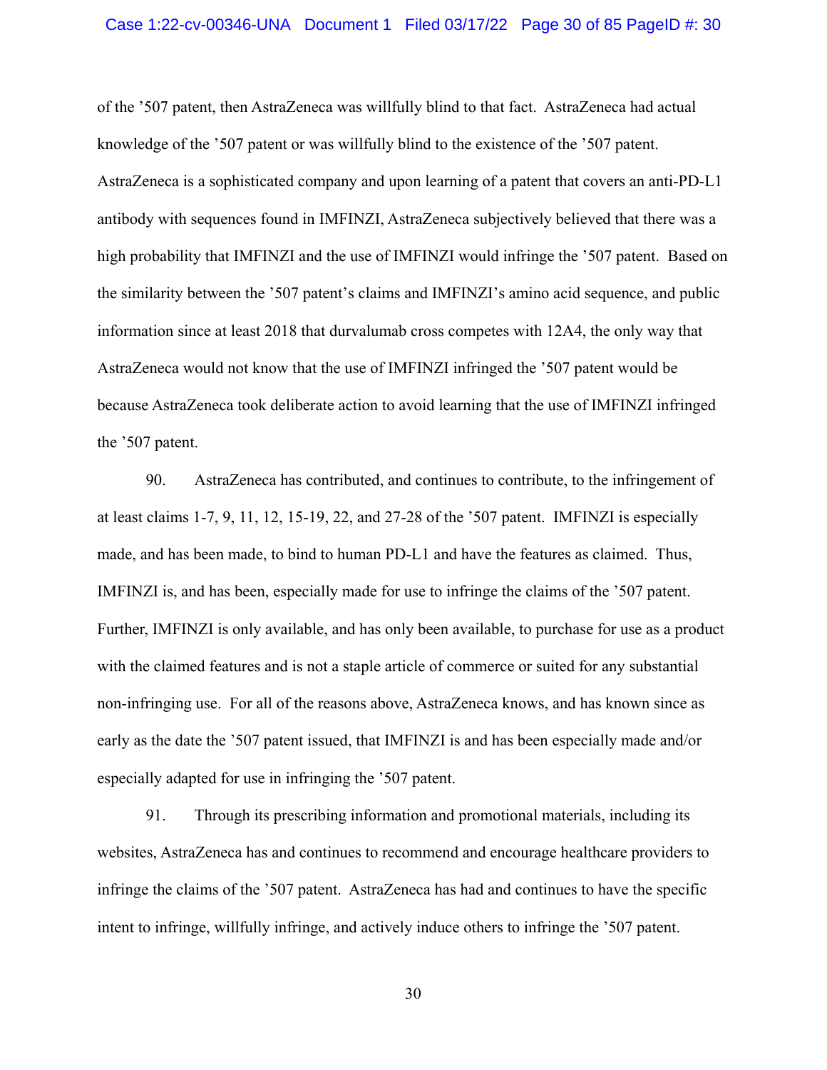of the ’507 patent, then AstraZeneca was willfully blind to that fact. AstraZeneca had actual knowledge of the ’507 patent or was willfully blind to the existence of the ’507 patent. AstraZeneca is a sophisticated company and upon learning of a patent that covers an anti-PD-L1 antibody with sequences found in IMFINZI, AstraZeneca subjectively believed that there was a high probability that IMFINZI and the use of IMFINZI would infringe the ’507 patent. Based on the similarity between the ’507 patent’s claims and IMFINZI’s amino acid sequence, and public information since at least 2018 that durvalumab cross competes with 12A4, the only way that AstraZeneca would not know that the use of IMFINZI infringed the ’507 patent would be because AstraZeneca took deliberate action to avoid learning that the use of IMFINZI infringed the ’507 patent.

90. AstraZeneca has contributed, and continues to contribute, to the infringement of at least claims 1-7, 9, 11, 12, 15-19, 22, and 27-28 of the ’507 patent. IMFINZI is especially made, and has been made, to bind to human PD-L1 and have the features as claimed. Thus, IMFINZI is, and has been, especially made for use to infringe the claims of the ’507 patent. Further, IMFINZI is only available, and has only been available, to purchase for use as a product with the claimed features and is not a staple article of commerce or suited for any substantial non-infringing use. For all of the reasons above, AstraZeneca knows, and has known since as early as the date the ’507 patent issued, that IMFINZI is and has been especially made and/or especially adapted for use in infringing the ’507 patent.

91. Through its prescribing information and promotional materials, including its websites, AstraZeneca has and continues to recommend and encourage healthcare providers to infringe the claims of the ’507 patent. AstraZeneca has had and continues to have the specific intent to infringe, willfully infringe, and actively induce others to infringe the ’507 patent.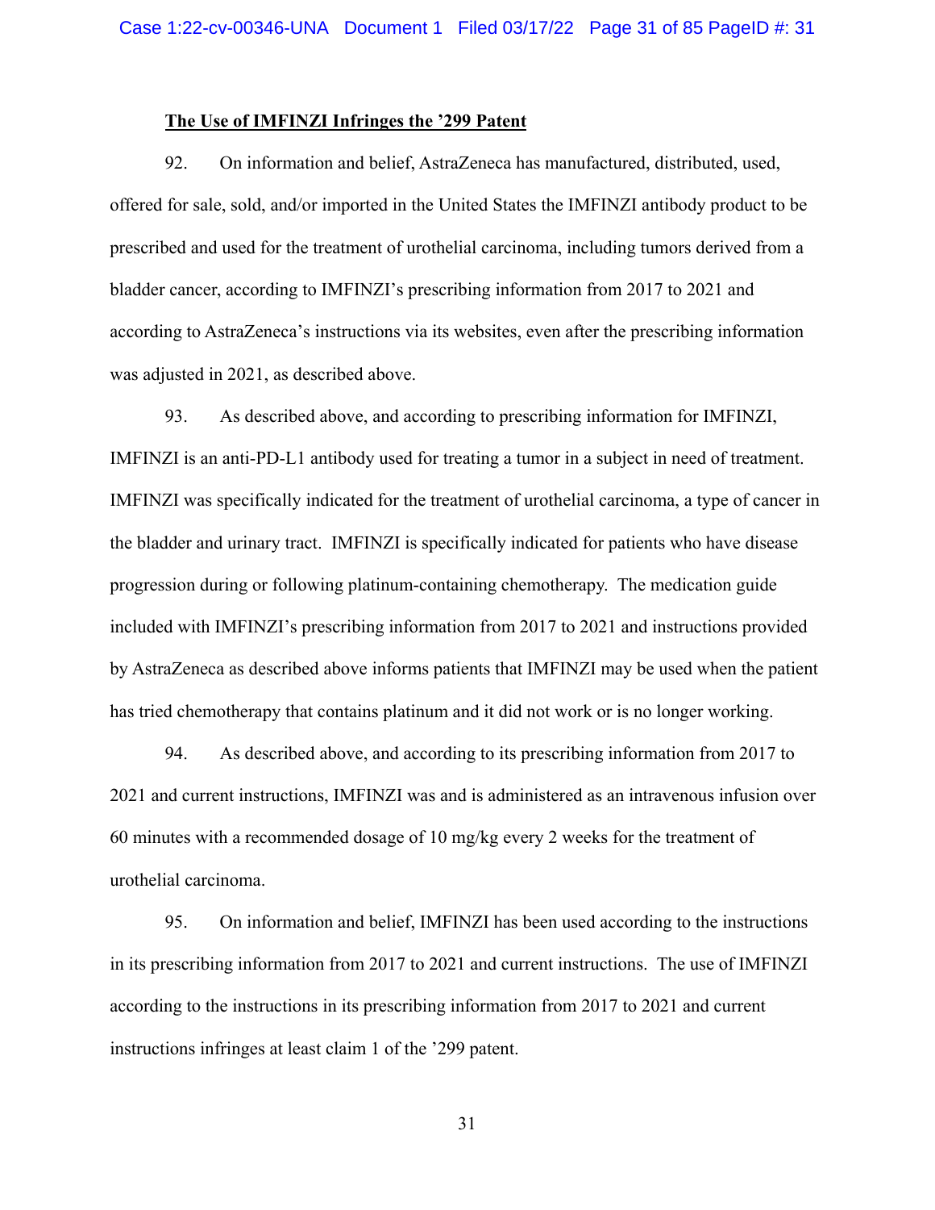**<u>The Use of IMFINZI Infringes the ’299 Patent</u>**

92. On information and belief, AstraZeneca has manufactured, distributed, used, offered for sale, sold, and/or imported in the United States the IMFINZI antibody product to be prescribed and used for the treatment of urothelial carcinoma, including tumors derived from a bladder cancer, according to IMFINZI’s prescribing information from 2017 to 2021 and according to AstraZeneca’s instructions via its websites, even after the prescribing information was adjusted in 2021, as described above.

93. As described above, and according to prescribing information for IMFINZI, IMFINZI is an anti-PD-L1 antibody used for treating a tumor in a subject in need of treatment. IMFINZI was specifically indicated for the treatment of urothelial carcinoma, a type of cancer in the bladder and urinary tract. IMFINZI is specifically indicated for patients who have disease progression during or following platinum-containing chemotherapy. The medication guide included with IMFINZI’s prescribing information from 2017 to 2021 and instructions provided by AstraZeneca as described above informs patients that IMFINZI may be used when the patient has tried chemotherapy that contains platinum and it did not work or is no longer working.

94. As described above, and according to its prescribing information from 2017 to 2021 and current instructions, IMFINZI was and is administered as an intravenous infusion over 60 minutes with a recommended dosage of 10 mg/kg every 2 weeks for the treatment of urothelial carcinoma.

95. On information and belief, IMFINZI has been used according to the instructions in its prescribing information from 2017 to 2021 and current instructions. The use of IMFINZI according to the instructions in its prescribing information from 2017 to 2021 and current instructions infringes at least claim 1 of the ’299 patent.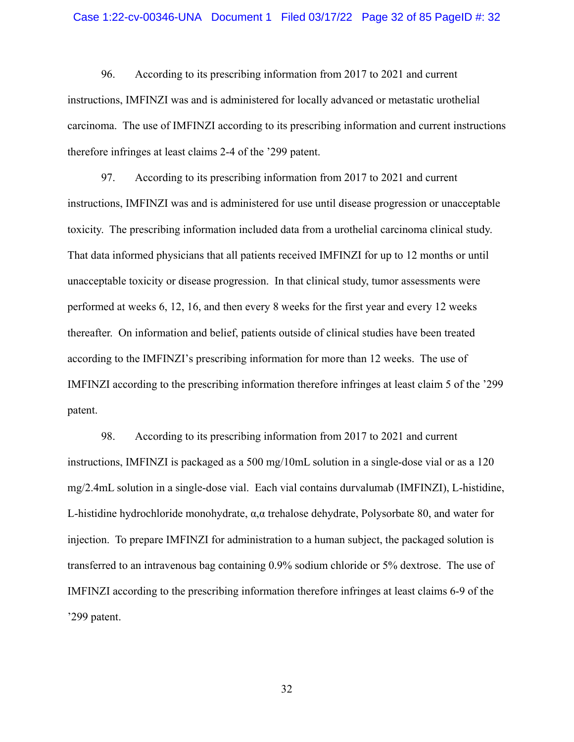96. According to its prescribing information from 2017 to 2021 and current instructions, IMFINZI was and is administered for locally advanced or metastatic urothelial carcinoma. The use of IMFINZI according to its prescribing information and current instructions therefore infringes at least claims 2-4 of the '299 patent.

97. According to its prescribing information from 2017 to 2021 and current instructions, IMFINZI was and is administered for use until disease progression or unacceptable toxicity. The prescribing information included data from a urothelial carcinoma clinical study. That data informed physicians that all patients received IMFINZI for up to 12 months or until unacceptable toxicity or disease progression. In that clinical study, tumor assessments were performed at weeks 6, 12, 16, and then every 8 weeks for the first year and every 12 weeks thereafter. On information and belief, patients outside of clinical studies have been treated according to the IMFINZI's prescribing information for more than 12 weeks. The use of IMFINZI according to the prescribing information therefore infringes at least claim 5 of the '299 patent.

98. According to its prescribing information from 2017 to 2021 and current instructions, IMFINZI is packaged as a 500 mg/10mL solution in a single-dose vial or as a 120 mg/2.4mL solution in a single-dose vial. Each vial contains durvalumab (IMFINZI), L-histidine, L-histidine hydrochloride monohydrate, α,α trehalose dehydrate, Polysorbate 80, and water for injection. To prepare IMFINZI for administration to a human subject, the packaged solution is transferred to an intravenous bag containing 0.9% sodium chloride or 5% dextrose. The use of IMFINZI according to the prescribing information therefore infringes at least claims 6-9 of the '299 patent.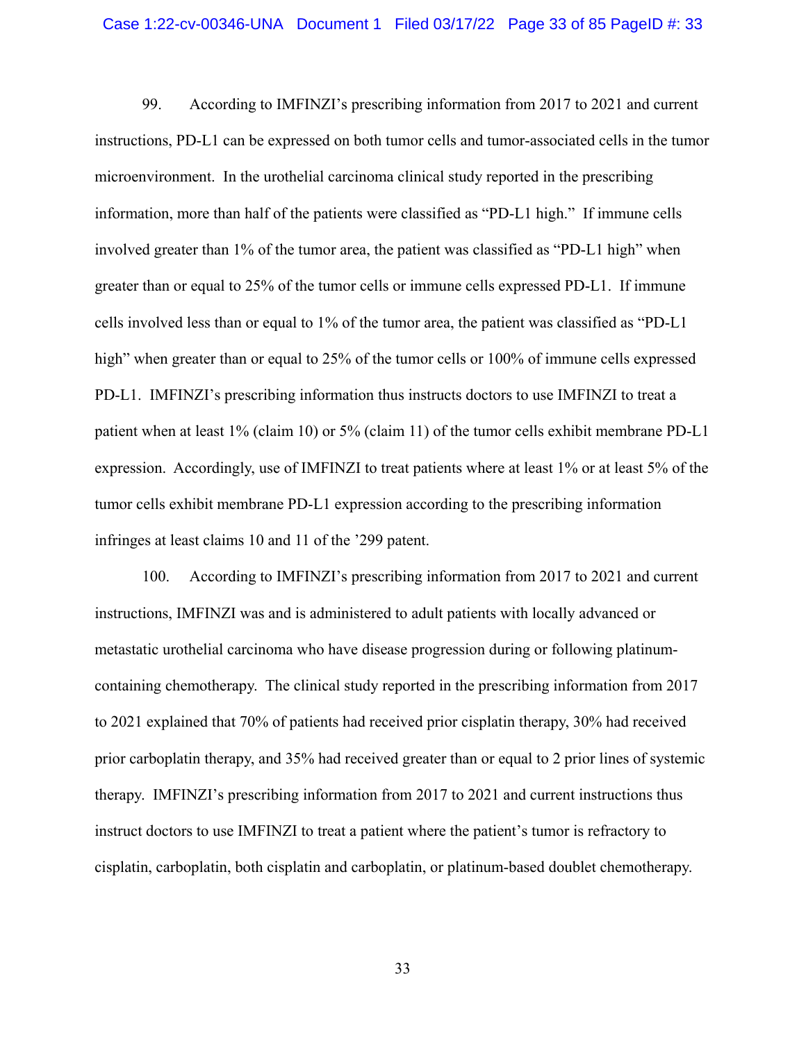99. According to IMFINZI's prescribing information from 2017 to 2021 and current instructions, PD-L1 can be expressed on both tumor cells and tumor-associated cells in the tumor microenvironment. In the urothelial carcinoma clinical study reported in the prescribing information, more than half of the patients were classified as "PD-L1 high." If immune cells involved greater than 1% of the tumor area, the patient was classified as "PD-L1 high" when greater than or equal to 25% of the tumor cells or immune cells expressed PD-L1. If immune cells involved less than or equal to 1% of the tumor area, the patient was classified as "PD-L1 high" when greater than or equal to 25% of the tumor cells or 100% of immune cells expressed PD-L1. IMFINZI's prescribing information thus instructs doctors to use IMFINZI to treat a patient when at least 1% (claim 10) or 5% (claim 11) of the tumor cells exhibit membrane PD-L1 expression. Accordingly, use of IMFINZI to treat patients where at least 1% or at least 5% of the tumor cells exhibit membrane PD-L1 expression according to the prescribing information infringes at least claims 10 and 11 of the '299 patent.

100. According to IMFINZI's prescribing information from 2017 to 2021 and current instructions, IMFINZI was and is administered to adult patients with locally advanced or metastatic urothelial carcinoma who have disease progression during or following platinum-containing chemotherapy. The clinical study reported in the prescribing information from 2017 to 2021 explained that 70% of patients had received prior cisplatin therapy, 30% had received prior carboplatin therapy, and 35% had received greater than or equal to 2 prior lines of systemic therapy. IMFINZI's prescribing information from 2017 to 2021 and current instructions thus instruct doctors to use IMFINZI to treat a patient where the patient's tumor is refractory to cisplatin, carboplatin, both cisplatin and carboplatin, or platinum-based doublet chemotherapy.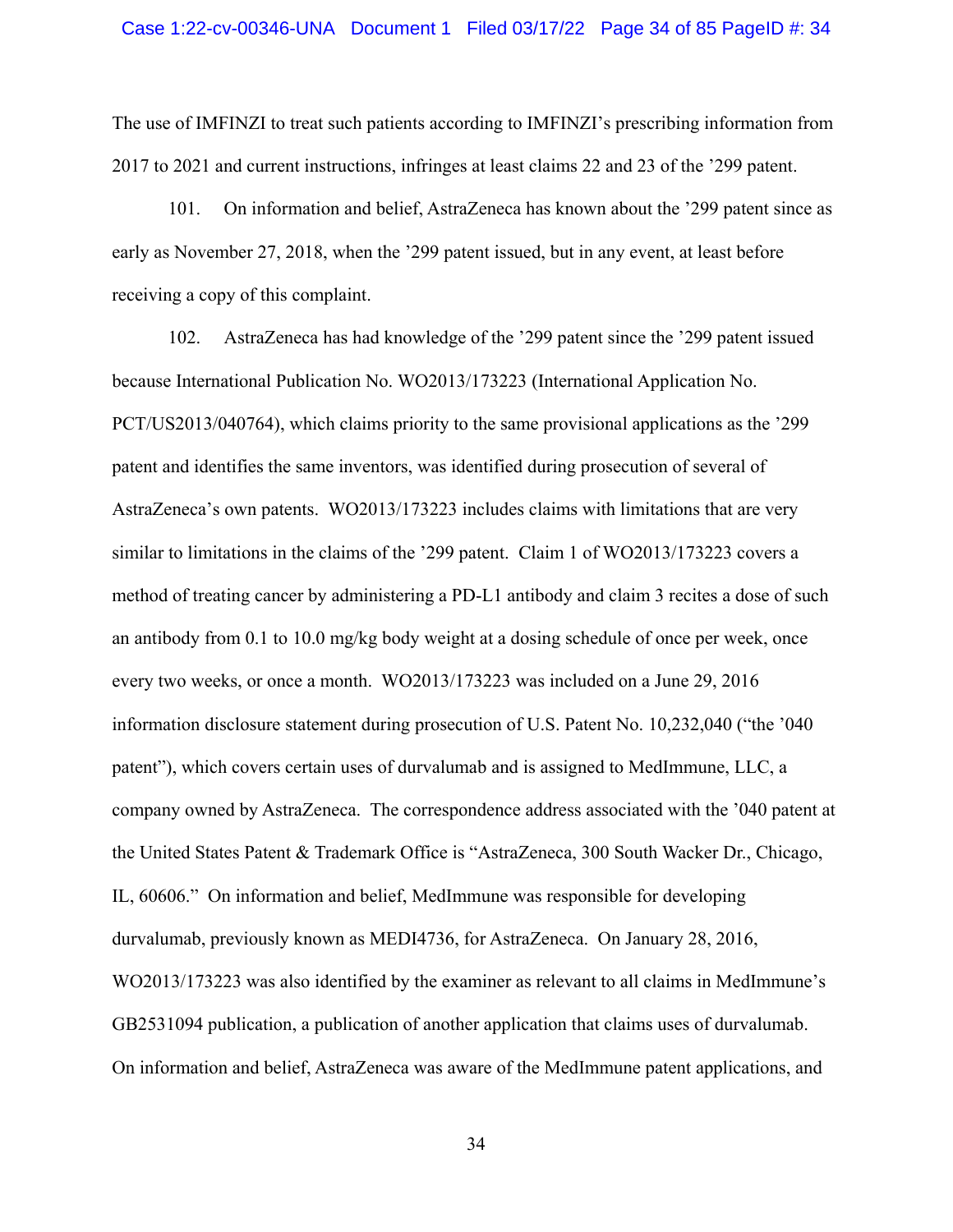The use of IMFINZI to treat such patients according to IMFINZI's prescribing information from 2017 to 2021 and current instructions, infringes at least claims 22 and 23 of the '299 patent.

101. On information and belief, AstraZeneca has known about the '299 patent since as early as November 27, 2018, when the '299 patent issued, but in any event, at least before receiving a copy of this complaint.

102. AstraZeneca has had knowledge of the '299 patent since the '299 patent issued because International Publication No. WO2013/173223 (International Application No. PCT/US2013/040764), which claims priority to the same provisional applications as the '299 patent and identifies the same inventors, was identified during prosecution of several of AstraZeneca's own patents. WO2013/173223 includes claims with limitations that are very similar to limitations in the claims of the '299 patent. Claim 1 of WO2013/173223 covers a method of treating cancer by administering a PD-L1 antibody and claim 3 recites a dose of such an antibody from 0.1 to 10.0 mg/kg body weight at a dosing schedule of once per week, once every two weeks, or once a month. WO2013/173223 was included on a June 29, 2016 information disclosure statement during prosecution of U.S. Patent No. 10,232,040 ("the '040 patent"), which covers certain uses of durvalumab and is assigned to MedImmune, LLC, a company owned by AstraZeneca. The correspondence address associated with the '040 patent at the United States Patent & Trademark Office is "AstraZeneca, 300 South Wacker Dr., Chicago, IL, 60606." On information and belief, MedImmune was responsible for developing durvalumab, previously known as MEDI4736, for AstraZeneca. On January 28, 2016, WO2013/173223 was also identified by the examiner as relevant to all claims in MedImmune's GB2531094 publication, a publication of another application that claims uses of durvalumab. On information and belief, AstraZeneca was aware of the MedImmune patent applications, and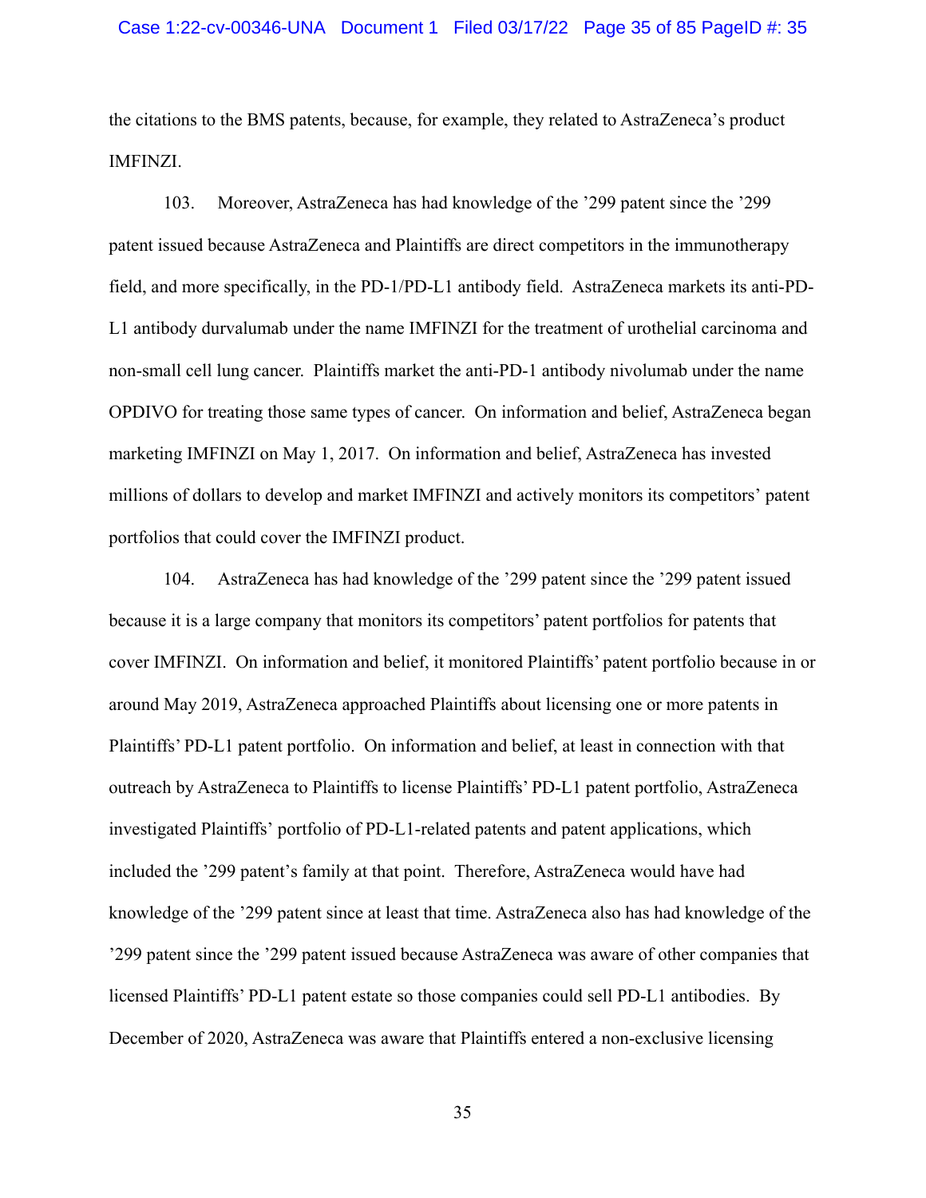the citations to the BMS patents, because, for example, they related to AstraZeneca's product IMFINZI.

103. Moreover, AstraZeneca has had knowledge of the '299 patent since the '299 patent issued because AstraZeneca and Plaintiffs are direct competitors in the immunotherapy field, and more specifically, in the PD-1/PD-L1 antibody field. AstraZeneca markets its anti-PD-L1 antibody durvalumab under the name IMFINZI for the treatment of urothelial carcinoma and non-small cell lung cancer. Plaintiffs market the anti-PD-1 antibody nivolumab under the name OPDIVO for treating those same types of cancer. On information and belief, AstraZeneca began marketing IMFINZI on May 1, 2017. On information and belief, AstraZeneca has invested millions of dollars to develop and market IMFINZI and actively monitors its competitors' patent portfolios that could cover the IMFINZI product.

104. AstraZeneca has had knowledge of the '299 patent since the '299 patent issued because it is a large company that monitors its competitors' patent portfolios for patents that cover IMFINZI. On information and belief, it monitored Plaintiffs' patent portfolio because in or around May 2019, AstraZeneca approached Plaintiffs about licensing one or more patents in Plaintiffs' PD-L1 patent portfolio. On information and belief, at least in connection with that outreach by AstraZeneca to Plaintiffs to license Plaintiffs' PD-L1 patent portfolio, AstraZeneca investigated Plaintiffs' portfolio of PD-L1-related patents and patent applications, which included the '299 patent's family at that point. Therefore, AstraZeneca would have had knowledge of the '299 patent since at least that time. AstraZeneca also has had knowledge of the '299 patent since the '299 patent issued because AstraZeneca was aware of other companies that licensed Plaintiffs' PD-L1 patent estate so those companies could sell PD-L1 antibodies. By December of 2020, AstraZeneca was aware that Plaintiffs entered a non-exclusive licensing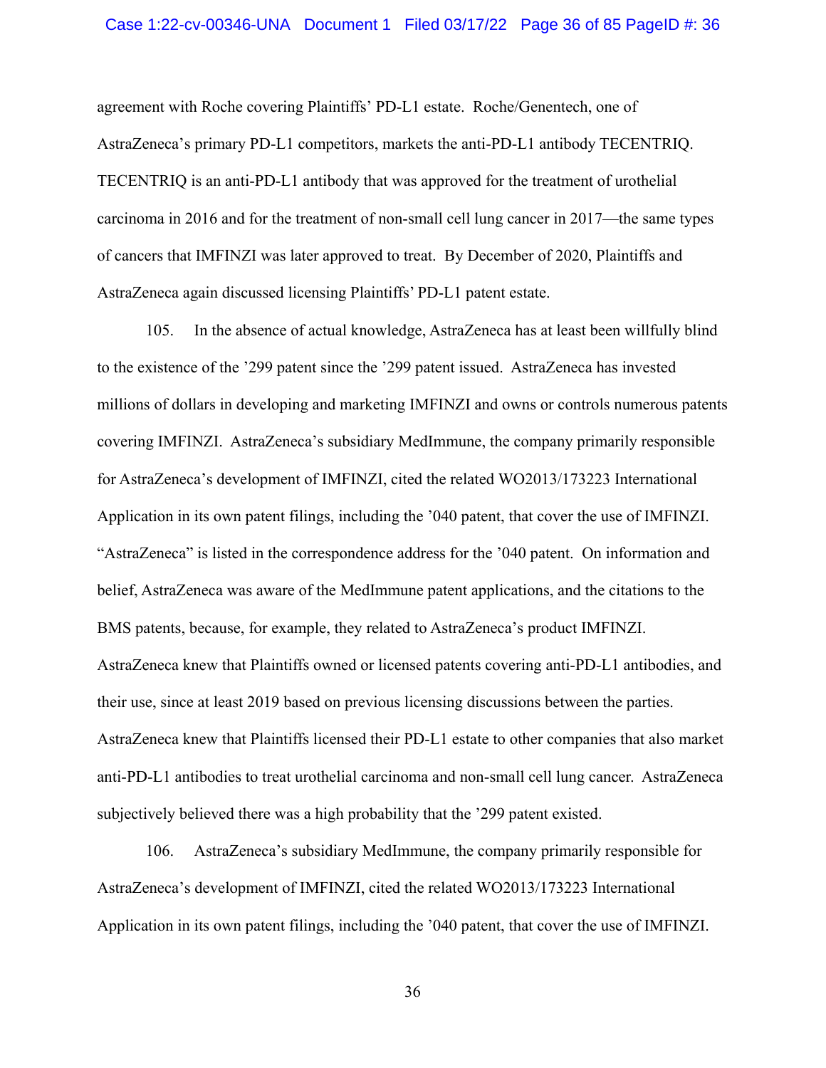agreement with Roche covering Plaintiffs' PD-L1 estate. Roche/Genentech, one of AstraZeneca's primary PD-L1 competitors, markets the anti-PD-L1 antibody TECENTRIQ. TECENTRIQ is an anti-PD-L1 antibody that was approved for the treatment of urothelial carcinoma in 2016 and for the treatment of non-small cell lung cancer in 2017—the same types of cancers that IMFINZI was later approved to treat. By December of 2020, Plaintiffs and AstraZeneca again discussed licensing Plaintiffs' PD-L1 patent estate.

105. In the absence of actual knowledge, AstraZeneca has at least been willfully blind to the existence of the '299 patent since the '299 patent issued. AstraZeneca has invested millions of dollars in developing and marketing IMFINZI and owns or controls numerous patents covering IMFINZI. AstraZeneca's subsidiary MedImmune, the company primarily responsible for AstraZeneca's development of IMFINZI, cited the related WO2013/173223 International Application in its own patent filings, including the '040 patent, that cover the use of IMFINZI. "AstraZeneca" is listed in the correspondence address for the '040 patent. On information and belief, AstraZeneca was aware of the MedImmune patent applications, and the citations to the BMS patents, because, for example, they related to AstraZeneca's product IMFINZI. AstraZeneca knew that Plaintiffs owned or licensed patents covering anti-PD-L1 antibodies, and their use, since at least 2019 based on previous licensing discussions between the parties. AstraZeneca knew that Plaintiffs licensed their PD-L1 estate to other companies that also market anti-PD-L1 antibodies to treat urothelial carcinoma and non-small cell lung cancer. AstraZeneca subjectively believed there was a high probability that the '299 patent existed.

106. AstraZeneca's subsidiary MedImmune, the company primarily responsible for AstraZeneca's development of IMFINZI, cited the related WO2013/173223 International Application in its own patent filings, including the '040 patent, that cover the use of IMFINZI.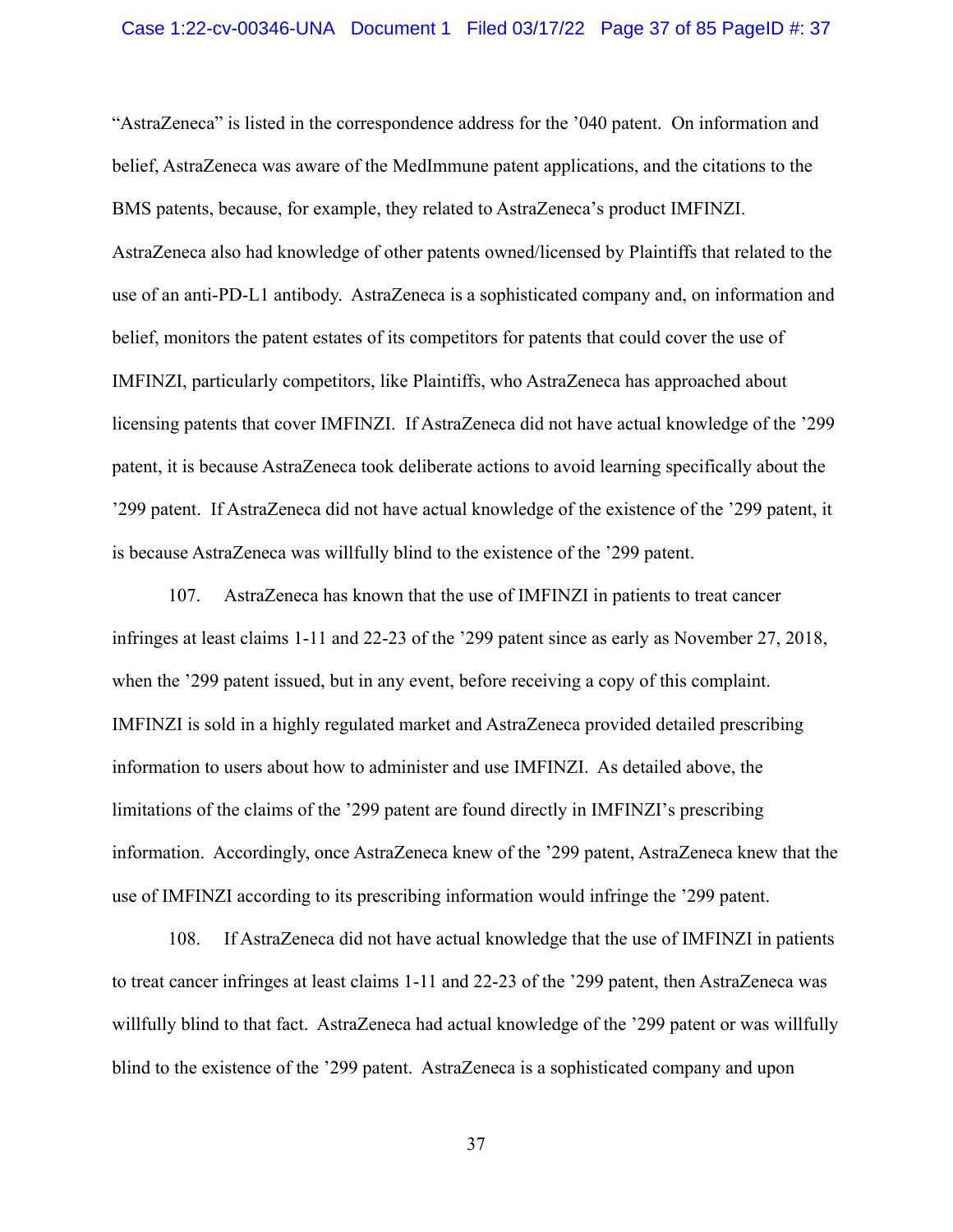"AstraZeneca" is listed in the correspondence address for the '040 patent. On information and belief, AstraZeneca was aware of the MedImmune patent applications, and the citations to the BMS patents, because, for example, they related to AstraZeneca's product IMFINZI. AstraZeneca also had knowledge of other patents owned/licensed by Plaintiffs that related to the use of an anti-PD-L1 antibody. AstraZeneca is a sophisticated company and, on information and belief, monitors the patent estates of its competitors for patents that could cover the use of IMFINZI, particularly competitors, like Plaintiffs, who AstraZeneca has approached about licensing patents that cover IMFINZI. If AstraZeneca did not have actual knowledge of the '299 patent, it is because AstraZeneca took deliberate actions to avoid learning specifically about the '299 patent. If AstraZeneca did not have actual knowledge of the existence of the '299 patent, it is because AstraZeneca was willfully blind to the existence of the '299 patent.

107. AstraZeneca has known that the use of IMFINZI in patients to treat cancer infringes at least claims 1-11 and 22-23 of the '299 patent since as early as November 27, 2018, when the '299 patent issued, but in any event, before receiving a copy of this complaint. IMFINZI is sold in a highly regulated market and AstraZeneca provided detailed prescribing information to users about how to administer and use IMFINZI. As detailed above, the limitations of the claims of the '299 patent are found directly in IMFINZI's prescribing information. Accordingly, once AstraZeneca knew of the '299 patent, AstraZeneca knew that the use of IMFINZI according to its prescribing information would infringe the '299 patent.

108. If AstraZeneca did not have actual knowledge that the use of IMFINZI in patients to treat cancer infringes at least claims 1-11 and 22-23 of the '299 patent, then AstraZeneca was willfully blind to that fact. AstraZeneca had actual knowledge of the '299 patent or was willfully blind to the existence of the '299 patent. AstraZeneca is a sophisticated company and upon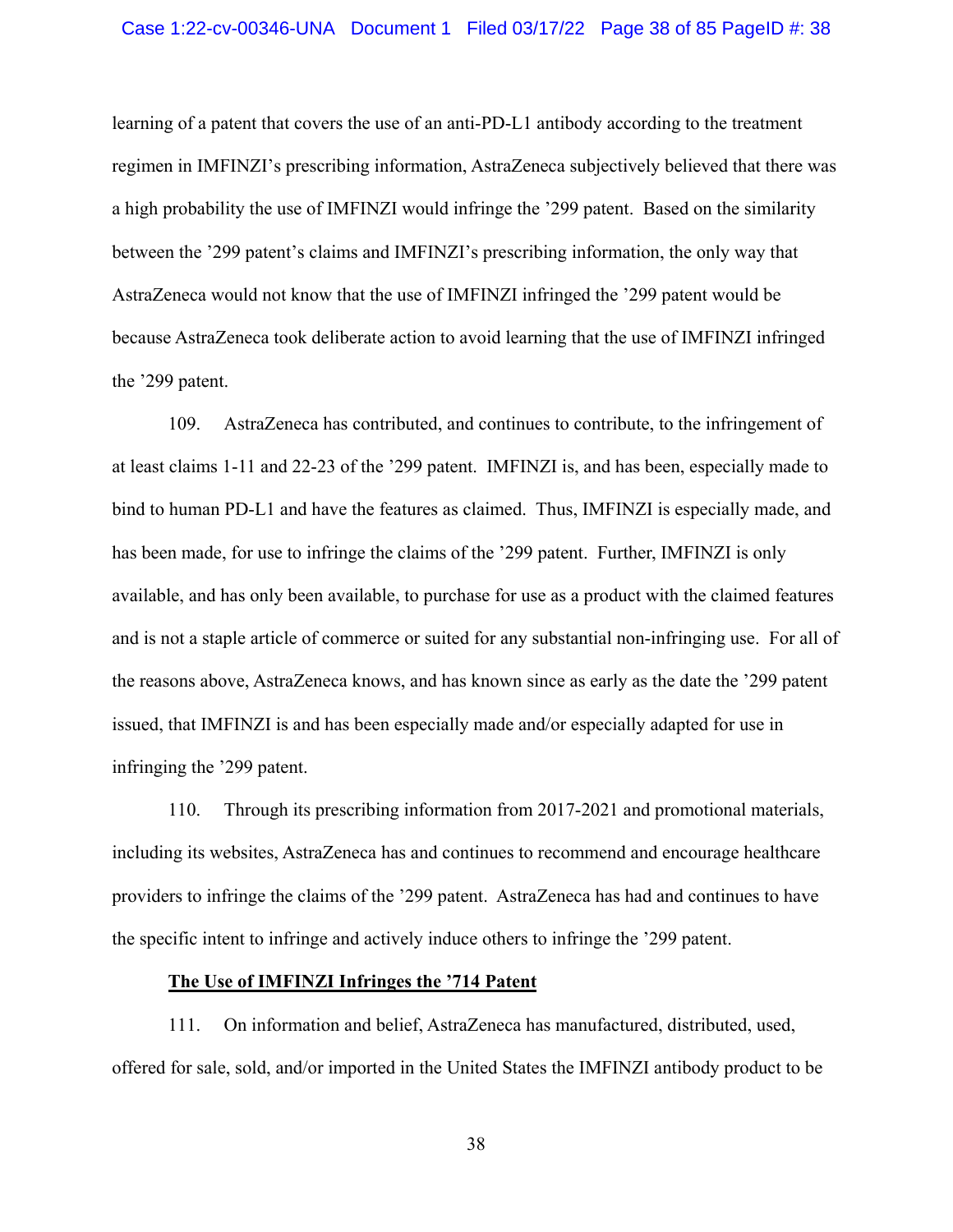learning of a patent that covers the use of an anti-PD-L1 antibody according to the treatment regimen in IMFINZI's prescribing information, AstraZeneca subjectively believed that there was a high probability the use of IMFINZI would infringe the '299 patent. Based on the similarity between the '299 patent's claims and IMFINZI's prescribing information, the only way that AstraZeneca would not know that the use of IMFINZI infringed the '299 patent would be because AstraZeneca took deliberate action to avoid learning that the use of IMFINZI infringed the '299 patent.

109. AstraZeneca has contributed, and continues to contribute, to the infringement of at least claims 1-11 and 22-23 of the '299 patent. IMFINZI is, and has been, especially made to bind to human PD-L1 and have the features as claimed. Thus, IMFINZI is especially made, and has been made, for use to infringe the claims of the '299 patent. Further, IMFINZI is only available, and has only been available, to purchase for use as a product with the claimed features and is not a staple article of commerce or suited for any substantial non-infringing use. For all of the reasons above, AstraZeneca knows, and has known since as early as the date the '299 patent issued, that IMFINZI is and has been especially made and/or especially adapted for use in infringing the '299 patent.

110. Through its prescribing information from 2017-2021 and promotional materials, including its websites, AstraZeneca has and continues to recommend and encourage healthcare providers to infringe the claims of the '299 patent. AstraZeneca has had and continues to have the specific intent to infringe and actively induce others to infringe the '299 patent.

**The Use of IMFINZI Infringes the '714 Patent**

111. On information and belief, AstraZeneca has manufactured, distributed, used, offered for sale, sold, and/or imported in the United States the IMFINZI antibody product to be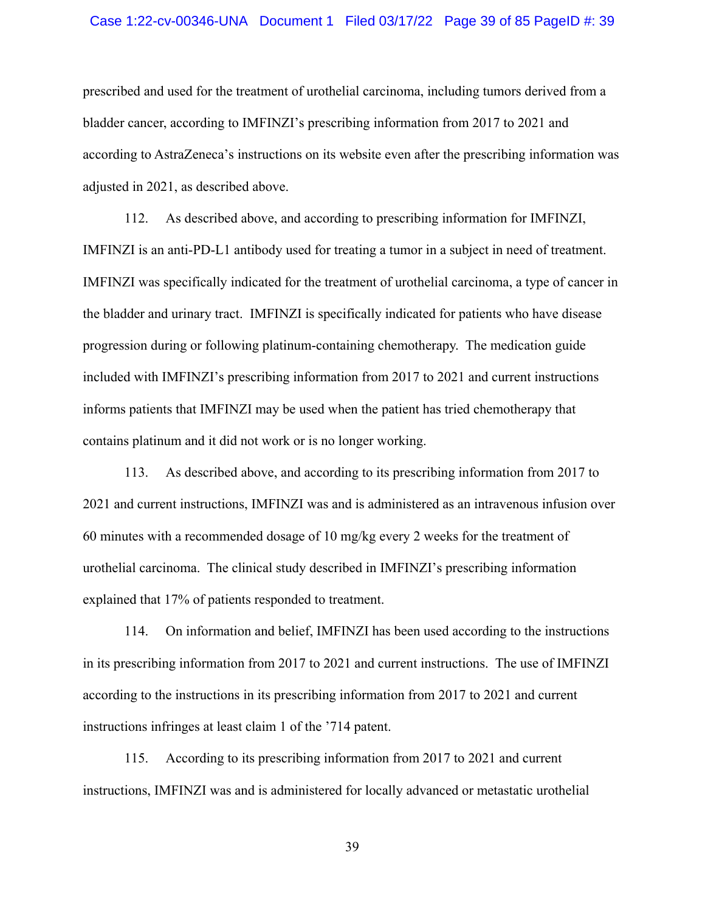prescribed and used for the treatment of urothelial carcinoma, including tumors derived from a bladder cancer, according to IMFINZI's prescribing information from 2017 to 2021 and according to AstraZeneca's instructions on its website even after the prescribing information was adjusted in 2021, as described above.

112. As described above, and according to prescribing information for IMFINZI, IMFINZI is an anti-PD-L1 antibody used for treating a tumor in a subject in need of treatment. IMFINZI was specifically indicated for the treatment of urothelial carcinoma, a type of cancer in the bladder and urinary tract. IMFINZI is specifically indicated for patients who have disease progression during or following platinum-containing chemotherapy. The medication guide included with IMFINZI's prescribing information from 2017 to 2021 and current instructions informs patients that IMFINZI may be used when the patient has tried chemotherapy that contains platinum and it did not work or is no longer working.

113. As described above, and according to its prescribing information from 2017 to 2021 and current instructions, IMFINZI was and is administered as an intravenous infusion over 60 minutes with a recommended dosage of 10 mg/kg every 2 weeks for the treatment of urothelial carcinoma. The clinical study described in IMFINZI's prescribing information explained that 17% of patients responded to treatment.

114. On information and belief, IMFINZI has been used according to the instructions in its prescribing information from 2017 to 2021 and current instructions. The use of IMFINZI according to the instructions in its prescribing information from 2017 to 2021 and current instructions infringes at least claim 1 of the '714 patent.

115. According to its prescribing information from 2017 to 2021 and current instructions, IMFINZI was and is administered for locally advanced or metastatic urothelial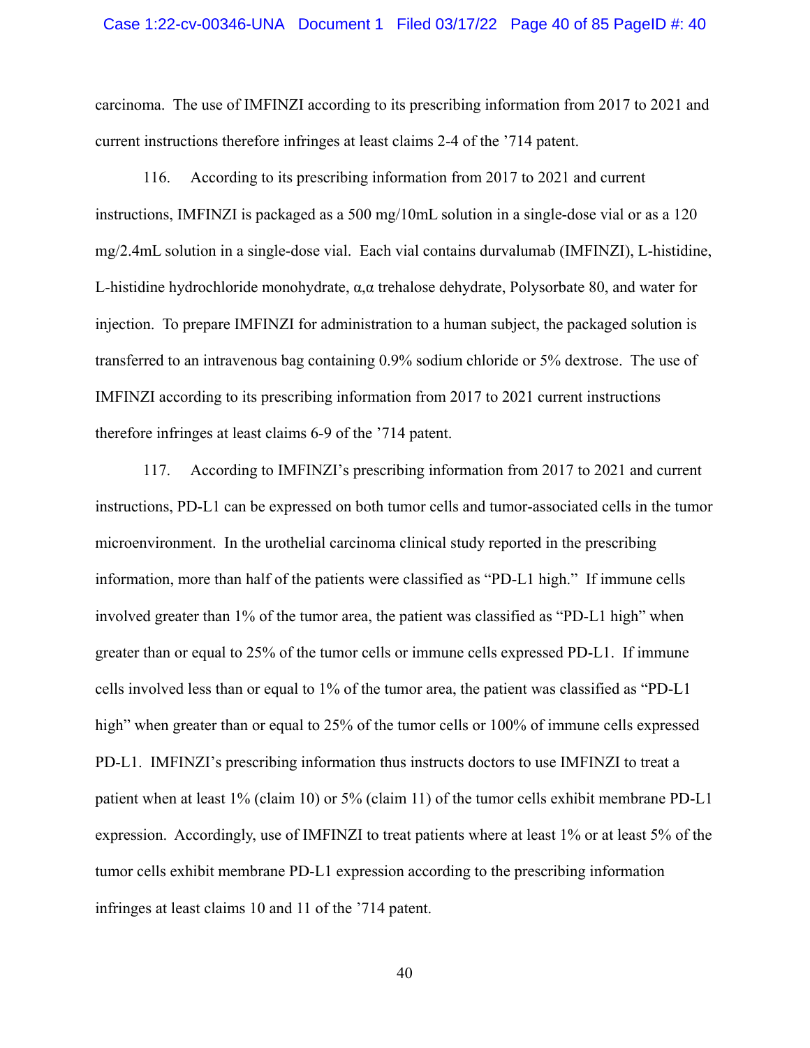carcinoma. The use of IMFINZI according to its prescribing information from 2017 to 2021 and current instructions therefore infringes at least claims 2-4 of the ’714 patent.

116. According to its prescribing information from 2017 to 2021 and current instructions, IMFINZI is packaged as a 500 mg/10mL solution in a single-dose vial or as a 120 mg/2.4mL solution in a single-dose vial. Each vial contains durvalumab (IMFINZI), L-histidine, L-histidine hydrochloride monohydrate, α,α trehalose dehydrate, Polysorbate 80, and water for injection. To prepare IMFINZI for administration to a human subject, the packaged solution is transferred to an intravenous bag containing 0.9% sodium chloride or 5% dextrose. The use of IMFINZI according to its prescribing information from 2017 to 2021 current instructions therefore infringes at least claims 6-9 of the ’714 patent.

117. According to IMFINZI’s prescribing information from 2017 to 2021 and current instructions, PD-L1 can be expressed on both tumor cells and tumor-associated cells in the tumor microenvironment. In the urothelial carcinoma clinical study reported in the prescribing information, more than half of the patients were classified as “PD-L1 high.” If immune cells involved greater than 1% of the tumor area, the patient was classified as “PD-L1 high” when greater than or equal to 25% of the tumor cells or immune cells expressed PD-L1. If immune cells involved less than or equal to 1% of the tumor area, the patient was classified as “PD-L1 high” when greater than or equal to 25% of the tumor cells or 100% of immune cells expressed PD-L1. IMFINZI’s prescribing information thus instructs doctors to use IMFINZI to treat a patient when at least 1% (claim 10) or 5% (claim 11) of the tumor cells exhibit membrane PD-L1 expression. Accordingly, use of IMFINZI to treat patients where at least 1% or at least 5% of the tumor cells exhibit membrane PD-L1 expression according to the prescribing information infringes at least claims 10 and 11 of the ’714 patent.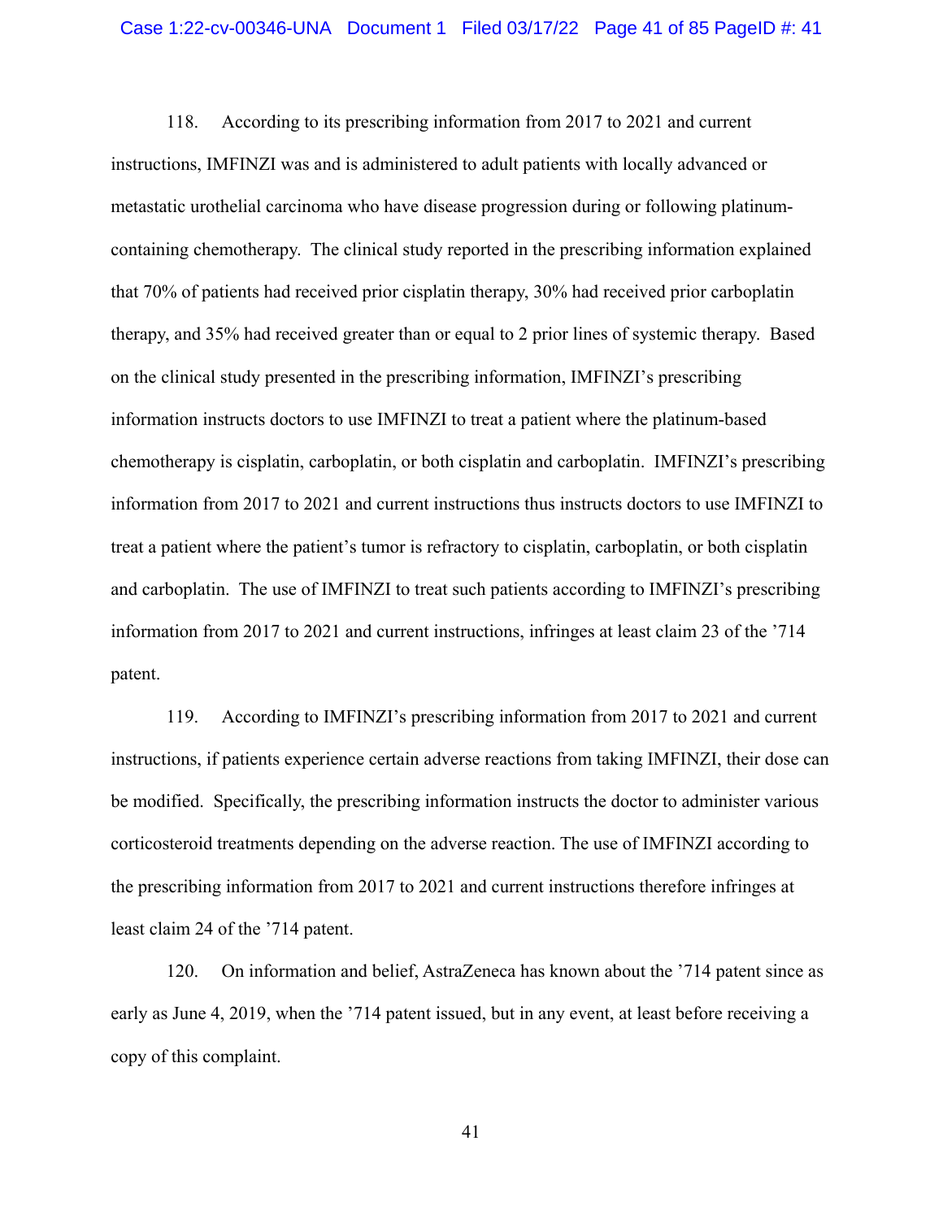118. According to its prescribing information from 2017 to 2021 and current instructions, IMFINZI was and is administered to adult patients with locally advanced or metastatic urothelial carcinoma who have disease progression during or following platinum-containing chemotherapy. The clinical study reported in the prescribing information explained that 70% of patients had received prior cisplatin therapy, 30% had received prior carboplatin therapy, and 35% had received greater than or equal to 2 prior lines of systemic therapy. Based on the clinical study presented in the prescribing information, IMFINZI's prescribing information instructs doctors to use IMFINZI to treat a patient where the platinum-based chemotherapy is cisplatin, carboplatin, or both cisplatin and carboplatin. IMFINZI's prescribing information from 2017 to 2021 and current instructions thus instructs doctors to use IMFINZI to treat a patient where the patient's tumor is refractory to cisplatin, carboplatin, or both cisplatin and carboplatin. The use of IMFINZI to treat such patients according to IMFINZI's prescribing information from 2017 to 2021 and current instructions, infringes at least claim 23 of the '714 patent.

119. According to IMFINZI's prescribing information from 2017 to 2021 and current instructions, if patients experience certain adverse reactions from taking IMFINZI, their dose can be modified. Specifically, the prescribing information instructs the doctor to administer various corticosteroid treatments depending on the adverse reaction. The use of IMFINZI according to the prescribing information from 2017 to 2021 and current instructions therefore infringes at least claim 24 of the '714 patent.

120. On information and belief, AstraZeneca has known about the '714 patent since as early as June 4, 2019, when the '714 patent issued, but in any event, at least before receiving a copy of this complaint.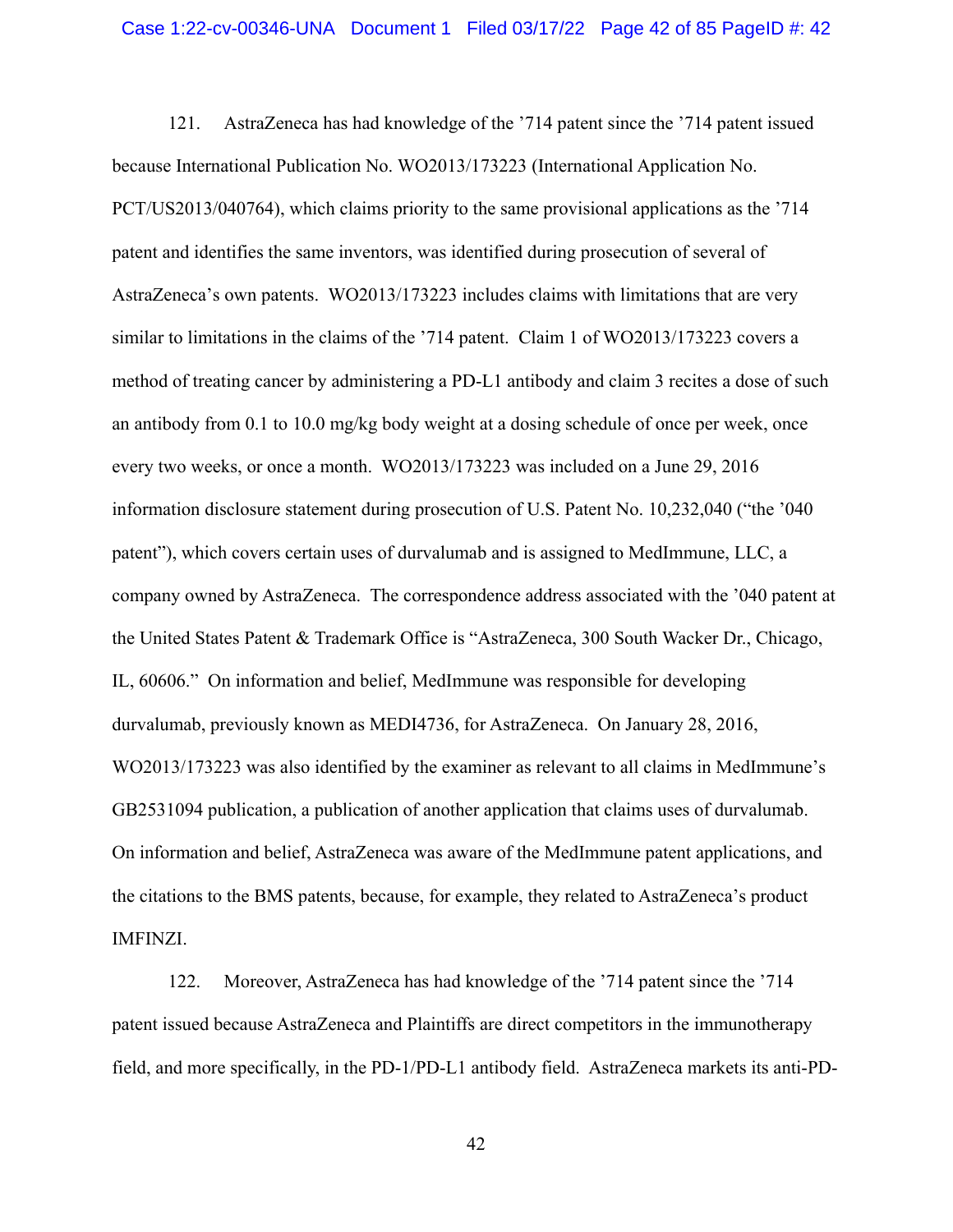121. AstraZeneca has had knowledge of the '714 patent since the '714 patent issued because International Publication No. WO2013/173223 (International Application No. PCT/US2013/040764), which claims priority to the same provisional applications as the '714 patent and identifies the same inventors, was identified during prosecution of several of AstraZeneca's own patents. WO2013/173223 includes claims with limitations that are very similar to limitations in the claims of the '714 patent. Claim 1 of WO2013/173223 covers a method of treating cancer by administering a PD-L1 antibody and claim 3 recites a dose of such an antibody from 0.1 to 10.0 mg/kg body weight at a dosing schedule of once per week, once every two weeks, or once a month. WO2013/173223 was included on a June 29, 2016 information disclosure statement during prosecution of U.S. Patent No. 10,232,040 ("the '040 patent"), which covers certain uses of durvalumab and is assigned to MedImmune, LLC, a company owned by AstraZeneca. The correspondence address associated with the '040 patent at the United States Patent & Trademark Office is "AstraZeneca, 300 South Wacker Dr., Chicago, IL, 60606." On information and belief, MedImmune was responsible for developing durvalumab, previously known as MEDI4736, for AstraZeneca. On January 28, 2016, WO2013/173223 was also identified by the examiner as relevant to all claims in MedImmune's GB2531094 publication, a publication of another application that claims uses of durvalumab. On information and belief, AstraZeneca was aware of the MedImmune patent applications, and the citations to the BMS patents, because, for example, they related to AstraZeneca's product IMFINZI.

122. Moreover, AstraZeneca has had knowledge of the '714 patent since the '714 patent issued because AstraZeneca and Plaintiffs are direct competitors in the immunotherapy field, and more specifically, in the PD-1/PD-L1 antibody field. AstraZeneca markets its anti-PD-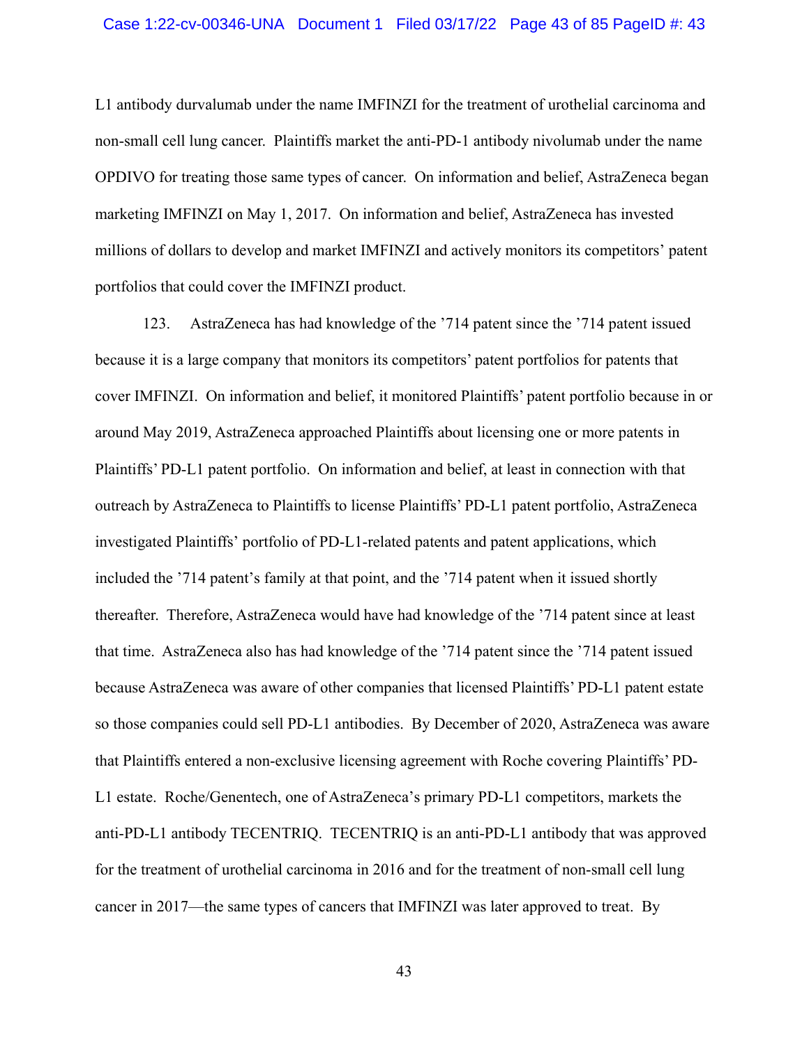L1 antibody durvalumab under the name IMFINZI for the treatment of urothelial carcinoma and non-small cell lung cancer. Plaintiffs market the anti-PD-1 antibody nivolumab under the name OPDIVO for treating those same types of cancer. On information and belief, AstraZeneca began marketing IMFINZI on May 1, 2017. On information and belief, AstraZeneca has invested millions of dollars to develop and market IMFINZI and actively monitors its competitors' patent portfolios that could cover the IMFINZI product.

123. AstraZeneca has had knowledge of the '714 patent since the '714 patent issued because it is a large company that monitors its competitors' patent portfolios for patents that cover IMFINZI. On information and belief, it monitored Plaintiffs' patent portfolio because in or around May 2019, AstraZeneca approached Plaintiffs about licensing one or more patents in Plaintiffs' PD-L1 patent portfolio. On information and belief, at least in connection with that outreach by AstraZeneca to Plaintiffs to license Plaintiffs' PD-L1 patent portfolio, AstraZeneca investigated Plaintiffs' portfolio of PD-L1-related patents and patent applications, which included the '714 patent's family at that point, and the '714 patent when it issued shortly thereafter. Therefore, AstraZeneca would have had knowledge of the '714 patent since at least that time. AstraZeneca also has had knowledge of the '714 patent since the '714 patent issued because AstraZeneca was aware of other companies that licensed Plaintiffs' PD-L1 patent estate so those companies could sell PD-L1 antibodies. By December of 2020, AstraZeneca was aware that Plaintiffs entered a non-exclusive licensing agreement with Roche covering Plaintiffs' PD-L1 estate. Roche/Genentech, one of AstraZeneca's primary PD-L1 competitors, markets the anti-PD-L1 antibody TECENTRIQ. TECENTRIQ is an anti-PD-L1 antibody that was approved for the treatment of urothelial carcinoma in 2016 and for the treatment of non-small cell lung cancer in 2017—the same types of cancers that IMFINZI was later approved to treat. By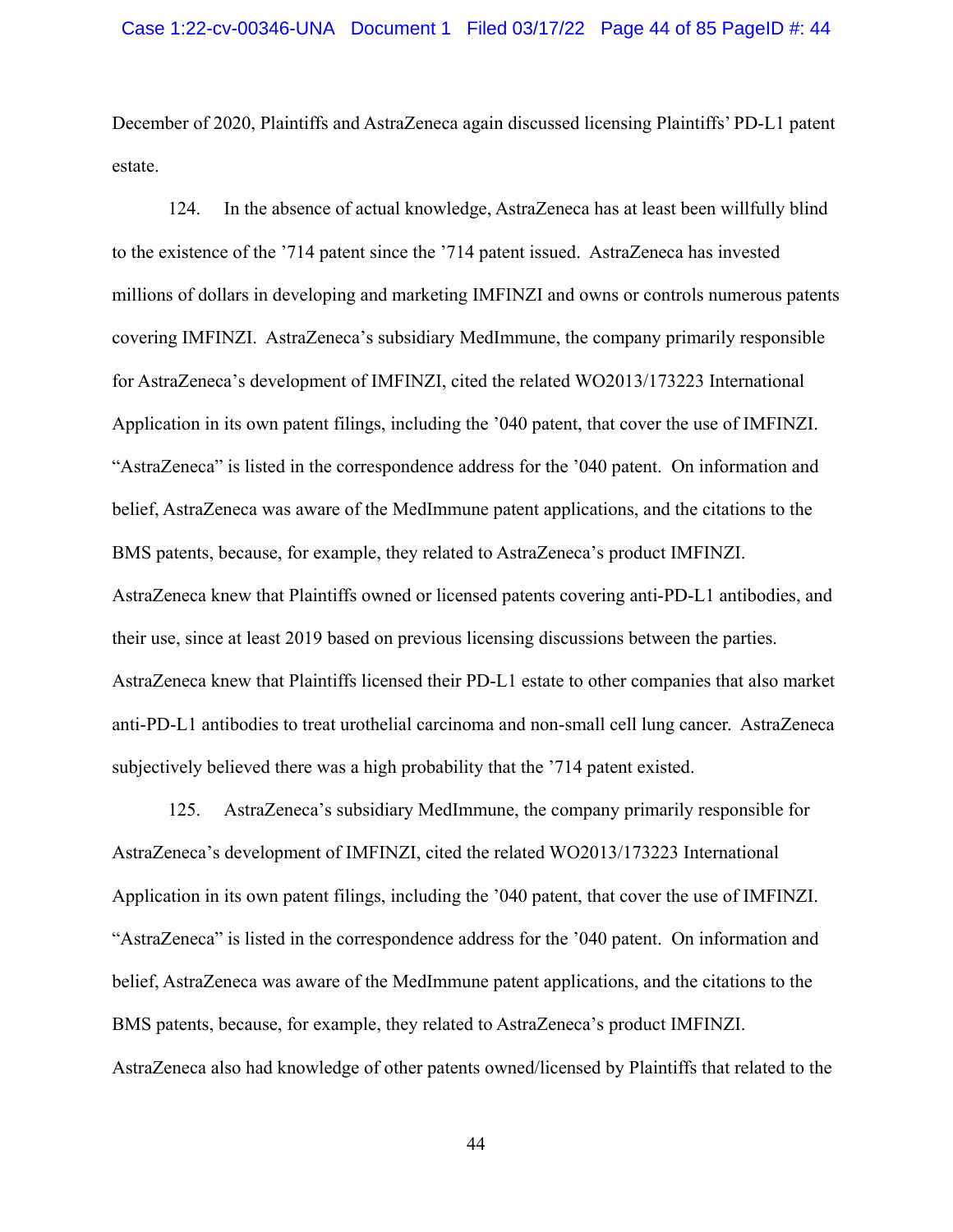December of 2020, Plaintiffs and AstraZeneca again discussed licensing Plaintiffs' PD-L1 patent estate.

124. In the absence of actual knowledge, AstraZeneca has at least been willfully blind to the existence of the '714 patent since the '714 patent issued. AstraZeneca has invested millions of dollars in developing and marketing IMFINZI and owns or controls numerous patents covering IMFINZI. AstraZeneca's subsidiary MedImmune, the company primarily responsible for AstraZeneca's development of IMFINZI, cited the related WO2013/173223 International Application in its own patent filings, including the '040 patent, that cover the use of IMFINZI. "AstraZeneca" is listed in the correspondence address for the '040 patent. On information and belief, AstraZeneca was aware of the MedImmune patent applications, and the citations to the BMS patents, because, for example, they related to AstraZeneca's product IMFINZI. AstraZeneca knew that Plaintiffs owned or licensed patents covering anti-PD-L1 antibodies, and their use, since at least 2019 based on previous licensing discussions between the parties. AstraZeneca knew that Plaintiffs licensed their PD-L1 estate to other companies that also market anti-PD-L1 antibodies to treat urothelial carcinoma and non-small cell lung cancer. AstraZeneca subjectively believed there was a high probability that the '714 patent existed.

125. AstraZeneca's subsidiary MedImmune, the company primarily responsible for AstraZeneca's development of IMFINZI, cited the related WO2013/173223 International Application in its own patent filings, including the '040 patent, that cover the use of IMFINZI. "AstraZeneca" is listed in the correspondence address for the '040 patent. On information and belief, AstraZeneca was aware of the MedImmune patent applications, and the citations to the BMS patents, because, for example, they related to AstraZeneca's product IMFINZI. AstraZeneca also had knowledge of other patents owned/licensed by Plaintiffs that related to the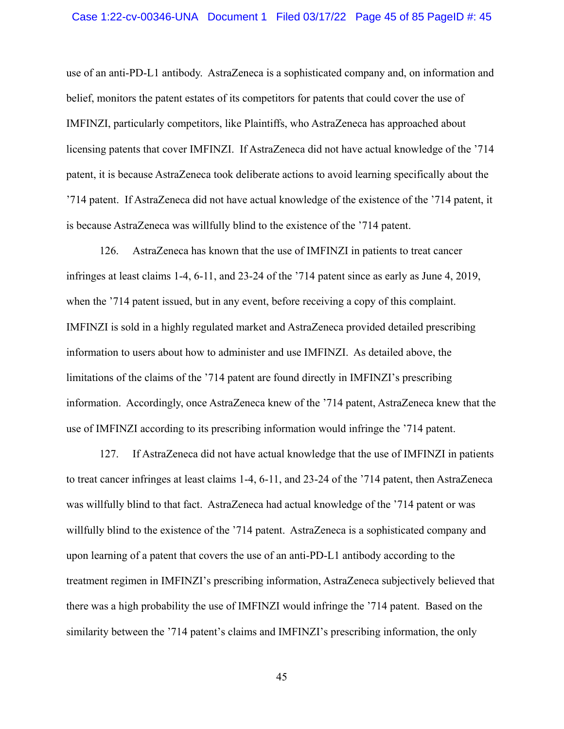use of an anti-PD-L1 antibody. AstraZeneca is a sophisticated company and, on information and belief, monitors the patent estates of its competitors for patents that could cover the use of IMFINZI, particularly competitors, like Plaintiffs, who AstraZeneca has approached about licensing patents that cover IMFINZI. If AstraZeneca did not have actual knowledge of the '714 patent, it is because AstraZeneca took deliberate actions to avoid learning specifically about the '714 patent. If AstraZeneca did not have actual knowledge of the existence of the '714 patent, it is because AstraZeneca was willfully blind to the existence of the '714 patent.

126. AstraZeneca has known that the use of IMFINZI in patients to treat cancer infringes at least claims 1-4, 6-11, and 23-24 of the '714 patent since as early as June 4, 2019, when the '714 patent issued, but in any event, before receiving a copy of this complaint. IMFINZI is sold in a highly regulated market and AstraZeneca provided detailed prescribing information to users about how to administer and use IMFINZI. As detailed above, the limitations of the claims of the '714 patent are found directly in IMFINZI's prescribing information. Accordingly, once AstraZeneca knew of the '714 patent, AstraZeneca knew that the use of IMFINZI according to its prescribing information would infringe the '714 patent.

127. If AstraZeneca did not have actual knowledge that the use of IMFINZI in patients to treat cancer infringes at least claims 1-4, 6-11, and 23-24 of the '714 patent, then AstraZeneca was willfully blind to that fact. AstraZeneca had actual knowledge of the '714 patent or was willfully blind to the existence of the '714 patent. AstraZeneca is a sophisticated company and upon learning of a patent that covers the use of an anti-PD-L1 antibody according to the treatment regimen in IMFINZI's prescribing information, AstraZeneca subjectively believed that there was a high probability the use of IMFINZI would infringe the '714 patent. Based on the similarity between the '714 patent's claims and IMFINZI's prescribing information, the only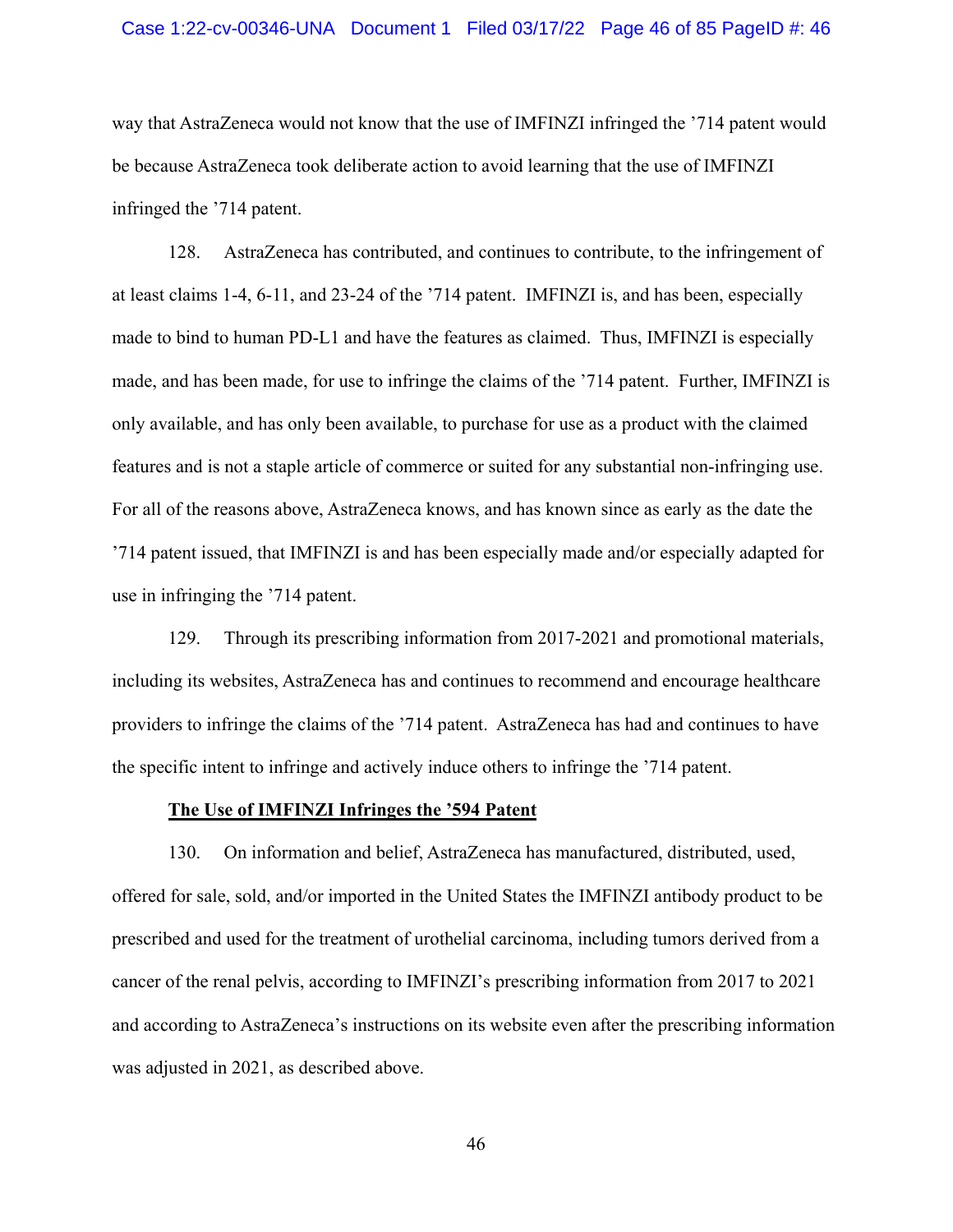way that AstraZeneca would not know that the use of IMFINZI infringed the ’714 patent would be because AstraZeneca took deliberate action to avoid learning that the use of IMFINZI infringed the ’714 patent.

128. AstraZeneca has contributed, and continues to contribute, to the infringement of at least claims 1-4, 6-11, and 23-24 of the ’714 patent. IMFINZI is, and has been, especially made to bind to human PD-L1 and have the features as claimed. Thus, IMFINZI is especially made, and has been made, for use to infringe the claims of the ’714 patent. Further, IMFINZI is only available, and has only been available, to purchase for use as a product with the claimed features and is not a staple article of commerce or suited for any substantial non-infringing use. For all of the reasons above, AstraZeneca knows, and has known since as early as the date the ’714 patent issued, that IMFINZI is and has been especially made and/or especially adapted for use in infringing the ’714 patent.

129. Through its prescribing information from 2017-2021 and promotional materials, including its websites, AstraZeneca has and continues to recommend and encourage healthcare providers to infringe the claims of the ’714 patent. AstraZeneca has had and continues to have the specific intent to infringe and actively induce others to infringe the ’714 patent.

**The Use of IMFINZI Infringes the ’594 Patent**

130. On information and belief, AstraZeneca has manufactured, distributed, used, offered for sale, sold, and/or imported in the United States the IMFINZI antibody product to be prescribed and used for the treatment of urothelial carcinoma, including tumors derived from a cancer of the renal pelvis, according to IMFINZI’s prescribing information from 2017 to 2021 and according to AstraZeneca’s instructions on its website even after the prescribing information was adjusted in 2021, as described above.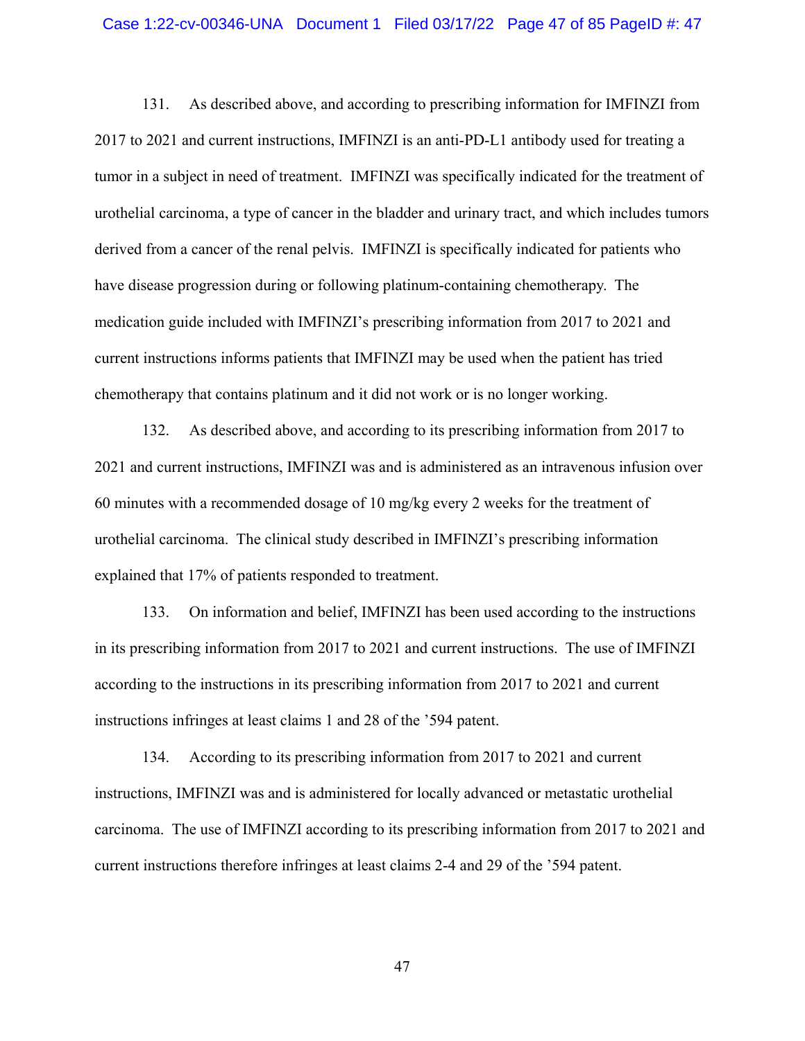131. As described above, and according to prescribing information for IMFINZI from 2017 to 2021 and current instructions, IMFINZI is an anti-PD-L1 antibody used for treating a tumor in a subject in need of treatment. IMFINZI was specifically indicated for the treatment of urothelial carcinoma, a type of cancer in the bladder and urinary tract, and which includes tumors derived from a cancer of the renal pelvis. IMFINZI is specifically indicated for patients who have disease progression during or following platinum-containing chemotherapy. The medication guide included with IMFINZI's prescribing information from 2017 to 2021 and current instructions informs patients that IMFINZI may be used when the patient has tried chemotherapy that contains platinum and it did not work or is no longer working.

132. As described above, and according to its prescribing information from 2017 to 2021 and current instructions, IMFINZI was and is administered as an intravenous infusion over 60 minutes with a recommended dosage of 10 mg/kg every 2 weeks for the treatment of urothelial carcinoma. The clinical study described in IMFINZI's prescribing information explained that 17% of patients responded to treatment.

133. On information and belief, IMFINZI has been used according to the instructions in its prescribing information from 2017 to 2021 and current instructions. The use of IMFINZI according to the instructions in its prescribing information from 2017 to 2021 and current instructions infringes at least claims 1 and 28 of the '594 patent.

134. According to its prescribing information from 2017 to 2021 and current instructions, IMFINZI was and is administered for locally advanced or metastatic urothelial carcinoma. The use of IMFINZI according to its prescribing information from 2017 to 2021 and current instructions therefore infringes at least claims 2-4 and 29 of the '594 patent.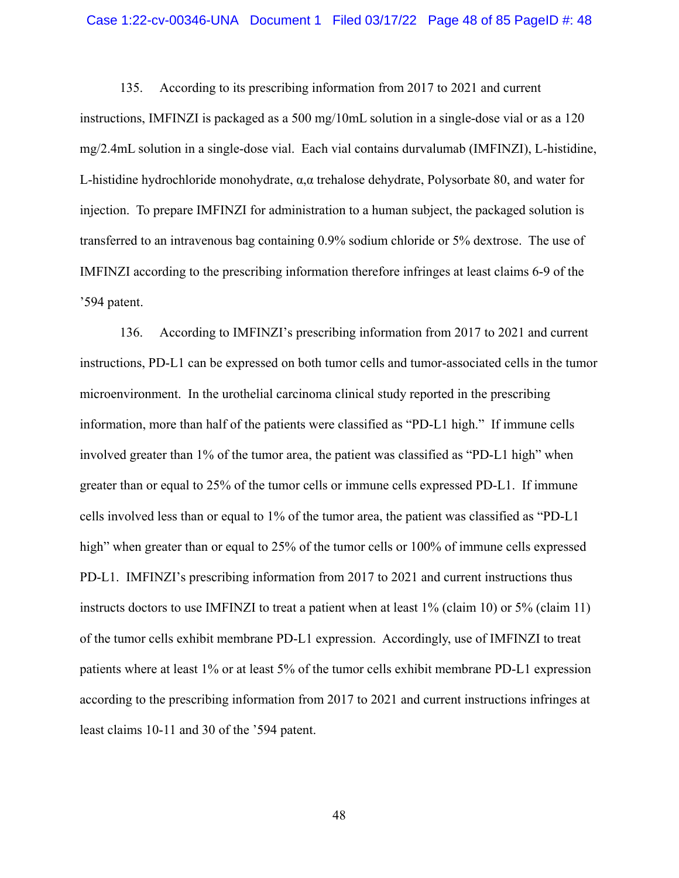135. According to its prescribing information from 2017 to 2021 and current instructions, IMFINZI is packaged as a 500 mg/10mL solution in a single-dose vial or as a 120 mg/2.4mL solution in a single-dose vial. Each vial contains durvalumab (IMFINZI), L-histidine, L-histidine hydrochloride monohydrate, α,α trehalose dehydrate, Polysorbate 80, and water for injection. To prepare IMFINZI for administration to a human subject, the packaged solution is transferred to an intravenous bag containing 0.9% sodium chloride or 5% dextrose. The use of IMFINZI according to the prescribing information therefore infringes at least claims 6-9 of the '594 patent.

136. According to IMFINZI's prescribing information from 2017 to 2021 and current instructions, PD-L1 can be expressed on both tumor cells and tumor-associated cells in the tumor microenvironment. In the urothelial carcinoma clinical study reported in the prescribing information, more than half of the patients were classified as "PD-L1 high." If immune cells involved greater than 1% of the tumor area, the patient was classified as "PD-L1 high" when greater than or equal to 25% of the tumor cells or immune cells expressed PD-L1. If immune cells involved less than or equal to 1% of the tumor area, the patient was classified as "PD-L1 high" when greater than or equal to 25% of the tumor cells or 100% of immune cells expressed PD-L1. IMFINZI's prescribing information from 2017 to 2021 and current instructions thus instructs doctors to use IMFINZI to treat a patient when at least 1% (claim 10) or 5% (claim 11) of the tumor cells exhibit membrane PD-L1 expression. Accordingly, use of IMFINZI to treat patients where at least 1% or at least 5% of the tumor cells exhibit membrane PD-L1 expression according to the prescribing information from 2017 to 2021 and current instructions infringes at least claims 10-11 and 30 of the '594 patent.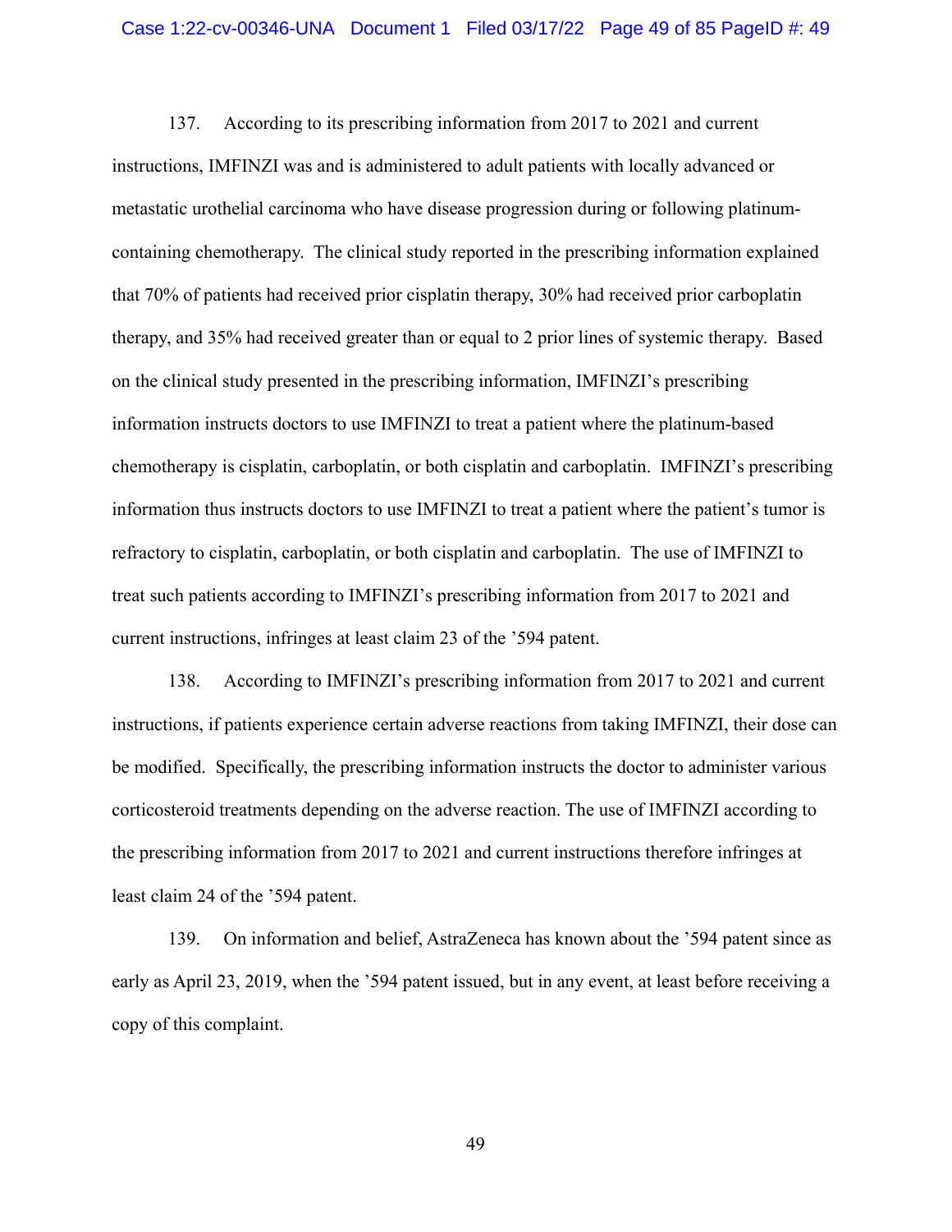137. According to its prescribing information from 2017 to 2021 and current instructions, IMFINZI was and is administered to adult patients with locally advanced or metastatic urothelial carcinoma who have disease progression during or following platinum-containing chemotherapy. The clinical study reported in the prescribing information explained that 70% of patients had received prior cisplatin therapy, 30% had received prior carboplatin therapy, and 35% had received greater than or equal to 2 prior lines of systemic therapy. Based on the clinical study presented in the prescribing information, IMFINZI's prescribing information instructs doctors to use IMFINZI to treat a patient where the platinum-based chemotherapy is cisplatin, carboplatin, or both cisplatin and carboplatin. IMFINZI's prescribing information thus instructs doctors to use IMFINZI to treat a patient where the patient's tumor is refractory to cisplatin, carboplatin, or both cisplatin and carboplatin. The use of IMFINZI to treat such patients according to IMFINZI's prescribing information from 2017 to 2021 and current instructions, infringes at least claim 23 of the '594 patent.

138. According to IMFINZI's prescribing information from 2017 to 2021 and current instructions, if patients experience certain adverse reactions from taking IMFINZI, their dose can be modified. Specifically, the prescribing information instructs the doctor to administer various corticosteroid treatments depending on the adverse reaction. The use of IMFINZI according to the prescribing information from 2017 to 2021 and current instructions therefore infringes at least claim 24 of the '594 patent.

139. On information and belief, AstraZeneca has known about the '594 patent since as early as April 23, 2019, when the '594 patent issued, but in any event, at least before receiving a copy of this complaint.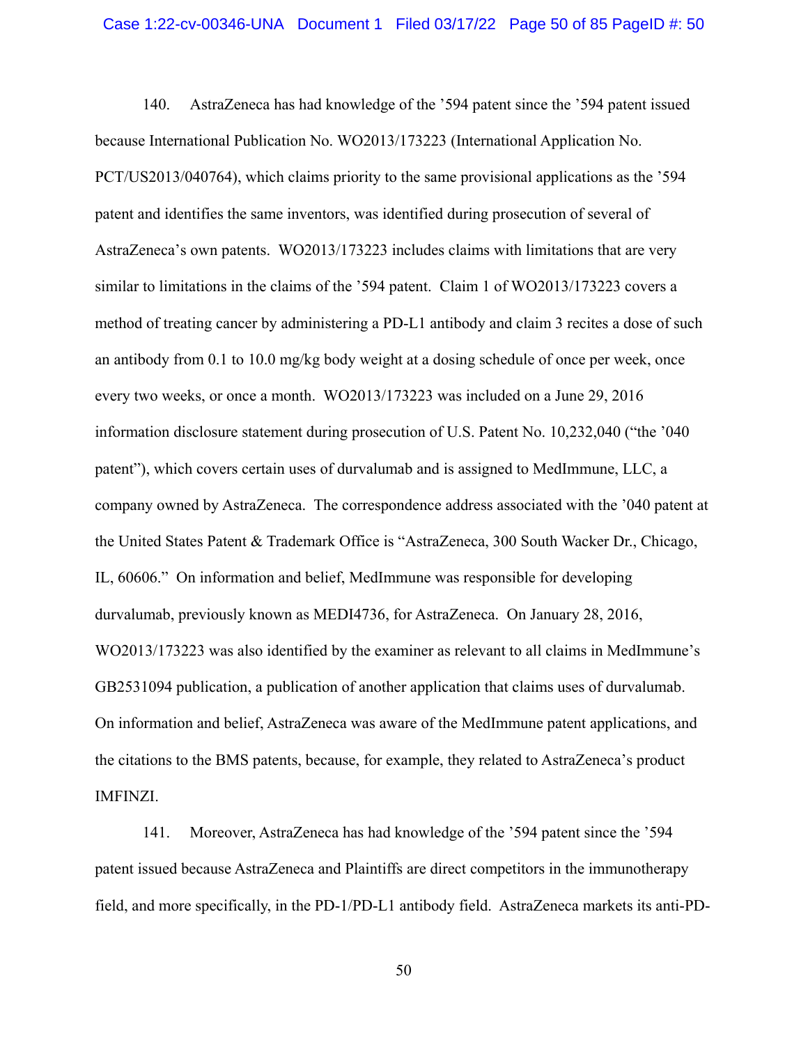140. AstraZeneca has had knowledge of the '594 patent since the '594 patent issued because International Publication No. WO2013/173223 (International Application No. PCT/US2013/040764), which claims priority to the same provisional applications as the '594 patent and identifies the same inventors, was identified during prosecution of several of AstraZeneca's own patents. WO2013/173223 includes claims with limitations that are very similar to limitations in the claims of the '594 patent. Claim 1 of WO2013/173223 covers a method of treating cancer by administering a PD-L1 antibody and claim 3 recites a dose of such an antibody from 0.1 to 10.0 mg/kg body weight at a dosing schedule of once per week, once every two weeks, or once a month. WO2013/173223 was included on a June 29, 2016 information disclosure statement during prosecution of U.S. Patent No. 10,232,040 ("the '040 patent"), which covers certain uses of durvalumab and is assigned to MedImmune, LLC, a company owned by AstraZeneca. The correspondence address associated with the '040 patent at the United States Patent & Trademark Office is "AstraZeneca, 300 South Wacker Dr., Chicago, IL, 60606." On information and belief, MedImmune was responsible for developing durvalumab, previously known as MEDI4736, for AstraZeneca. On January 28, 2016, WO2013/173223 was also identified by the examiner as relevant to all claims in MedImmune's GB2531094 publication, a publication of another application that claims uses of durvalumab. On information and belief, AstraZeneca was aware of the MedImmune patent applications, and the citations to the BMS patents, because, for example, they related to AstraZeneca's product IMFINZI.

141. Moreover, AstraZeneca has had knowledge of the '594 patent since the '594 patent issued because AstraZeneca and Plaintiffs are direct competitors in the immunotherapy field, and more specifically, in the PD-1/PD-L1 antibody field. AstraZeneca markets its anti-PD-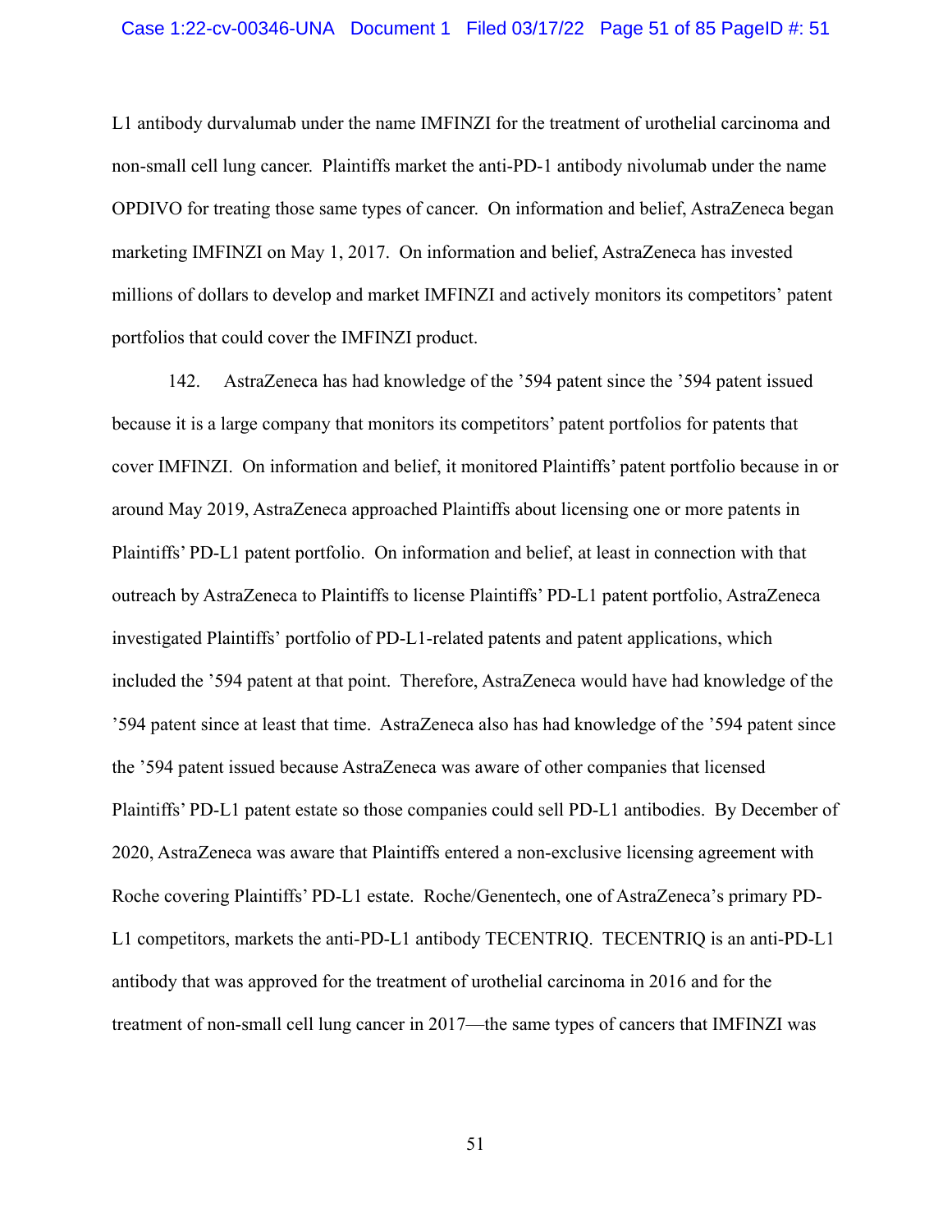L1 antibody durvalumab under the name IMFINZI for the treatment of urothelial carcinoma and non-small cell lung cancer. Plaintiffs market the anti-PD-1 antibody nivolumab under the name OPDIVO for treating those same types of cancer. On information and belief, AstraZeneca began marketing IMFINZI on May 1, 2017. On information and belief, AstraZeneca has invested millions of dollars to develop and market IMFINZI and actively monitors its competitors' patent portfolios that could cover the IMFINZI product.

142. AstraZeneca has had knowledge of the '594 patent since the '594 patent issued because it is a large company that monitors its competitors' patent portfolios for patents that cover IMFINZI. On information and belief, it monitored Plaintiffs' patent portfolio because in or around May 2019, AstraZeneca approached Plaintiffs about licensing one or more patents in Plaintiffs' PD-L1 patent portfolio. On information and belief, at least in connection with that outreach by AstraZeneca to Plaintiffs to license Plaintiffs' PD-L1 patent portfolio, AstraZeneca investigated Plaintiffs' portfolio of PD-L1-related patents and patent applications, which included the '594 patent at that point. Therefore, AstraZeneca would have had knowledge of the '594 patent since at least that time. AstraZeneca also has had knowledge of the '594 patent since the '594 patent issued because AstraZeneca was aware of other companies that licensed Plaintiffs' PD-L1 patent estate so those companies could sell PD-L1 antibodies. By December of 2020, AstraZeneca was aware that Plaintiffs entered a non-exclusive licensing agreement with Roche covering Plaintiffs' PD-L1 estate. Roche/Genentech, one of AstraZeneca's primary PD-L1 competitors, markets the anti-PD-L1 antibody TECENTRIQ. TECENTRIQ is an anti-PD-L1 antibody that was approved for the treatment of urothelial carcinoma in 2016 and for the treatment of non-small cell lung cancer in 2017—the same types of cancers that IMFINZI was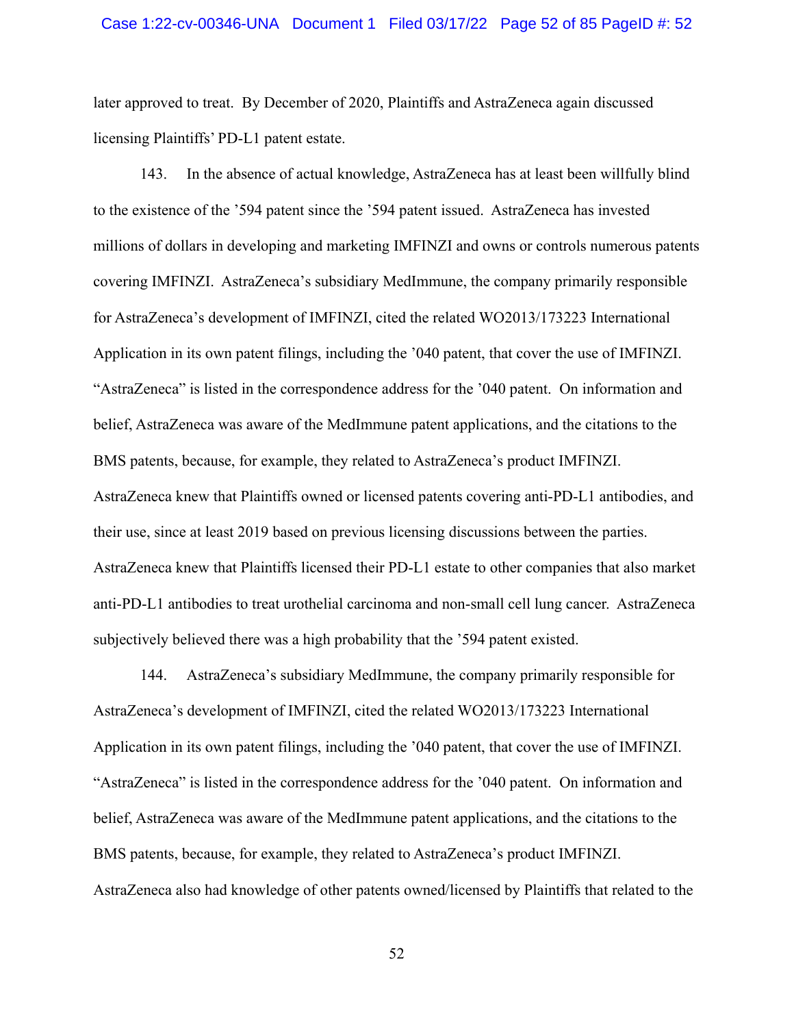later approved to treat. By December of 2020, Plaintiffs and AstraZeneca again discussed licensing Plaintiffs' PD-L1 patent estate.

143. In the absence of actual knowledge, AstraZeneca has at least been willfully blind to the existence of the '594 patent since the '594 patent issued. AstraZeneca has invested millions of dollars in developing and marketing IMFINZI and owns or controls numerous patents covering IMFINZI. AstraZeneca's subsidiary MedImmune, the company primarily responsible for AstraZeneca's development of IMFINZI, cited the related WO2013/173223 International Application in its own patent filings, including the '040 patent, that cover the use of IMFINZI. "AstraZeneca" is listed in the correspondence address for the '040 patent. On information and belief, AstraZeneca was aware of the MedImmune patent applications, and the citations to the BMS patents, because, for example, they related to AstraZeneca's product IMFINZI. AstraZeneca knew that Plaintiffs owned or licensed patents covering anti-PD-L1 antibodies, and their use, since at least 2019 based on previous licensing discussions between the parties. AstraZeneca knew that Plaintiffs licensed their PD-L1 estate to other companies that also market anti-PD-L1 antibodies to treat urothelial carcinoma and non-small cell lung cancer. AstraZeneca subjectively believed there was a high probability that the '594 patent existed.

144. AstraZeneca's subsidiary MedImmune, the company primarily responsible for AstraZeneca's development of IMFINZI, cited the related WO2013/173223 International Application in its own patent filings, including the '040 patent, that cover the use of IMFINZI. "AstraZeneca" is listed in the correspondence address for the '040 patent. On information and belief, AstraZeneca was aware of the MedImmune patent applications, and the citations to the BMS patents, because, for example, they related to AstraZeneca's product IMFINZI. AstraZeneca also had knowledge of other patents owned/licensed by Plaintiffs that related to the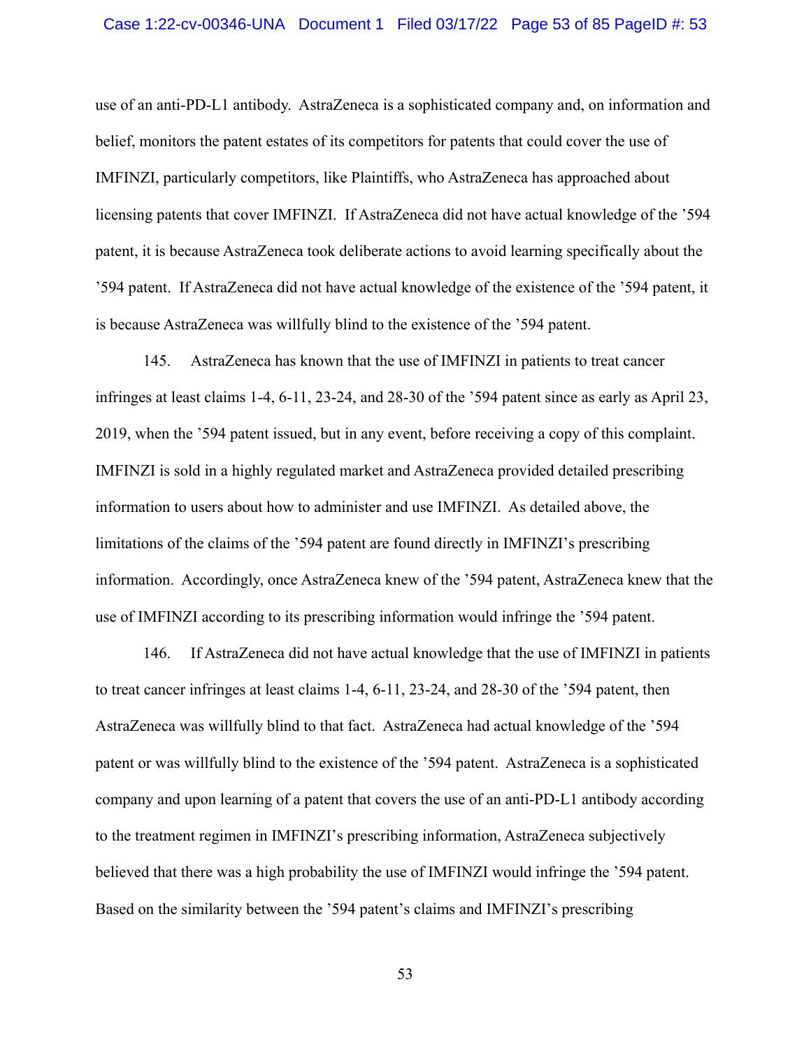use of an anti-PD-L1 antibody. AstraZeneca is a sophisticated company and, on information and belief, monitors the patent estates of its competitors for patents that could cover the use of IMFINZI, particularly competitors, like Plaintiffs, who AstraZeneca has approached about licensing patents that cover IMFINZI. If AstraZeneca did not have actual knowledge of the '594 patent, it is because AstraZeneca took deliberate actions to avoid learning specifically about the '594 patent. If AstraZeneca did not have actual knowledge of the existence of the '594 patent, it is because AstraZeneca was willfully blind to the existence of the '594 patent.

145. AstraZeneca has known that the use of IMFINZI in patients to treat cancer infringes at least claims 1-4, 6-11, 23-24, and 28-30 of the '594 patent since as early as April 23, 2019, when the '594 patent issued, but in any event, before receiving a copy of this complaint. IMFINZI is sold in a highly regulated market and AstraZeneca provided detailed prescribing information to users about how to administer and use IMFINZI. As detailed above, the limitations of the claims of the '594 patent are found directly in IMFINZI's prescribing information. Accordingly, once AstraZeneca knew of the '594 patent, AstraZeneca knew that the use of IMFINZI according to its prescribing information would infringe the '594 patent.

146. If AstraZeneca did not have actual knowledge that the use of IMFINZI in patients to treat cancer infringes at least claims 1-4, 6-11, 23-24, and 28-30 of the '594 patent, then AstraZeneca was willfully blind to that fact. AstraZeneca had actual knowledge of the '594 patent or was willfully blind to the existence of the '594 patent. AstraZeneca is a sophisticated company and upon learning of a patent that covers the use of an anti-PD-L1 antibody according to the treatment regimen in IMFINZI's prescribing information, AstraZeneca subjectively believed that there was a high probability the use of IMFINZI would infringe the '594 patent. Based on the similarity between the '594 patent's claims and IMFINZI's prescribing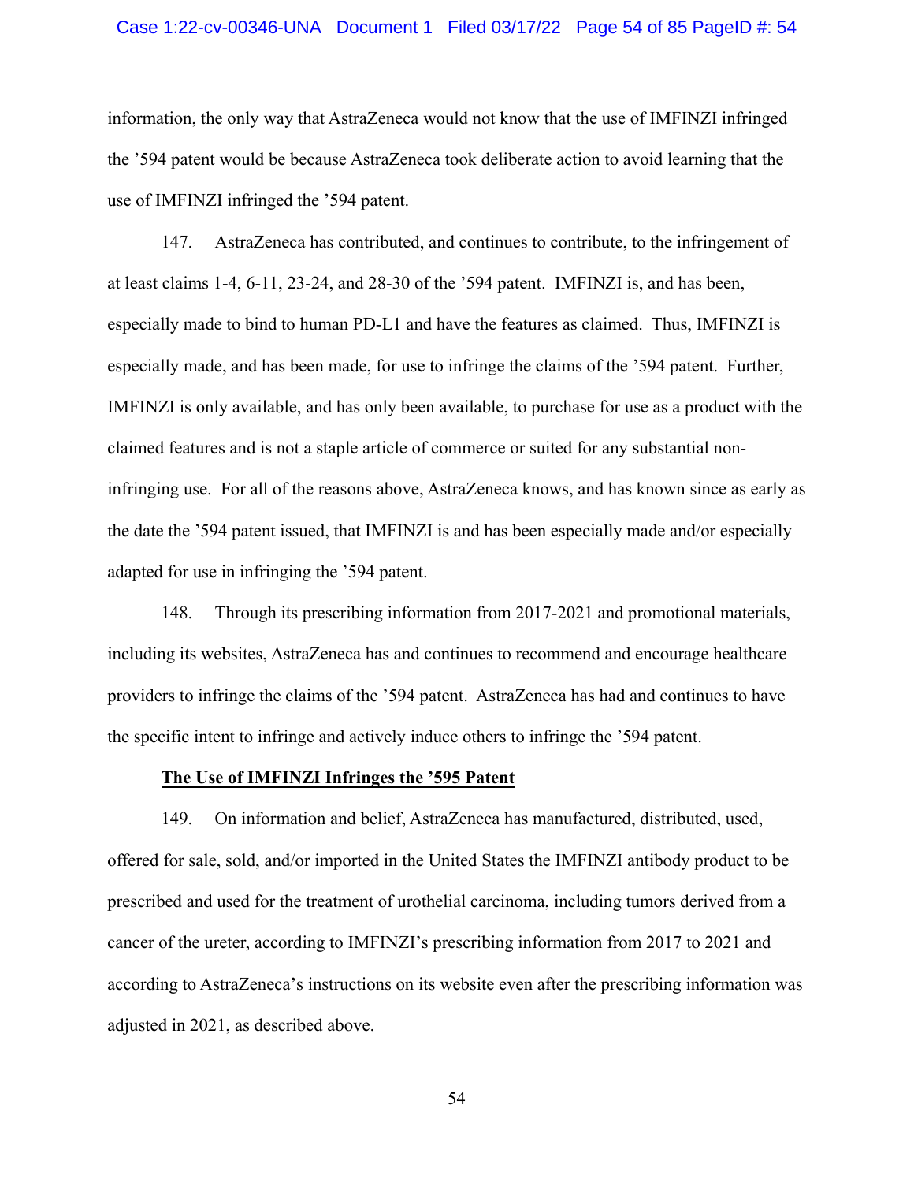information, the only way that AstraZeneca would not know that the use of IMFINZI infringed the ’594 patent would be because AstraZeneca took deliberate action to avoid learning that the use of IMFINZI infringed the ’594 patent.

147. AstraZeneca has contributed, and continues to contribute, to the infringement of at least claims 1-4, 6-11, 23-24, and 28-30 of the ’594 patent. IMFINZI is, and has been, especially made to bind to human PD-L1 and have the features as claimed. Thus, IMFINZI is especially made, and has been made, for use to infringe the claims of the ’594 patent. Further, IMFINZI is only available, and has only been available, to purchase for use as a product with the claimed features and is not a staple article of commerce or suited for any substantial non-infringing use. For all of the reasons above, AstraZeneca knows, and has known since as early as the date the ’594 patent issued, that IMFINZI is and has been especially made and/or especially adapted for use in infringing the ’594 patent.

148. Through its prescribing information from 2017-2021 and promotional materials, including its websites, AstraZeneca has and continues to recommend and encourage healthcare providers to infringe the claims of the ’594 patent. AstraZeneca has had and continues to have the specific intent to infringe and actively induce others to infringe the ’594 patent.

**The Use of IMFINZI Infringes the ’595 Patent**

149. On information and belief, AstraZeneca has manufactured, distributed, used, offered for sale, sold, and/or imported in the United States the IMFINZI antibody product to be prescribed and used for the treatment of urothelial carcinoma, including tumors derived from a cancer of the ureter, according to IMFINZI’s prescribing information from 2017 to 2021 and according to AstraZeneca’s instructions on its website even after the prescribing information was adjusted in 2021, as described above.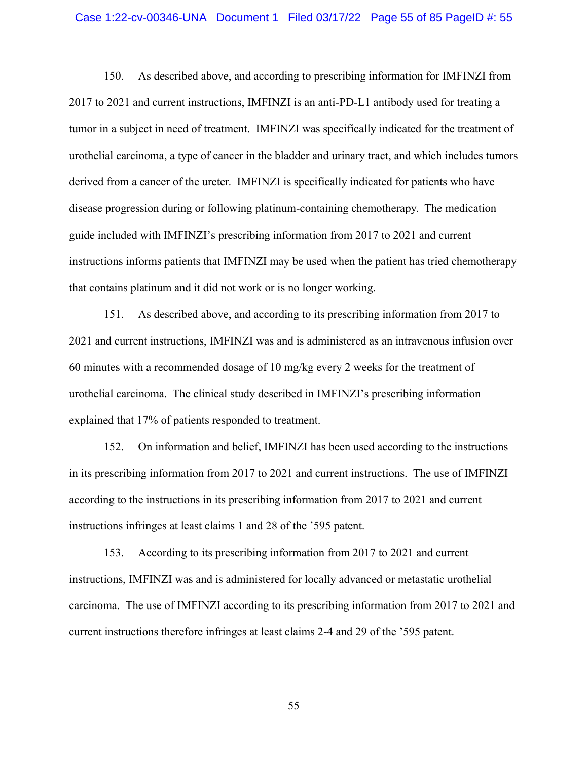150. As described above, and according to prescribing information for IMFINZI from 2017 to 2021 and current instructions, IMFINZI is an anti-PD-L1 antibody used for treating a tumor in a subject in need of treatment. IMFINZI was specifically indicated for the treatment of urothelial carcinoma, a type of cancer in the bladder and urinary tract, and which includes tumors derived from a cancer of the ureter. IMFINZI is specifically indicated for patients who have disease progression during or following platinum-containing chemotherapy. The medication guide included with IMFINZI's prescribing information from 2017 to 2021 and current instructions informs patients that IMFINZI may be used when the patient has tried chemotherapy that contains platinum and it did not work or is no longer working.

151. As described above, and according to its prescribing information from 2017 to 2021 and current instructions, IMFINZI was and is administered as an intravenous infusion over 60 minutes with a recommended dosage of 10 mg/kg every 2 weeks for the treatment of urothelial carcinoma. The clinical study described in IMFINZI's prescribing information explained that 17% of patients responded to treatment.

152. On information and belief, IMFINZI has been used according to the instructions in its prescribing information from 2017 to 2021 and current instructions. The use of IMFINZI according to the instructions in its prescribing information from 2017 to 2021 and current instructions infringes at least claims 1 and 28 of the '595 patent.

153. According to its prescribing information from 2017 to 2021 and current instructions, IMFINZI was and is administered for locally advanced or metastatic urothelial carcinoma. The use of IMFINZI according to its prescribing information from 2017 to 2021 and current instructions therefore infringes at least claims 2-4 and 29 of the '595 patent.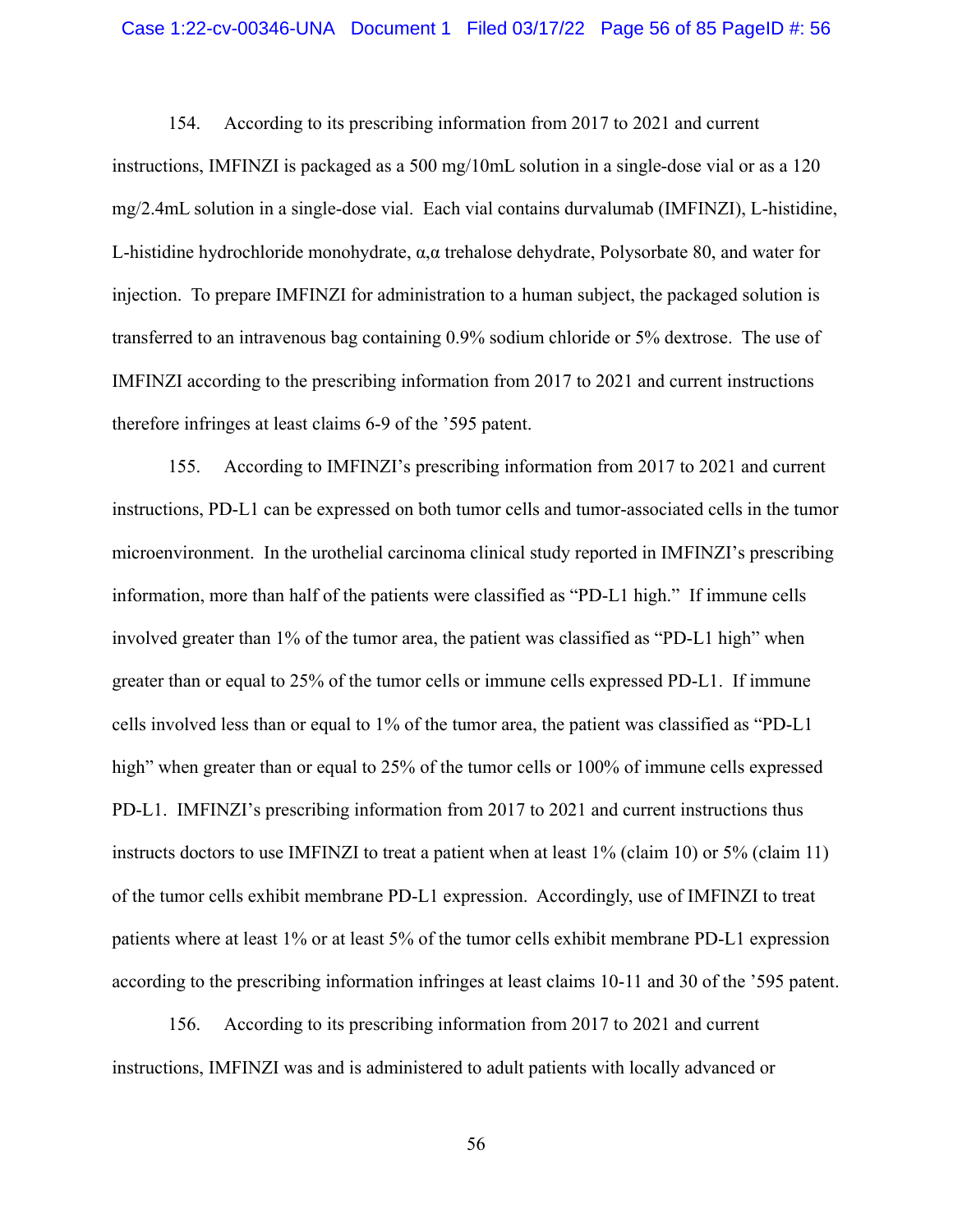154. According to its prescribing information from 2017 to 2021 and current instructions, IMFINZI is packaged as a 500 mg/10mL solution in a single-dose vial or as a 120 mg/2.4mL solution in a single-dose vial. Each vial contains durvalumab (IMFINZI), L-histidine, L-histidine hydrochloride monohydrate, α,α trehalose dehydrate, Polysorbate 80, and water for injection. To prepare IMFINZI for administration to a human subject, the packaged solution is transferred to an intravenous bag containing 0.9% sodium chloride or 5% dextrose. The use of IMFINZI according to the prescribing information from 2017 to 2021 and current instructions therefore infringes at least claims 6-9 of the '595 patent.

155. According to IMFINZI's prescribing information from 2017 to 2021 and current instructions, PD-L1 can be expressed on both tumor cells and tumor-associated cells in the tumor microenvironment. In the urothelial carcinoma clinical study reported in IMFINZI's prescribing information, more than half of the patients were classified as "PD-L1 high." If immune cells involved greater than 1% of the tumor area, the patient was classified as "PD-L1 high" when greater than or equal to 25% of the tumor cells or immune cells expressed PD-L1. If immune cells involved less than or equal to 1% of the tumor area, the patient was classified as "PD-L1 high" when greater than or equal to 25% of the tumor cells or 100% of immune cells expressed PD-L1. IMFINZI's prescribing information from 2017 to 2021 and current instructions thus instructs doctors to use IMFINZI to treat a patient when at least 1% (claim 10) or 5% (claim 11) of the tumor cells exhibit membrane PD-L1 expression. Accordingly, use of IMFINZI to treat patients where at least 1% or at least 5% of the tumor cells exhibit membrane PD-L1 expression according to the prescribing information infringes at least claims 10-11 and 30 of the '595 patent.

156. According to its prescribing information from 2017 to 2021 and current instructions, IMFINZI was and is administered to adult patients with locally advanced or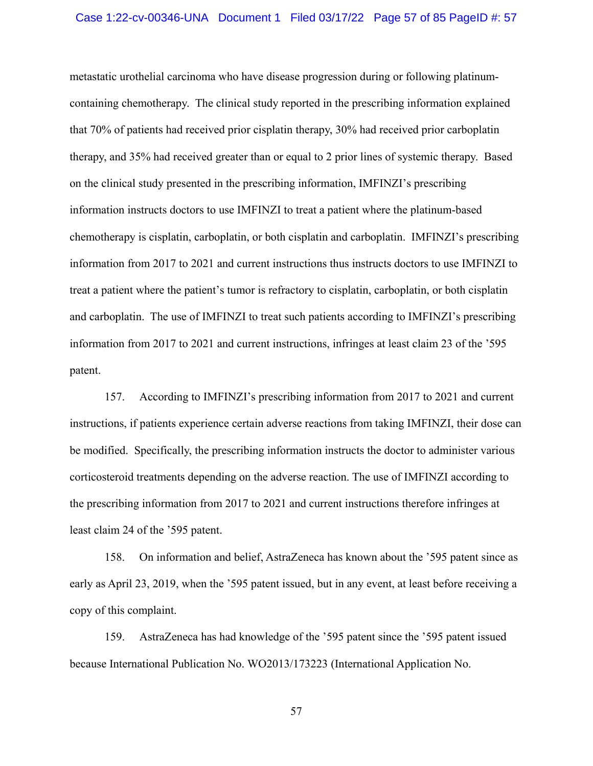metastatic urothelial carcinoma who have disease progression during or following platinum-containing chemotherapy. The clinical study reported in the prescribing information explained that 70% of patients had received prior cisplatin therapy, 30% had received prior carboplatin therapy, and 35% had received greater than or equal to 2 prior lines of systemic therapy. Based on the clinical study presented in the prescribing information, IMFINZI's prescribing information instructs doctors to use IMFINZI to treat a patient where the platinum-based chemotherapy is cisplatin, carboplatin, or both cisplatin and carboplatin. IMFINZI's prescribing information from 2017 to 2021 and current instructions thus instructs doctors to use IMFINZI to treat a patient where the patient's tumor is refractory to cisplatin, carboplatin, or both cisplatin and carboplatin. The use of IMFINZI to treat such patients according to IMFINZI's prescribing information from 2017 to 2021 and current instructions, infringes at least claim 23 of the '595 patent.

157. According to IMFINZI's prescribing information from 2017 to 2021 and current instructions, if patients experience certain adverse reactions from taking IMFINZI, their dose can be modified. Specifically, the prescribing information instructs the doctor to administer various corticosteroid treatments depending on the adverse reaction. The use of IMFINZI according to the prescribing information from 2017 to 2021 and current instructions therefore infringes at least claim 24 of the '595 patent.

158. On information and belief, AstraZeneca has known about the '595 patent since as early as April 23, 2019, when the '595 patent issued, but in any event, at least before receiving a copy of this complaint.

159. AstraZeneca has had knowledge of the '595 patent since the '595 patent issued because International Publication No. WO2013/173223 (International Application No.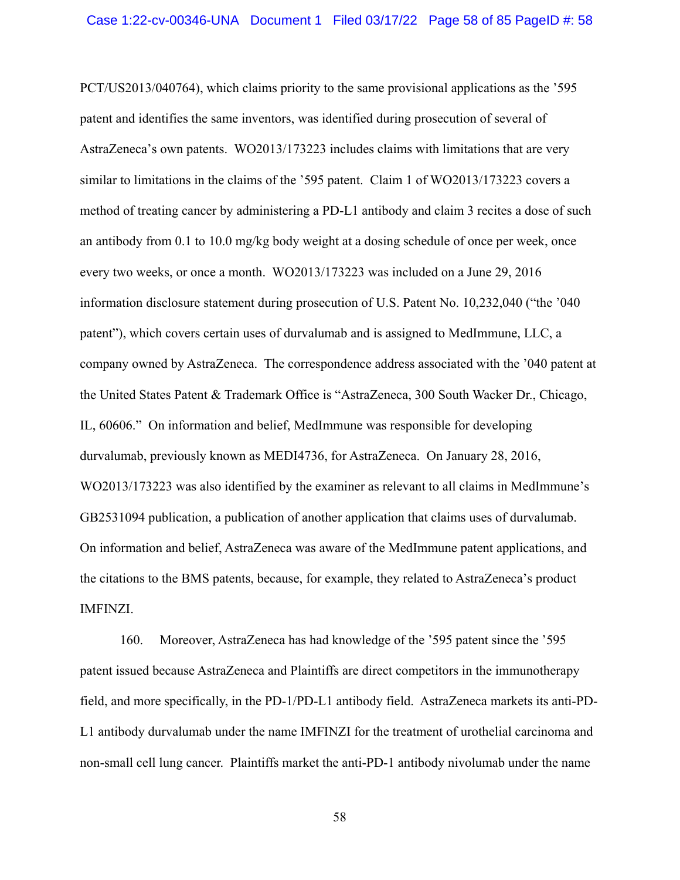PCT/US2013/040764), which claims priority to the same provisional applications as the '595 patent and identifies the same inventors, was identified during prosecution of several of AstraZeneca's own patents. WO2013/173223 includes claims with limitations that are very similar to limitations in the claims of the '595 patent. Claim 1 of WO2013/173223 covers a method of treating cancer by administering a PD-L1 antibody and claim 3 recites a dose of such an antibody from 0.1 to 10.0 mg/kg body weight at a dosing schedule of once per week, once every two weeks, or once a month. WO2013/173223 was included on a June 29, 2016 information disclosure statement during prosecution of U.S. Patent No. 10,232,040 ("the '040 patent"), which covers certain uses of durvalumab and is assigned to MedImmune, LLC, a company owned by AstraZeneca. The correspondence address associated with the '040 patent at the United States Patent & Trademark Office is "AstraZeneca, 300 South Wacker Dr., Chicago, IL, 60606." On information and belief, MedImmune was responsible for developing durvalumab, previously known as MEDI4736, for AstraZeneca. On January 28, 2016, WO2013/173223 was also identified by the examiner as relevant to all claims in MedImmune's GB2531094 publication, a publication of another application that claims uses of durvalumab. On information and belief, AstraZeneca was aware of the MedImmune patent applications, and the citations to the BMS patents, because, for example, they related to AstraZeneca's product IMFINZI.

160. Moreover, AstraZeneca has had knowledge of the '595 patent since the '595 patent issued because AstraZeneca and Plaintiffs are direct competitors in the immunotherapy field, and more specifically, in the PD-1/PD-L1 antibody field. AstraZeneca markets its anti-PD-L1 antibody durvalumab under the name IMFINZI for the treatment of urothelial carcinoma and non-small cell lung cancer. Plaintiffs market the anti-PD-1 antibody nivolumab under the name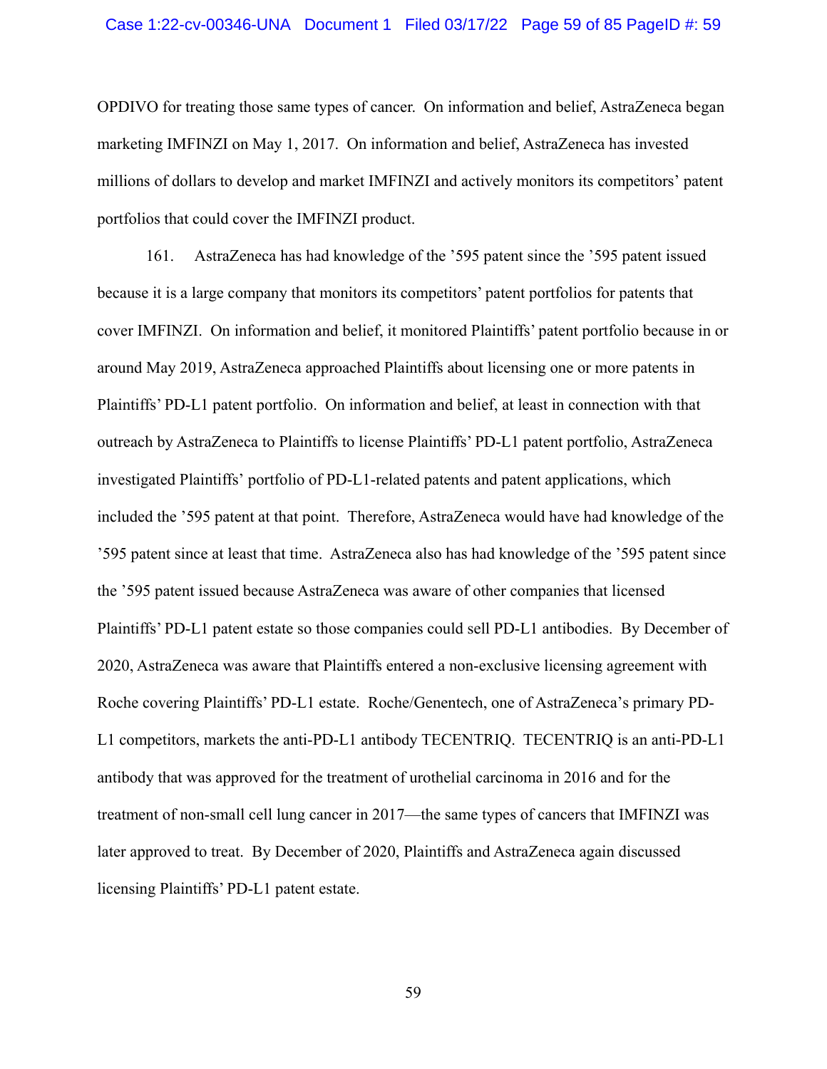OPDIVO for treating those same types of cancer. On information and belief, AstraZeneca began marketing IMFINZI on May 1, 2017. On information and belief, AstraZeneca has invested millions of dollars to develop and market IMFINZI and actively monitors its competitors' patent portfolios that could cover the IMFINZI product.

161. AstraZeneca has had knowledge of the '595 patent since the '595 patent issued because it is a large company that monitors its competitors' patent portfolios for patents that cover IMFINZI. On information and belief, it monitored Plaintiffs' patent portfolio because in or around May 2019, AstraZeneca approached Plaintiffs about licensing one or more patents in Plaintiffs' PD-L1 patent portfolio. On information and belief, at least in connection with that outreach by AstraZeneca to Plaintiffs to license Plaintiffs' PD-L1 patent portfolio, AstraZeneca investigated Plaintiffs' portfolio of PD-L1-related patents and patent applications, which included the '595 patent at that point. Therefore, AstraZeneca would have had knowledge of the '595 patent since at least that time. AstraZeneca also has had knowledge of the '595 patent since the '595 patent issued because AstraZeneca was aware of other companies that licensed Plaintiffs' PD-L1 patent estate so those companies could sell PD-L1 antibodies. By December of 2020, AstraZeneca was aware that Plaintiffs entered a non-exclusive licensing agreement with Roche covering Plaintiffs' PD-L1 estate. Roche/Genentech, one of AstraZeneca's primary PD-L1 competitors, markets the anti-PD-L1 antibody TECENTRIQ. TECENTRIQ is an anti-PD-L1 antibody that was approved for the treatment of urothelial carcinoma in 2016 and for the treatment of non-small cell lung cancer in 2017—the same types of cancers that IMFINZI was later approved to treat. By December of 2020, Plaintiffs and AstraZeneca again discussed licensing Plaintiffs' PD-L1 patent estate.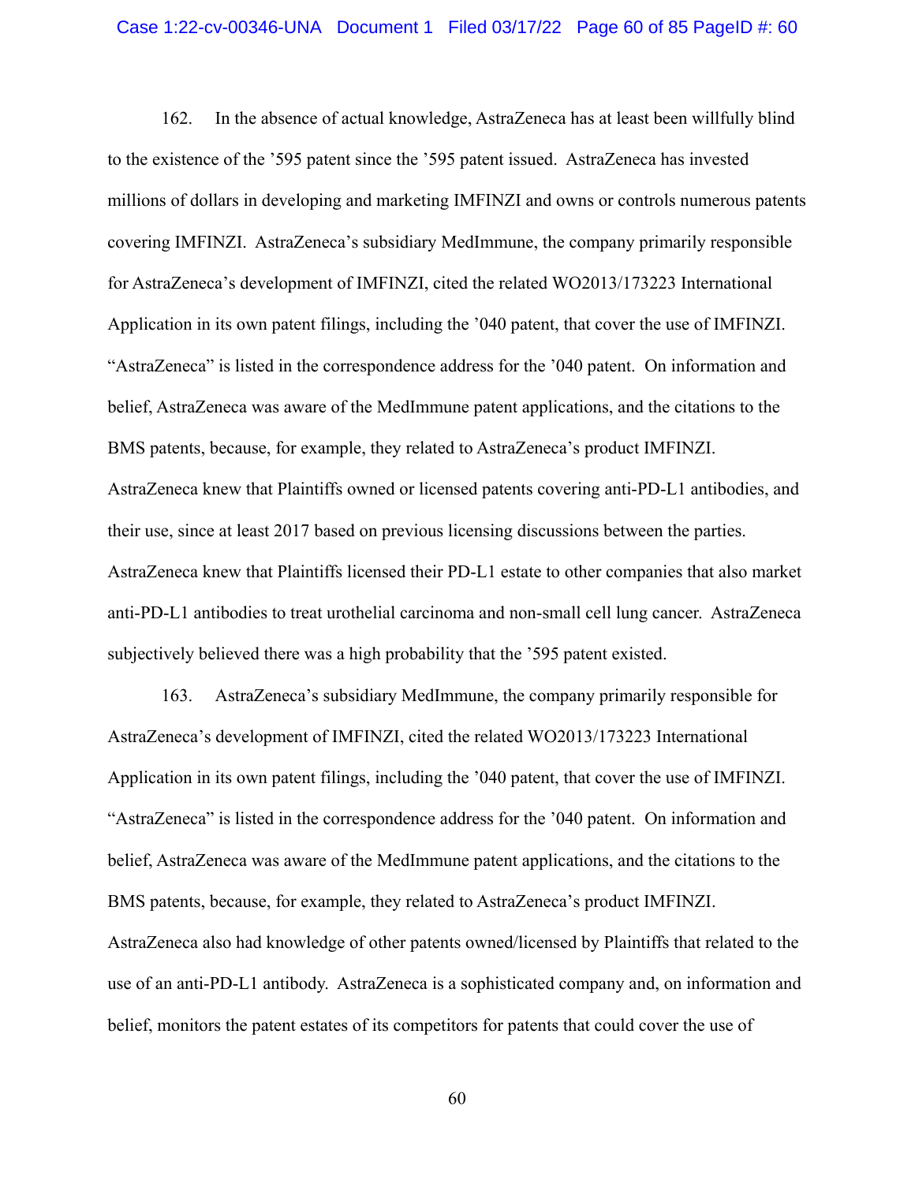162. In the absence of actual knowledge, AstraZeneca has at least been willfully blind to the existence of the '595 patent since the '595 patent issued. AstraZeneca has invested millions of dollars in developing and marketing IMFINZI and owns or controls numerous patents covering IMFINZI. AstraZeneca's subsidiary MedImmune, the company primarily responsible for AstraZeneca's development of IMFINZI, cited the related WO2013/173223 International Application in its own patent filings, including the '040 patent, that cover the use of IMFINZI. "AstraZeneca" is listed in the correspondence address for the '040 patent. On information and belief, AstraZeneca was aware of the MedImmune patent applications, and the citations to the BMS patents, because, for example, they related to AstraZeneca's product IMFINZI. AstraZeneca knew that Plaintiffs owned or licensed patents covering anti-PD-L1 antibodies, and their use, since at least 2017 based on previous licensing discussions between the parties. AstraZeneca knew that Plaintiffs licensed their PD-L1 estate to other companies that also market anti-PD-L1 antibodies to treat urothelial carcinoma and non-small cell lung cancer. AstraZeneca subjectively believed there was a high probability that the '595 patent existed.

163. AstraZeneca's subsidiary MedImmune, the company primarily responsible for AstraZeneca's development of IMFINZI, cited the related WO2013/173223 International Application in its own patent filings, including the '040 patent, that cover the use of IMFINZI. "AstraZeneca" is listed in the correspondence address for the '040 patent. On information and belief, AstraZeneca was aware of the MedImmune patent applications, and the citations to the BMS patents, because, for example, they related to AstraZeneca's product IMFINZI. AstraZeneca also had knowledge of other patents owned/licensed by Plaintiffs that related to the use of an anti-PD-L1 antibody. AstraZeneca is a sophisticated company and, on information and belief, monitors the patent estates of its competitors for patents that could cover the use of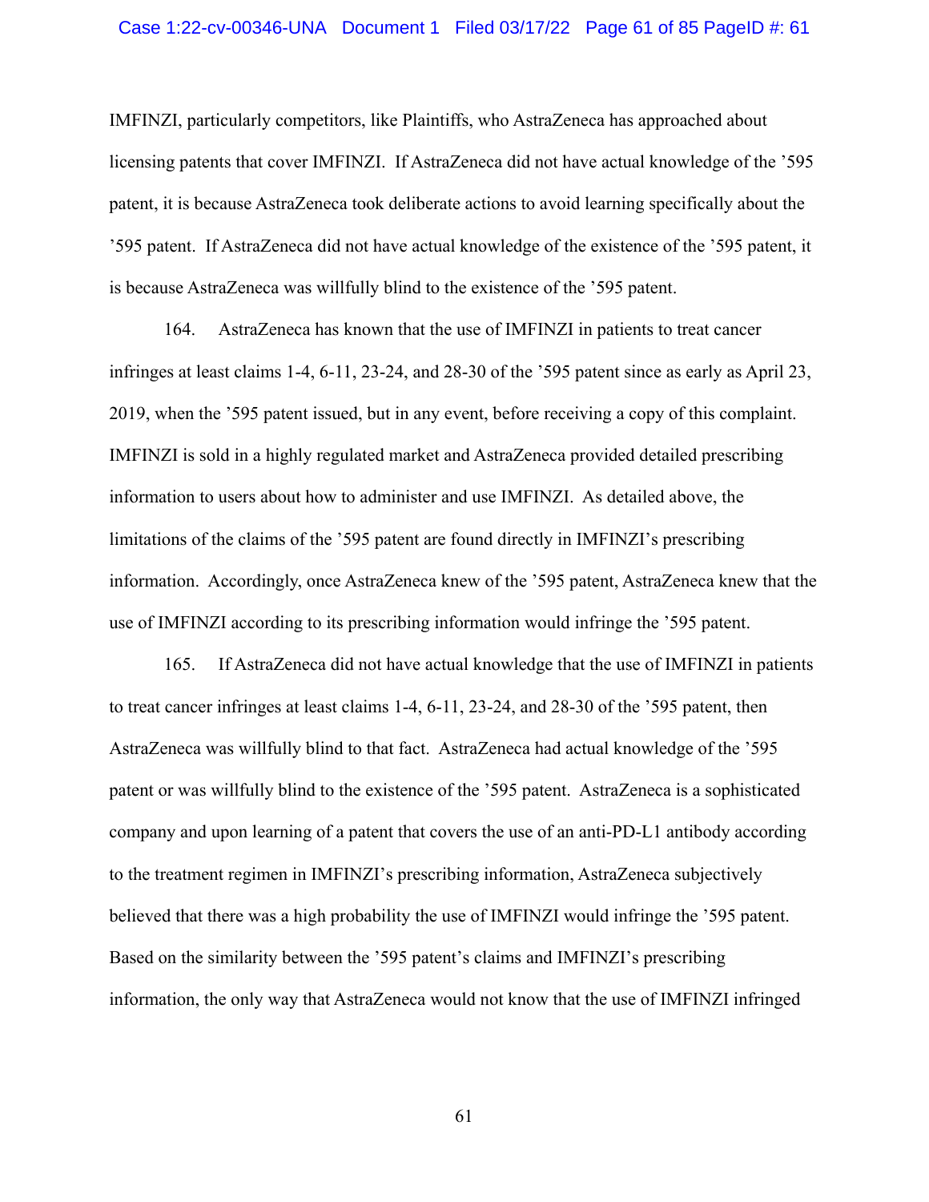IMFINZI, particularly competitors, like Plaintiffs, who AstraZeneca has approached about licensing patents that cover IMFINZI. If AstraZeneca did not have actual knowledge of the ’595 patent, it is because AstraZeneca took deliberate actions to avoid learning specifically about the ’595 patent. If AstraZeneca did not have actual knowledge of the existence of the ’595 patent, it is because AstraZeneca was willfully blind to the existence of the ’595 patent.

164. AstraZeneca has known that the use of IMFINZI in patients to treat cancer infringes at least claims 1-4, 6-11, 23-24, and 28-30 of the ’595 patent since as early as April 23, 2019, when the ’595 patent issued, but in any event, before receiving a copy of this complaint. IMFINZI is sold in a highly regulated market and AstraZeneca provided detailed prescribing information to users about how to administer and use IMFINZI. As detailed above, the limitations of the claims of the ’595 patent are found directly in IMFINZI’s prescribing information. Accordingly, once AstraZeneca knew of the ’595 patent, AstraZeneca knew that the use of IMFINZI according to its prescribing information would infringe the ’595 patent.

165. If AstraZeneca did not have actual knowledge that the use of IMFINZI in patients to treat cancer infringes at least claims 1-4, 6-11, 23-24, and 28-30 of the ’595 patent, then AstraZeneca was willfully blind to that fact. AstraZeneca had actual knowledge of the ’595 patent or was willfully blind to the existence of the ’595 patent. AstraZeneca is a sophisticated company and upon learning of a patent that covers the use of an anti-PD-L1 antibody according to the treatment regimen in IMFINZI’s prescribing information, AstraZeneca subjectively believed that there was a high probability the use of IMFINZI would infringe the ’595 patent. Based on the similarity between the ’595 patent’s claims and IMFINZI’s prescribing information, the only way that AstraZeneca would not know that the use of IMFINZI infringed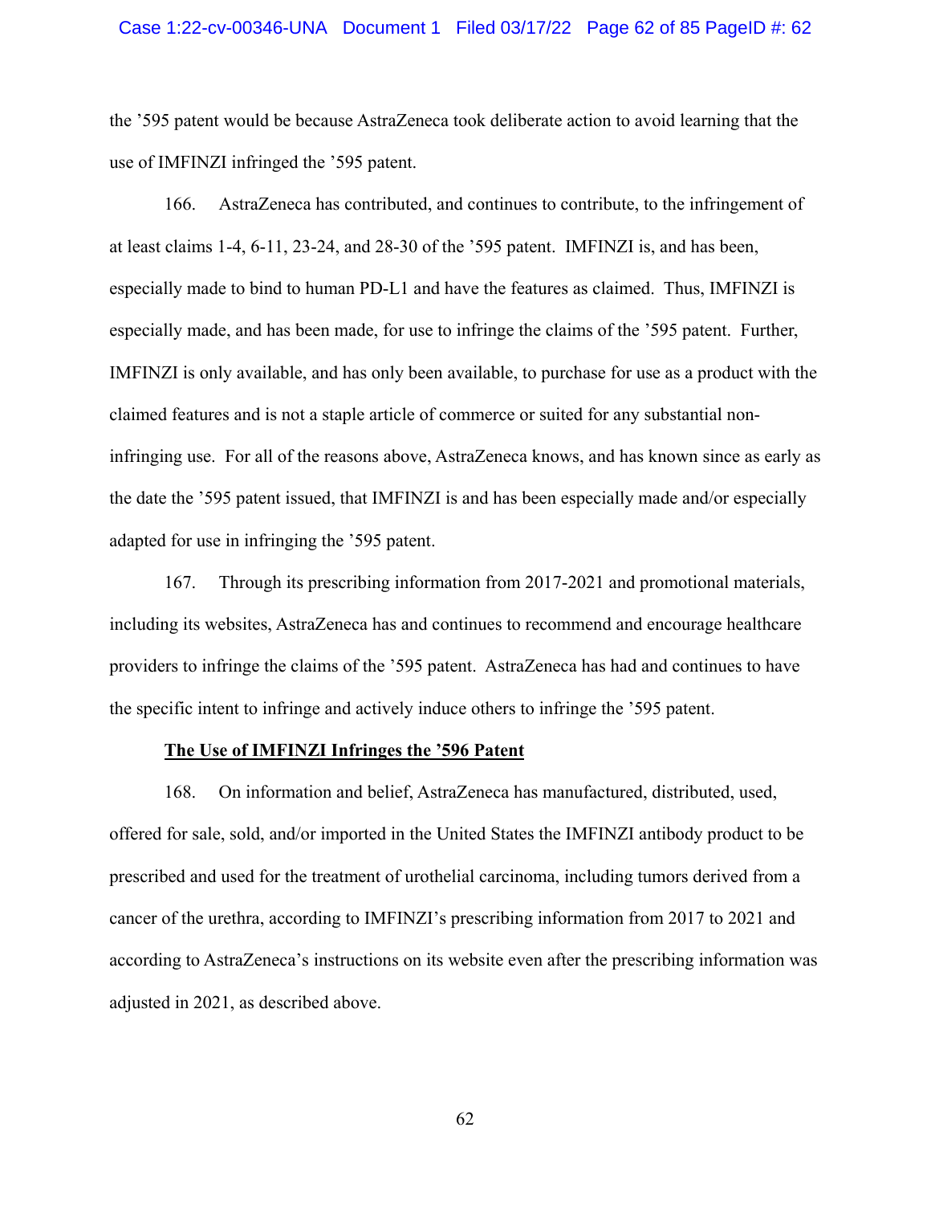the ’595 patent would be because AstraZeneca took deliberate action to avoid learning that the use of IMFINZI infringed the ’595 patent.

166. AstraZeneca has contributed, and continues to contribute, to the infringement of at least claims 1-4, 6-11, 23-24, and 28-30 of the ’595 patent. IMFINZI is, and has been, especially made to bind to human PD-L1 and have the features as claimed. Thus, IMFINZI is especially made, and has been made, for use to infringe the claims of the ’595 patent. Further, IMFINZI is only available, and has only been available, to purchase for use as a product with the claimed features and is not a staple article of commerce or suited for any substantial non-infringing use. For all of the reasons above, AstraZeneca knows, and has known since as early as the date the ’595 patent issued, that IMFINZI is and has been especially made and/or especially adapted for use in infringing the ’595 patent.

167. Through its prescribing information from 2017-2021 and promotional materials, including its websites, AstraZeneca has and continues to recommend and encourage healthcare providers to infringe the claims of the ’595 patent. AstraZeneca has had and continues to have the specific intent to infringe and actively induce others to infringe the ’595 patent.

**The Use of IMFINZI Infringes the ’596 Patent**

168. On information and belief, AstraZeneca has manufactured, distributed, used, offered for sale, sold, and/or imported in the United States the IMFINZI antibody product to be prescribed and used for the treatment of urothelial carcinoma, including tumors derived from a cancer of the urethra, according to IMFINZI’s prescribing information from 2017 to 2021 and according to AstraZeneca’s instructions on its website even after the prescribing information was adjusted in 2021, as described above.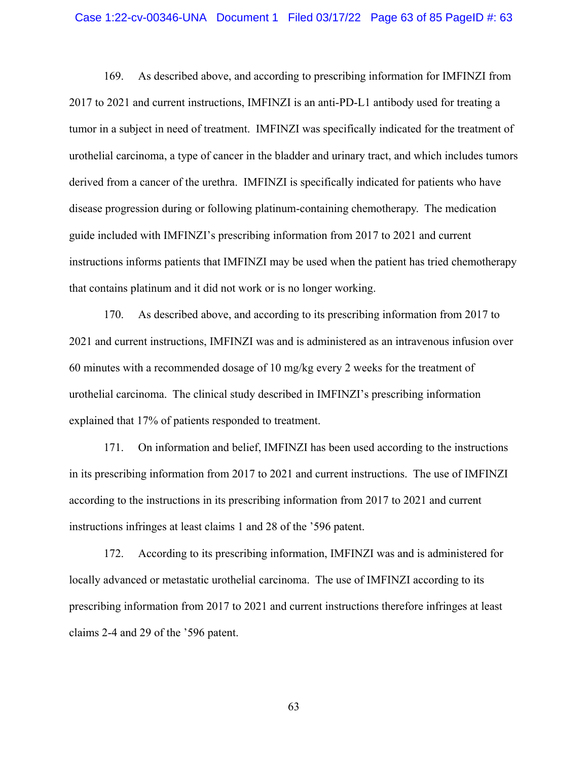169. As described above, and according to prescribing information for IMFINZI from 2017 to 2021 and current instructions, IMFINZI is an anti-PD-L1 antibody used for treating a tumor in a subject in need of treatment. IMFINZI was specifically indicated for the treatment of urothelial carcinoma, a type of cancer in the bladder and urinary tract, and which includes tumors derived from a cancer of the urethra. IMFINZI is specifically indicated for patients who have disease progression during or following platinum-containing chemotherapy. The medication guide included with IMFINZI's prescribing information from 2017 to 2021 and current instructions informs patients that IMFINZI may be used when the patient has tried chemotherapy that contains platinum and it did not work or is no longer working.

170. As described above, and according to its prescribing information from 2017 to 2021 and current instructions, IMFINZI was and is administered as an intravenous infusion over 60 minutes with a recommended dosage of 10 mg/kg every 2 weeks for the treatment of urothelial carcinoma. The clinical study described in IMFINZI's prescribing information explained that 17% of patients responded to treatment.

171. On information and belief, IMFINZI has been used according to the instructions in its prescribing information from 2017 to 2021 and current instructions. The use of IMFINZI according to the instructions in its prescribing information from 2017 to 2021 and current instructions infringes at least claims 1 and 28 of the '596 patent.

172. According to its prescribing information, IMFINZI was and is administered for locally advanced or metastatic urothelial carcinoma. The use of IMFINZI according to its prescribing information from 2017 to 2021 and current instructions therefore infringes at least claims 2-4 and 29 of the '596 patent.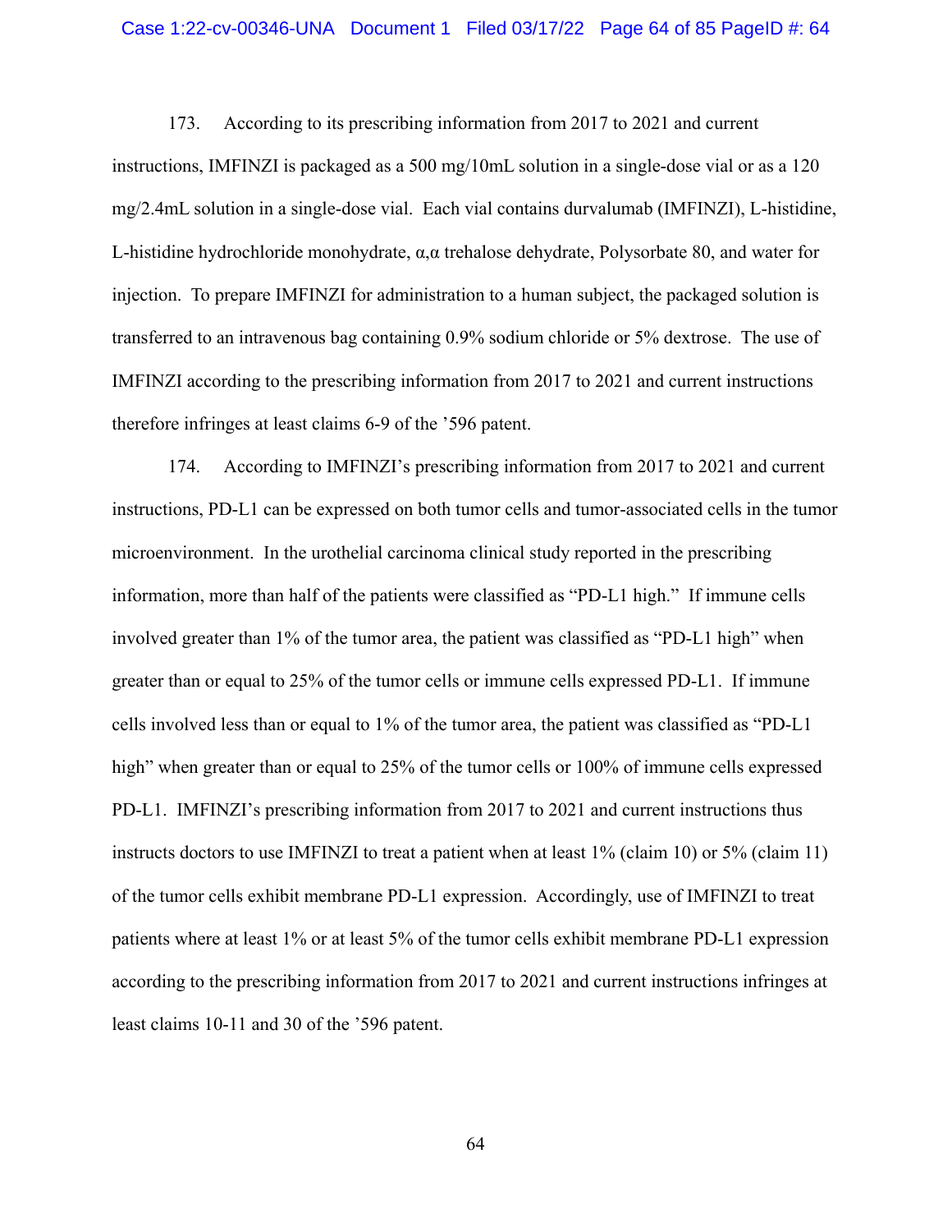173. According to its prescribing information from 2017 to 2021 and current instructions, IMFINZI is packaged as a 500 mg/10mL solution in a single-dose vial or as a 120 mg/2.4mL solution in a single-dose vial. Each vial contains durvalumab (IMFINZI), L-histidine, L-histidine hydrochloride monohydrate, α,α trehalose dehydrate, Polysorbate 80, and water for injection. To prepare IMFINZI for administration to a human subject, the packaged solution is transferred to an intravenous bag containing 0.9% sodium chloride or 5% dextrose. The use of IMFINZI according to the prescribing information from 2017 to 2021 and current instructions therefore infringes at least claims 6-9 of the '596 patent.

174. According to IMFINZI's prescribing information from 2017 to 2021 and current instructions, PD-L1 can be expressed on both tumor cells and tumor-associated cells in the tumor microenvironment. In the urothelial carcinoma clinical study reported in the prescribing information, more than half of the patients were classified as "PD-L1 high." If immune cells involved greater than 1% of the tumor area, the patient was classified as "PD-L1 high" when greater than or equal to 25% of the tumor cells or immune cells expressed PD-L1. If immune cells involved less than or equal to 1% of the tumor area, the patient was classified as "PD-L1 high" when greater than or equal to 25% of the tumor cells or 100% of immune cells expressed PD-L1. IMFINZI's prescribing information from 2017 to 2021 and current instructions thus instructs doctors to use IMFINZI to treat a patient when at least 1% (claim 10) or 5% (claim 11) of the tumor cells exhibit membrane PD-L1 expression. Accordingly, use of IMFINZI to treat patients where at least 1% or at least 5% of the tumor cells exhibit membrane PD-L1 expression according to the prescribing information from 2017 to 2021 and current instructions infringes at least claims 10-11 and 30 of the '596 patent.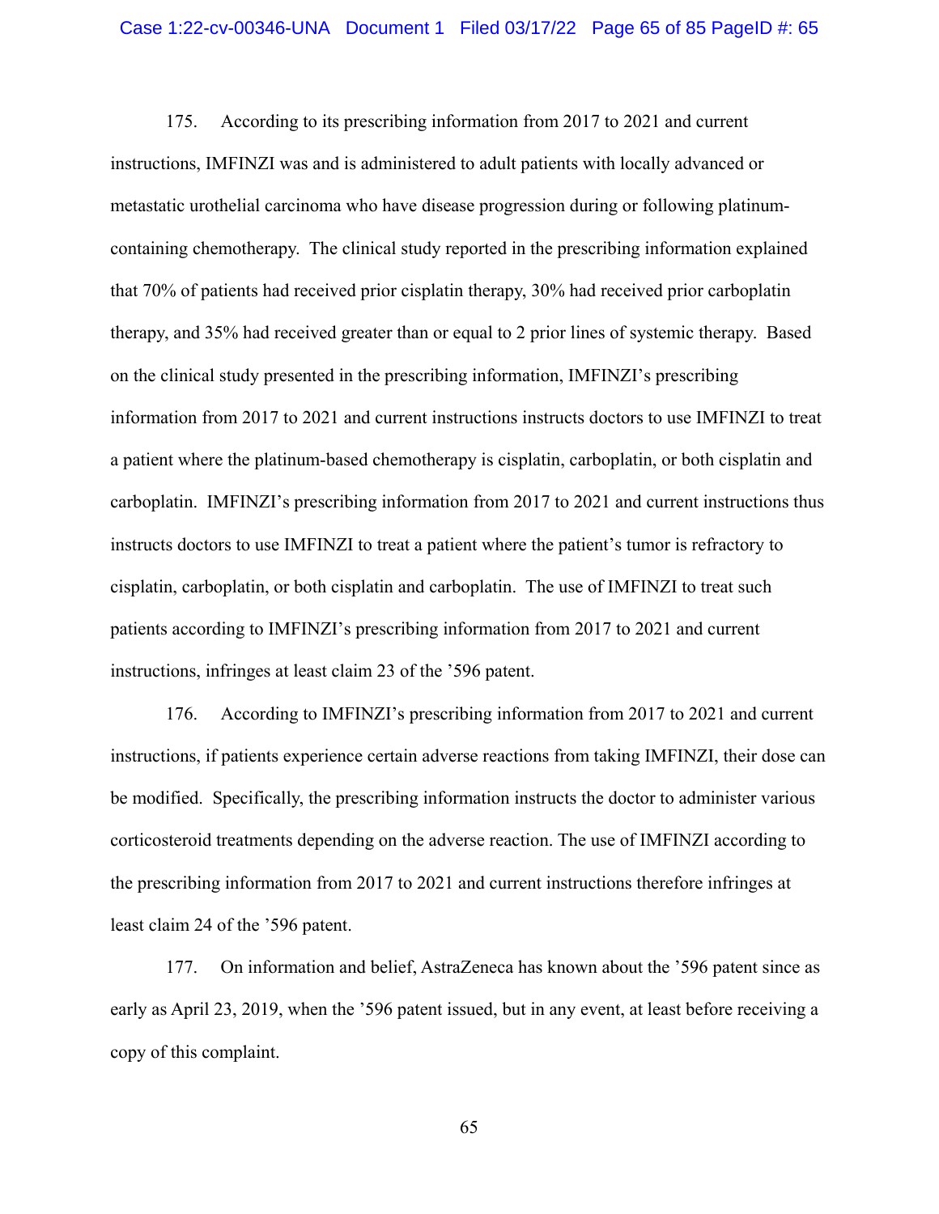175. According to its prescribing information from 2017 to 2021 and current instructions, IMFINZI was and is administered to adult patients with locally advanced or metastatic urothelial carcinoma who have disease progression during or following platinum-containing chemotherapy. The clinical study reported in the prescribing information explained that 70% of patients had received prior cisplatin therapy, 30% had received prior carboplatin therapy, and 35% had received greater than or equal to 2 prior lines of systemic therapy. Based on the clinical study presented in the prescribing information, IMFINZI's prescribing information from 2017 to 2021 and current instructions instructs doctors to use IMFINZI to treat a patient where the platinum-based chemotherapy is cisplatin, carboplatin, or both cisplatin and carboplatin. IMFINZI's prescribing information from 2017 to 2021 and current instructions thus instructs doctors to use IMFINZI to treat a patient where the patient's tumor is refractory to cisplatin, carboplatin, or both cisplatin and carboplatin. The use of IMFINZI to treat such patients according to IMFINZI's prescribing information from 2017 to 2021 and current instructions, infringes at least claim 23 of the '596 patent.

176. According to IMFINZI's prescribing information from 2017 to 2021 and current instructions, if patients experience certain adverse reactions from taking IMFINZI, their dose can be modified. Specifically, the prescribing information instructs the doctor to administer various corticosteroid treatments depending on the adverse reaction. The use of IMFINZI according to the prescribing information from 2017 to 2021 and current instructions therefore infringes at least claim 24 of the '596 patent.

177. On information and belief, AstraZeneca has known about the '596 patent since as early as April 23, 2019, when the '596 patent issued, but in any event, at least before receiving a copy of this complaint.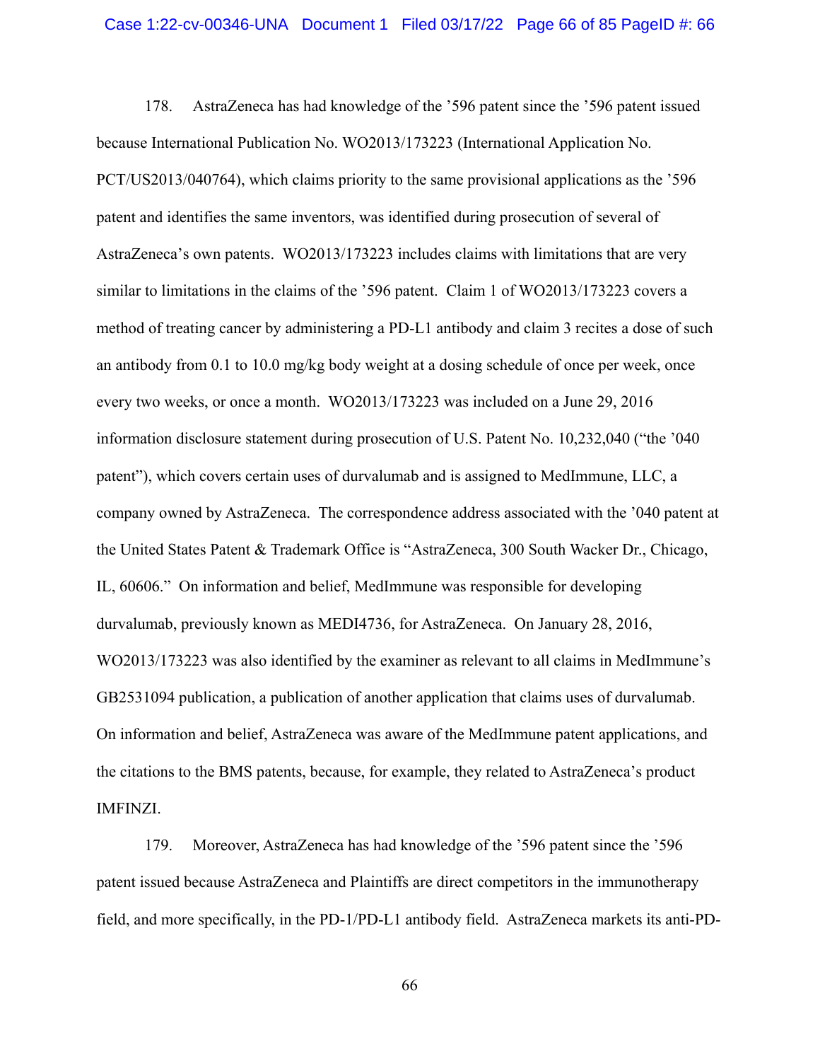178. AstraZeneca has had knowledge of the ’596 patent since the ’596 patent issued because International Publication No. WO2013/173223 (International Application No. PCT/US2013/040764), which claims priority to the same provisional applications as the ’596 patent and identifies the same inventors, was identified during prosecution of several of AstraZeneca’s own patents. WO2013/173223 includes claims with limitations that are very similar to limitations in the claims of the ’596 patent. Claim 1 of WO2013/173223 covers a method of treating cancer by administering a PD-L1 antibody and claim 3 recites a dose of such an antibody from 0.1 to 10.0 mg/kg body weight at a dosing schedule of once per week, once every two weeks, or once a month. WO2013/173223 was included on a June 29, 2016 information disclosure statement during prosecution of U.S. Patent No. 10,232,040 (“the ’040 patent”), which covers certain uses of durvalumab and is assigned to MedImmune, LLC, a company owned by AstraZeneca. The correspondence address associated with the ’040 patent at the United States Patent & Trademark Office is “AstraZeneca, 300 South Wacker Dr., Chicago, IL, 60606.” On information and belief, MedImmune was responsible for developing durvalumab, previously known as MEDI4736, for AstraZeneca. On January 28, 2016, WO2013/173223 was also identified by the examiner as relevant to all claims in MedImmune’s GB2531094 publication, a publication of another application that claims uses of durvalumab. On information and belief, AstraZeneca was aware of the MedImmune patent applications, and the citations to the BMS patents, because, for example, they related to AstraZeneca’s product IMFINZI.

179. Moreover, AstraZeneca has had knowledge of the ’596 patent since the ’596 patent issued because AstraZeneca and Plaintiffs are direct competitors in the immunotherapy field, and more specifically, in the PD-1/PD-L1 antibody field. AstraZeneca markets its anti-PD-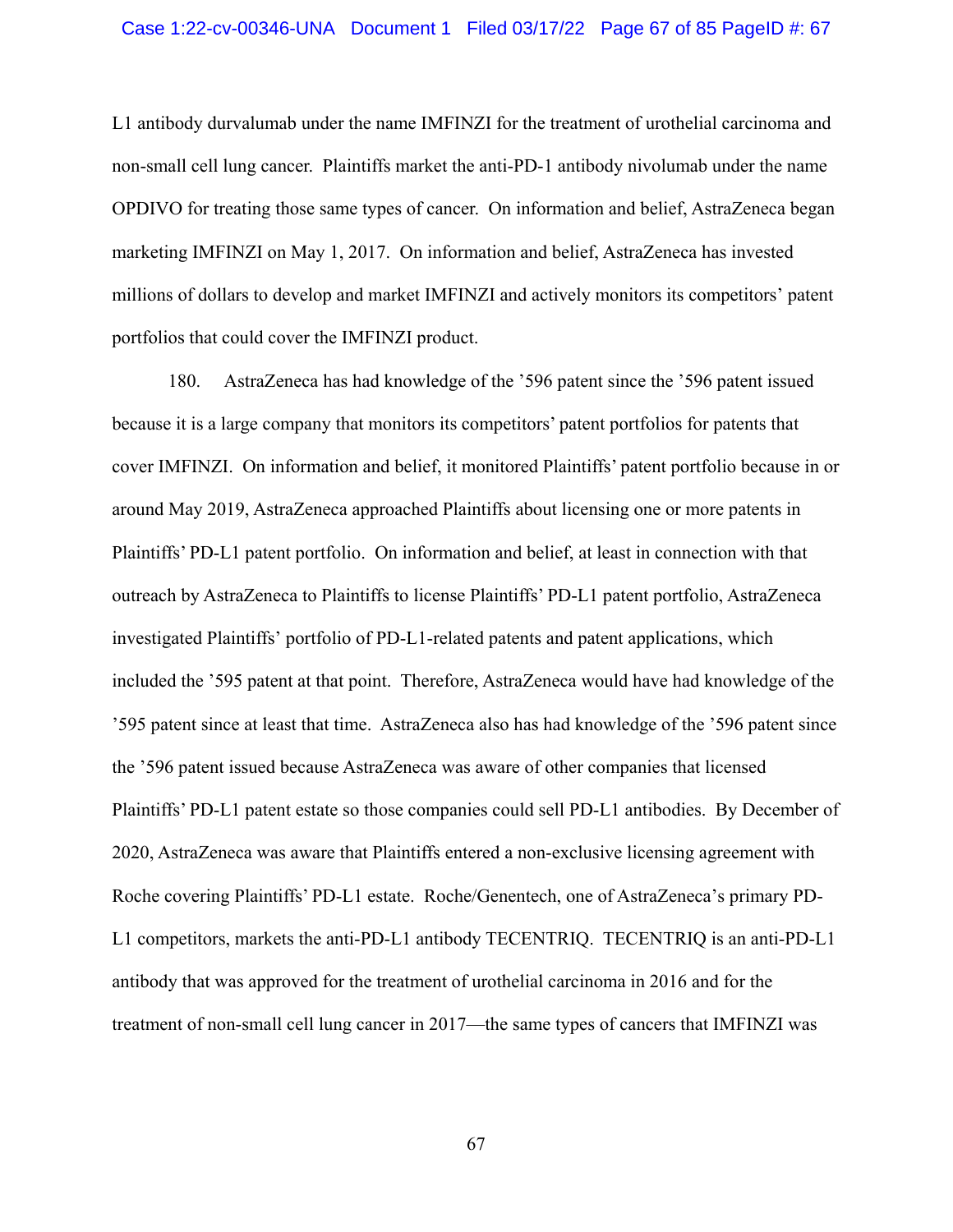L1 antibody durvalumab under the name IMFINZI for the treatment of urothelial carcinoma and non-small cell lung cancer. Plaintiffs market the anti-PD-1 antibody nivolumab under the name OPDIVO for treating those same types of cancer. On information and belief, AstraZeneca began marketing IMFINZI on May 1, 2017. On information and belief, AstraZeneca has invested millions of dollars to develop and market IMFINZI and actively monitors its competitors' patent portfolios that could cover the IMFINZI product.

180. AstraZeneca has had knowledge of the '596 patent since the '596 patent issued because it is a large company that monitors its competitors' patent portfolios for patents that cover IMFINZI. On information and belief, it monitored Plaintiffs' patent portfolio because in or around May 2019, AstraZeneca approached Plaintiffs about licensing one or more patents in Plaintiffs' PD-L1 patent portfolio. On information and belief, at least in connection with that outreach by AstraZeneca to Plaintiffs to license Plaintiffs' PD-L1 patent portfolio, AstraZeneca investigated Plaintiffs' portfolio of PD-L1-related patents and patent applications, which included the '595 patent at that point. Therefore, AstraZeneca would have had knowledge of the '595 patent since at least that time. AstraZeneca also has had knowledge of the '596 patent since the '596 patent issued because AstraZeneca was aware of other companies that licensed Plaintiffs' PD-L1 patent estate so those companies could sell PD-L1 antibodies. By December of 2020, AstraZeneca was aware that Plaintiffs entered a non-exclusive licensing agreement with Roche covering Plaintiffs' PD-L1 estate. Roche/Genentech, one of AstraZeneca's primary PD-L1 competitors, markets the anti-PD-L1 antibody TECENTRIQ. TECENTRIQ is an anti-PD-L1 antibody that was approved for the treatment of urothelial carcinoma in 2016 and for the treatment of non-small cell lung cancer in 2017—the same types of cancers that IMFINZI was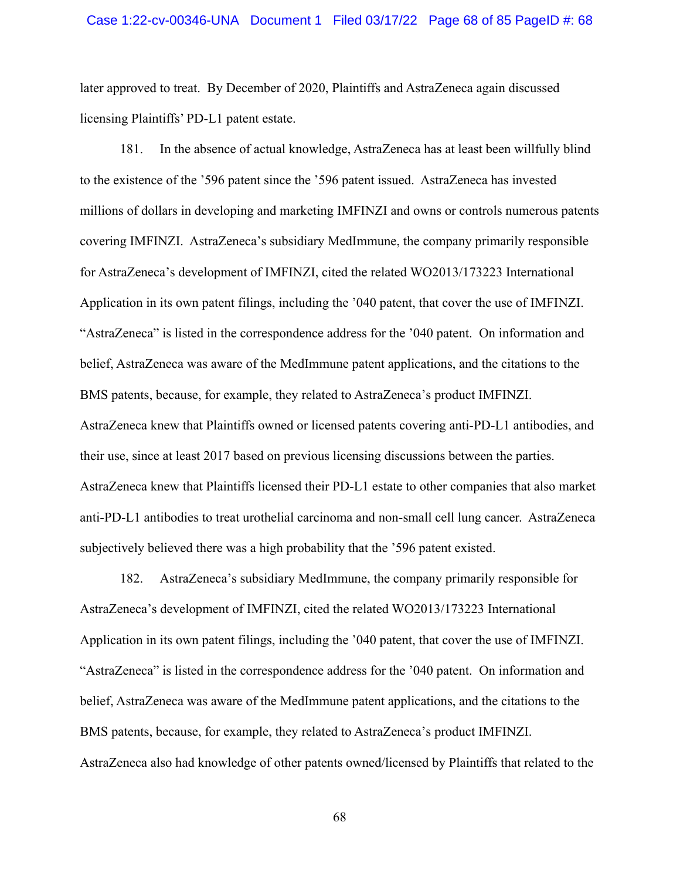later approved to treat. By December of 2020, Plaintiffs and AstraZeneca again discussed licensing Plaintiffs' PD-L1 patent estate.

181. In the absence of actual knowledge, AstraZeneca has at least been willfully blind to the existence of the '596 patent since the '596 patent issued. AstraZeneca has invested millions of dollars in developing and marketing IMFINZI and owns or controls numerous patents covering IMFINZI. AstraZeneca's subsidiary MedImmune, the company primarily responsible for AstraZeneca's development of IMFINZI, cited the related WO2013/173223 International Application in its own patent filings, including the '040 patent, that cover the use of IMFINZI. "AstraZeneca" is listed in the correspondence address for the '040 patent. On information and belief, AstraZeneca was aware of the MedImmune patent applications, and the citations to the BMS patents, because, for example, they related to AstraZeneca's product IMFINZI. AstraZeneca knew that Plaintiffs owned or licensed patents covering anti-PD-L1 antibodies, and their use, since at least 2017 based on previous licensing discussions between the parties. AstraZeneca knew that Plaintiffs licensed their PD-L1 estate to other companies that also market anti-PD-L1 antibodies to treat urothelial carcinoma and non-small cell lung cancer. AstraZeneca subjectively believed there was a high probability that the '596 patent existed.

182. AstraZeneca's subsidiary MedImmune, the company primarily responsible for AstraZeneca's development of IMFINZI, cited the related WO2013/173223 International Application in its own patent filings, including the '040 patent, that cover the use of IMFINZI. "AstraZeneca" is listed in the correspondence address for the '040 patent. On information and belief, AstraZeneca was aware of the MedImmune patent applications, and the citations to the BMS patents, because, for example, they related to AstraZeneca's product IMFINZI. AstraZeneca also had knowledge of other patents owned/licensed by Plaintiffs that related to the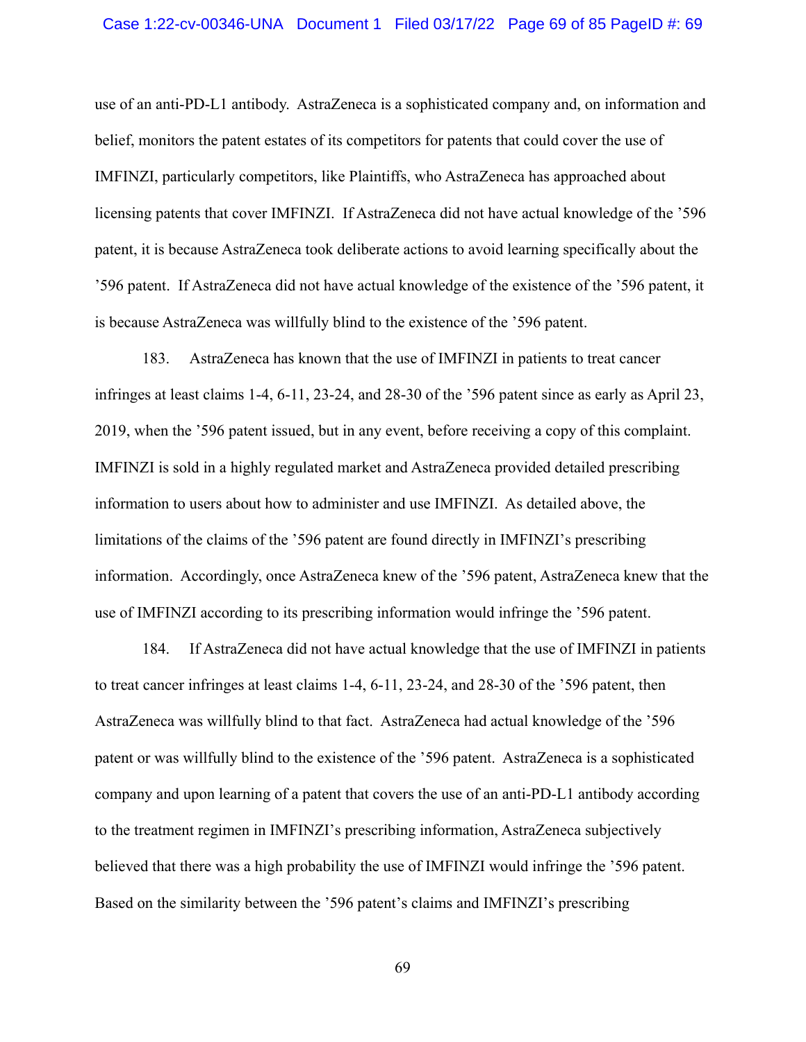use of an anti-PD-L1 antibody. AstraZeneca is a sophisticated company and, on information and belief, monitors the patent estates of its competitors for patents that could cover the use of IMFINZI, particularly competitors, like Plaintiffs, who AstraZeneca has approached about licensing patents that cover IMFINZI. If AstraZeneca did not have actual knowledge of the '596 patent, it is because AstraZeneca took deliberate actions to avoid learning specifically about the '596 patent. If AstraZeneca did not have actual knowledge of the existence of the '596 patent, it is because AstraZeneca was willfully blind to the existence of the '596 patent.

183. AstraZeneca has known that the use of IMFINZI in patients to treat cancer infringes at least claims 1-4, 6-11, 23-24, and 28-30 of the '596 patent since as early as April 23, 2019, when the '596 patent issued, but in any event, before receiving a copy of this complaint. IMFINZI is sold in a highly regulated market and AstraZeneca provided detailed prescribing information to users about how to administer and use IMFINZI. As detailed above, the limitations of the claims of the '596 patent are found directly in IMFINZI's prescribing information. Accordingly, once AstraZeneca knew of the '596 patent, AstraZeneca knew that the use of IMFINZI according to its prescribing information would infringe the '596 patent.

184. If AstraZeneca did not have actual knowledge that the use of IMFINZI in patients to treat cancer infringes at least claims 1-4, 6-11, 23-24, and 28-30 of the '596 patent, then AstraZeneca was willfully blind to that fact. AstraZeneca had actual knowledge of the '596 patent or was willfully blind to the existence of the '596 patent. AstraZeneca is a sophisticated company and upon learning of a patent that covers the use of an anti-PD-L1 antibody according to the treatment regimen in IMFINZI's prescribing information, AstraZeneca subjectively believed that there was a high probability the use of IMFINZI would infringe the '596 patent. Based on the similarity between the '596 patent's claims and IMFINZI's prescribing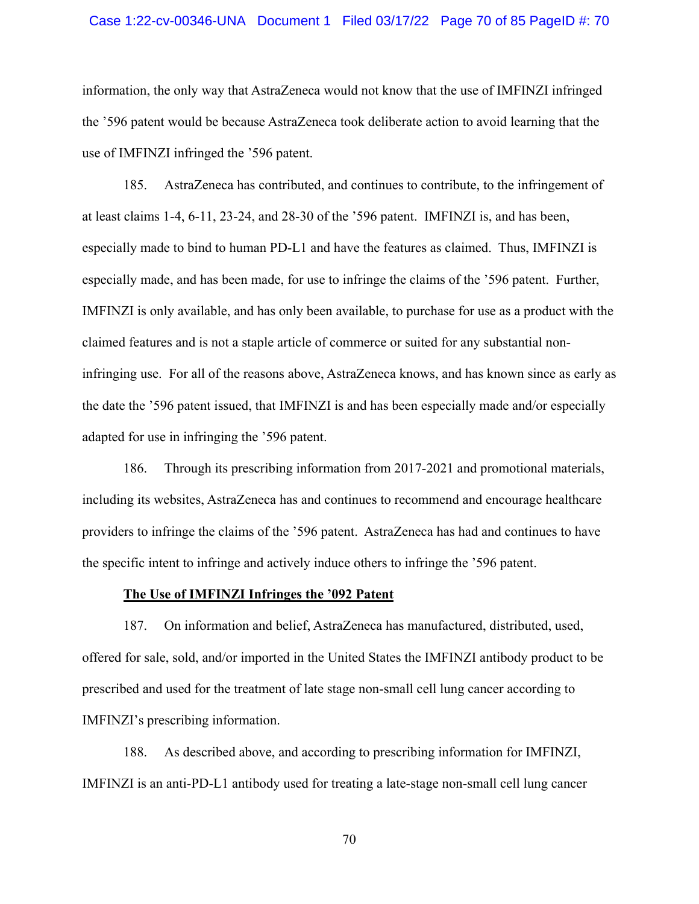information, the only way that AstraZeneca would not know that the use of IMFINZI infringed the ’596 patent would be because AstraZeneca took deliberate action to avoid learning that the use of IMFINZI infringed the ’596 patent.

185. AstraZeneca has contributed, and continues to contribute, to the infringement of at least claims 1-4, 6-11, 23-24, and 28-30 of the ’596 patent. IMFINZI is, and has been, especially made to bind to human PD-L1 and have the features as claimed. Thus, IMFINZI is especially made, and has been made, for use to infringe the claims of the ’596 patent. Further, IMFINZI is only available, and has only been available, to purchase for use as a product with the claimed features and is not a staple article of commerce or suited for any substantial non-infringing use. For all of the reasons above, AstraZeneca knows, and has known since as early as the date the ’596 patent issued, that IMFINZI is and has been especially made and/or especially adapted for use in infringing the ’596 patent.

186. Through its prescribing information from 2017-2021 and promotional materials, including its websites, AstraZeneca has and continues to recommend and encourage healthcare providers to infringe the claims of the ’596 patent. AstraZeneca has had and continues to have the specific intent to infringe and actively induce others to infringe the ’596 patent.

**<u>The Use of IMFINZI Infringes the ’092 Patent</u>**

187. On information and belief, AstraZeneca has manufactured, distributed, used, offered for sale, sold, and/or imported in the United States the IMFINZI antibody product to be prescribed and used for the treatment of late stage non-small cell lung cancer according to IMFINZI’s prescribing information.

188. As described above, and according to prescribing information for IMFINZI, IMFINZI is an anti-PD-L1 antibody used for treating a late-stage non-small cell lung cancer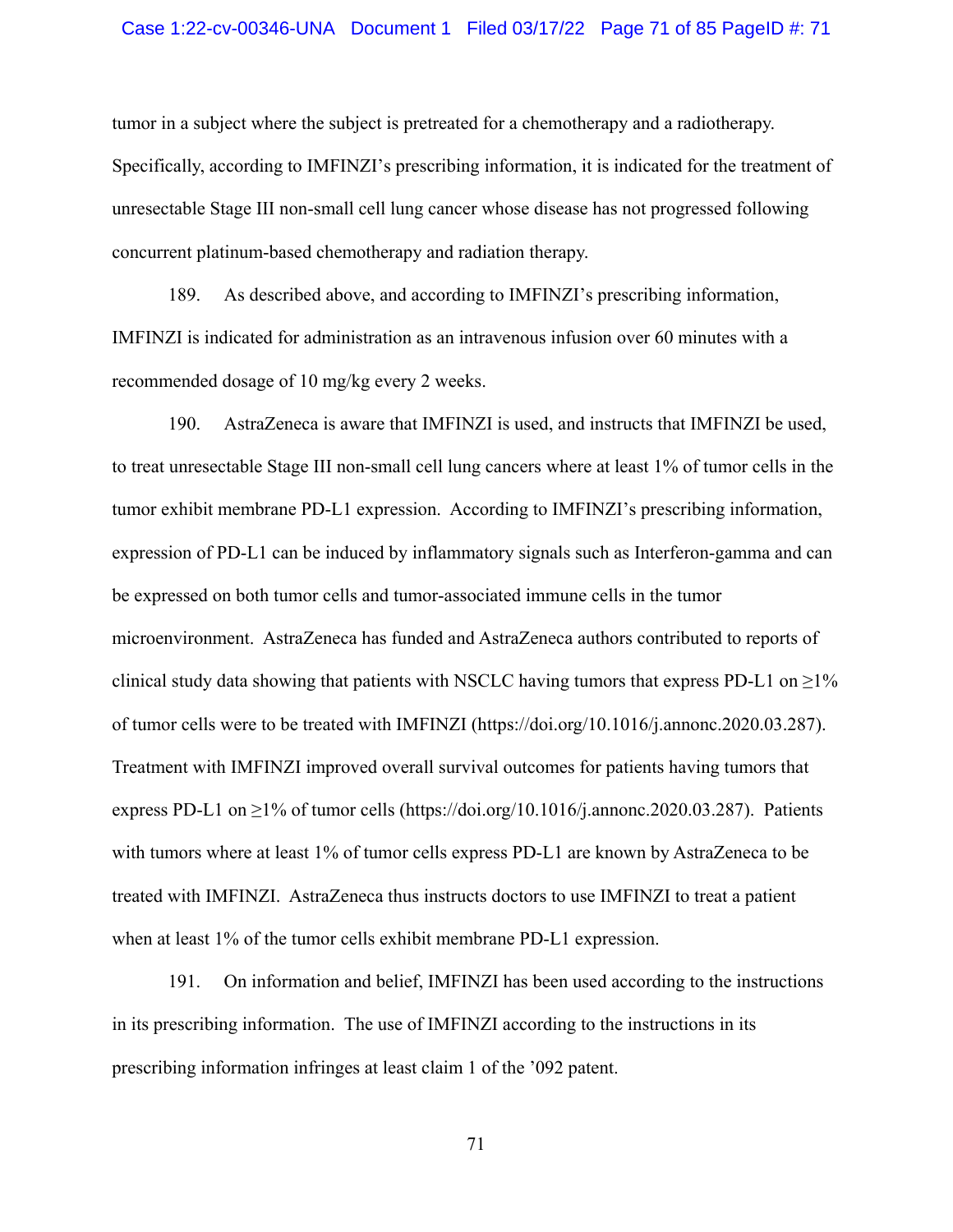tumor in a subject where the subject is pretreated for a chemotherapy and a radiotherapy. Specifically, according to IMFINZI's prescribing information, it is indicated for the treatment of unresectable Stage III non-small cell lung cancer whose disease has not progressed following concurrent platinum-based chemotherapy and radiation therapy.

189. As described above, and according to IMFINZI's prescribing information, IMFINZI is indicated for administration as an intravenous infusion over 60 minutes with a recommended dosage of 10 mg/kg every 2 weeks.

190. AstraZeneca is aware that IMFINZI is used, and instructs that IMFINZI be used, to treat unresectable Stage III non-small cell lung cancers where at least 1% of tumor cells in the tumor exhibit membrane PD-L1 expression. According to IMFINZI's prescribing information, expression of PD-L1 can be induced by inflammatory signals such as Interferon-gamma and can be expressed on both tumor cells and tumor-associated immune cells in the tumor microenvironment. AstraZeneca has funded and AstraZeneca authors contributed to reports of clinical study data showing that patients with NSCLC having tumors that express PD-L1 on ≥1% of tumor cells were to be treated with IMFINZI (https://doi.org/10.1016/j.annonc.2020.03.287). Treatment with IMFINZI improved overall survival outcomes for patients having tumors that express PD-L1 on ≥1% of tumor cells (https://doi.org/10.1016/j.annonc.2020.03.287). Patients with tumors where at least 1% of tumor cells express PD-L1 are known by AstraZeneca to be treated with IMFINZI. AstraZeneca thus instructs doctors to use IMFINZI to treat a patient when at least 1% of the tumor cells exhibit membrane PD-L1 expression.

191. On information and belief, IMFINZI has been used according to the instructions in its prescribing information. The use of IMFINZI according to the instructions in its prescribing information infringes at least claim 1 of the '092 patent.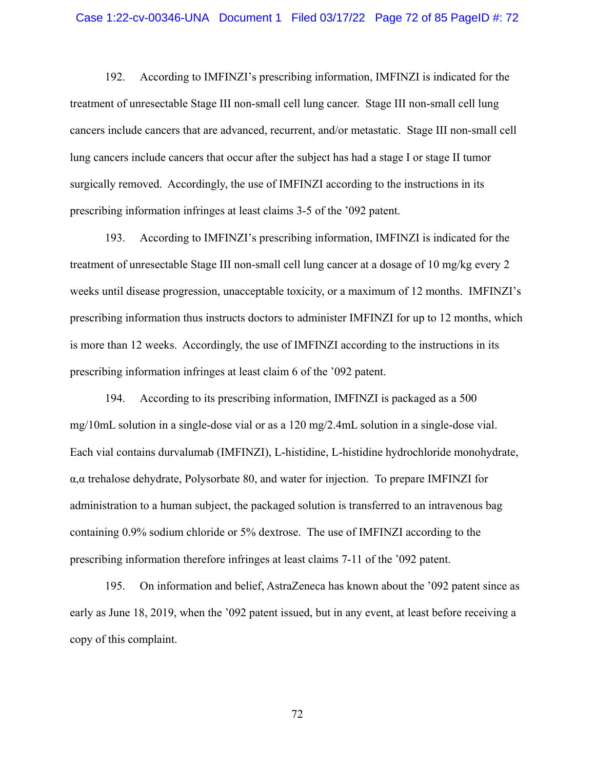192. According to IMFINZI's prescribing information, IMFINZI is indicated for the treatment of unresectable Stage III non-small cell lung cancer. Stage III non-small cell lung cancers include cancers that are advanced, recurrent, and/or metastatic. Stage III non-small cell lung cancers include cancers that occur after the subject has had a stage I or stage II tumor surgically removed. Accordingly, the use of IMFINZI according to the instructions in its prescribing information infringes at least claims 3-5 of the '092 patent.

193. According to IMFINZI's prescribing information, IMFINZI is indicated for the treatment of unresectable Stage III non-small cell lung cancer at a dosage of 10 mg/kg every 2 weeks until disease progression, unacceptable toxicity, or a maximum of 12 months. IMFINZI's prescribing information thus instructs doctors to administer IMFINZI for up to 12 months, which is more than 12 weeks. Accordingly, the use of IMFINZI according to the instructions in its prescribing information infringes at least claim 6 of the '092 patent.

194. According to its prescribing information, IMFINZI is packaged as a 500 mg/10mL solution in a single-dose vial or as a 120 mg/2.4mL solution in a single-dose vial. Each vial contains durvalumab (IMFINZI), L-histidine, L-histidine hydrochloride monohydrate, α,α trehalose dehydrate, Polysorbate 80, and water for injection. To prepare IMFINZI for administration to a human subject, the packaged solution is transferred to an intravenous bag containing 0.9% sodium chloride or 5% dextrose. The use of IMFINZI according to the prescribing information therefore infringes at least claims 7-11 of the '092 patent.

195. On information and belief, AstraZeneca has known about the '092 patent since as early as June 18, 2019, when the '092 patent issued, but in any event, at least before receiving a copy of this complaint.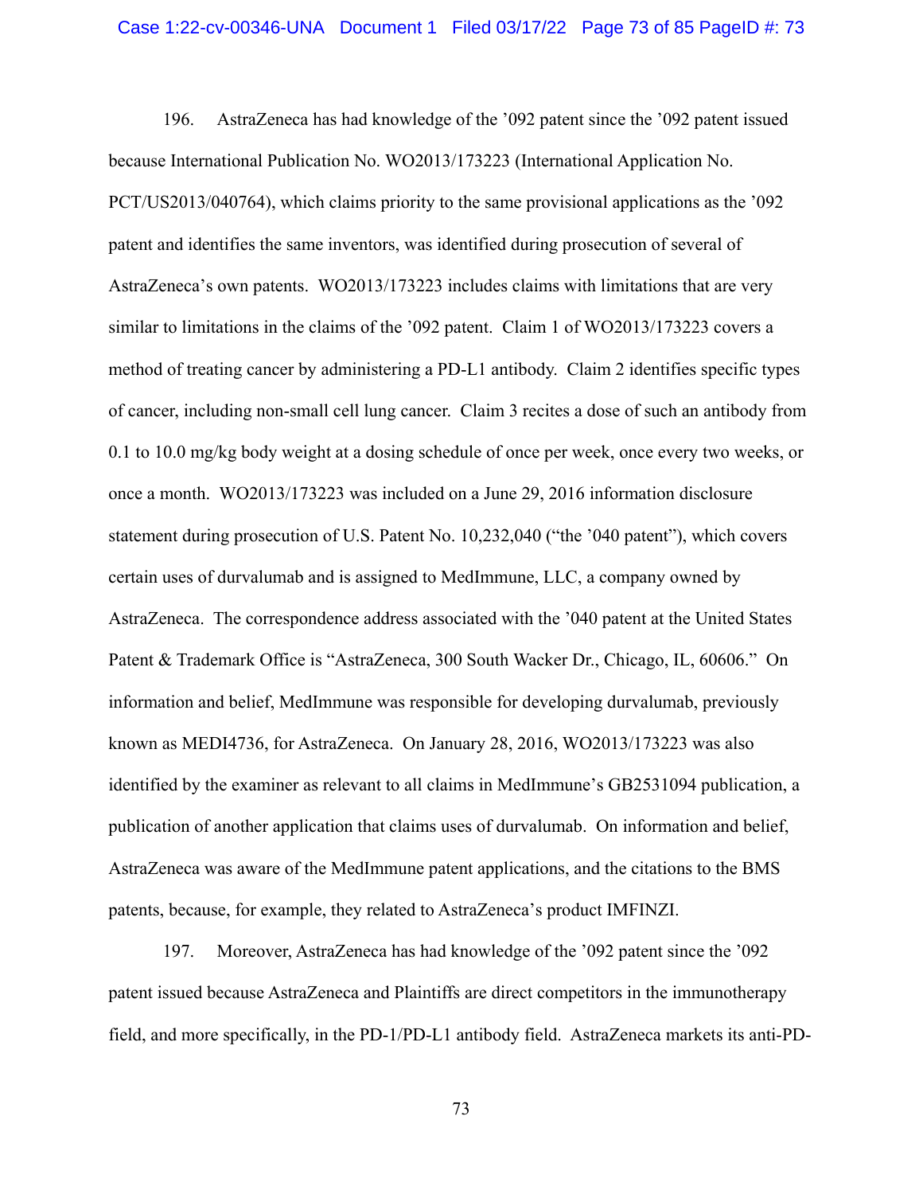196. AstraZeneca has had knowledge of the ’092 patent since the ’092 patent issued because International Publication No. WO2013/173223 (International Application No. PCT/US2013/040764), which claims priority to the same provisional applications as the ’092 patent and identifies the same inventors, was identified during prosecution of several of AstraZeneca’s own patents. WO2013/173223 includes claims with limitations that are very similar to limitations in the claims of the ’092 patent. Claim 1 of WO2013/173223 covers a method of treating cancer by administering a PD-L1 antibody. Claim 2 identifies specific types of cancer, including non-small cell lung cancer. Claim 3 recites a dose of such an antibody from 0.1 to 10.0 mg/kg body weight at a dosing schedule of once per week, once every two weeks, or once a month. WO2013/173223 was included on a June 29, 2016 information disclosure statement during prosecution of U.S. Patent No. 10,232,040 (“the ’040 patent”), which covers certain uses of durvalumab and is assigned to MedImmune, LLC, a company owned by AstraZeneca. The correspondence address associated with the ’040 patent at the United States Patent & Trademark Office is “AstraZeneca, 300 South Wacker Dr., Chicago, IL, 60606.” On information and belief, MedImmune was responsible for developing durvalumab, previously known as MEDI4736, for AstraZeneca. On January 28, 2016, WO2013/173223 was also identified by the examiner as relevant to all claims in MedImmune’s GB2531094 publication, a publication of another application that claims uses of durvalumab. On information and belief, AstraZeneca was aware of the MedImmune patent applications, and the citations to the BMS patents, because, for example, they related to AstraZeneca’s product IMFINZI.

197. Moreover, AstraZeneca has had knowledge of the ’092 patent since the ’092 patent issued because AstraZeneca and Plaintiffs are direct competitors in the immunotherapy field, and more specifically, in the PD-1/PD-L1 antibody field. AstraZeneca markets its anti-PD-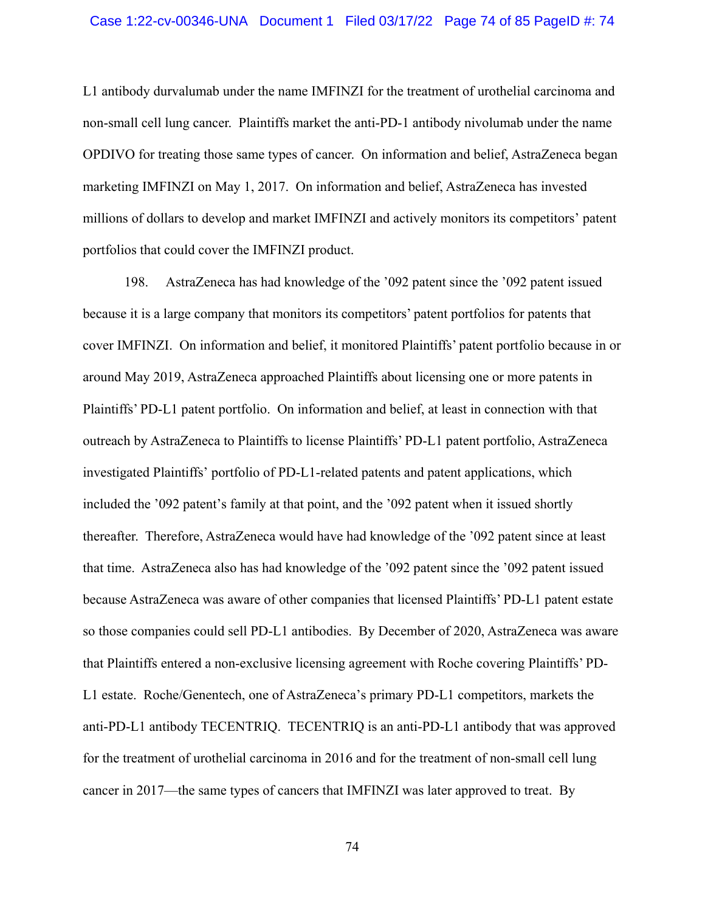L1 antibody durvalumab under the name IMFINZI for the treatment of urothelial carcinoma and non-small cell lung cancer. Plaintiffs market the anti-PD-1 antibody nivolumab under the name OPDIVO for treating those same types of cancer. On information and belief, AstraZeneca began marketing IMFINZI on May 1, 2017. On information and belief, AstraZeneca has invested millions of dollars to develop and market IMFINZI and actively monitors its competitors' patent portfolios that could cover the IMFINZI product.

198. AstraZeneca has had knowledge of the '092 patent since the '092 patent issued because it is a large company that monitors its competitors' patent portfolios for patents that cover IMFINZI. On information and belief, it monitored Plaintiffs' patent portfolio because in or around May 2019, AstraZeneca approached Plaintiffs about licensing one or more patents in Plaintiffs' PD-L1 patent portfolio. On information and belief, at least in connection with that outreach by AstraZeneca to Plaintiffs to license Plaintiffs' PD-L1 patent portfolio, AstraZeneca investigated Plaintiffs' portfolio of PD-L1-related patents and patent applications, which included the '092 patent's family at that point, and the '092 patent when it issued shortly thereafter. Therefore, AstraZeneca would have had knowledge of the '092 patent since at least that time. AstraZeneca also has had knowledge of the '092 patent since the '092 patent issued because AstraZeneca was aware of other companies that licensed Plaintiffs' PD-L1 patent estate so those companies could sell PD-L1 antibodies. By December of 2020, AstraZeneca was aware that Plaintiffs entered a non-exclusive licensing agreement with Roche covering Plaintiffs' PD-L1 estate. Roche/Genentech, one of AstraZeneca's primary PD-L1 competitors, markets the anti-PD-L1 antibody TECENTRIQ. TECENTRIQ is an anti-PD-L1 antibody that was approved for the treatment of urothelial carcinoma in 2016 and for the treatment of non-small cell lung cancer in 2017—the same types of cancers that IMFINZI was later approved to treat. By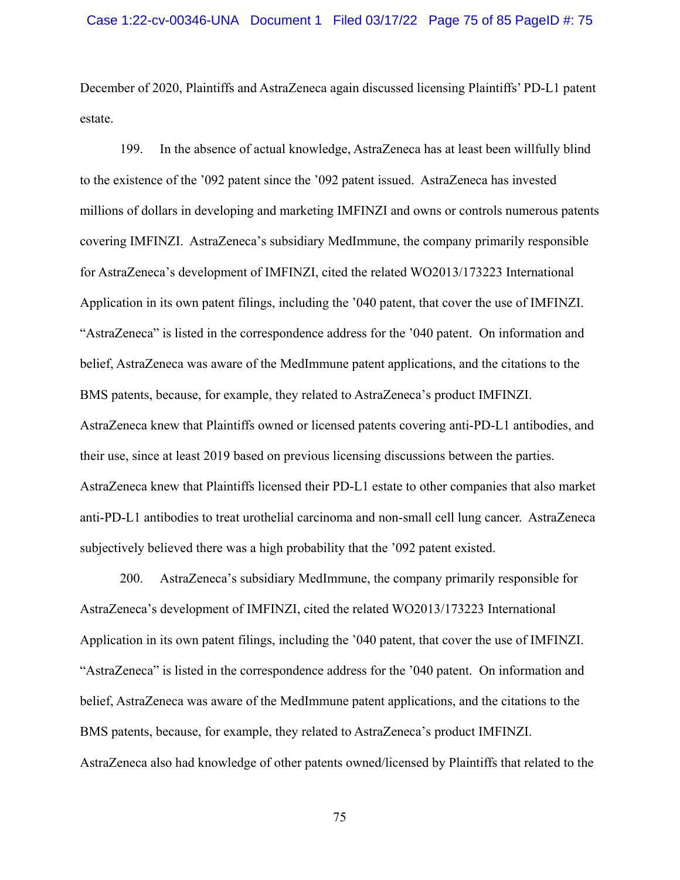December of 2020, Plaintiffs and AstraZeneca again discussed licensing Plaintiffs' PD-L1 patent estate.

199. In the absence of actual knowledge, AstraZeneca has at least been willfully blind to the existence of the '092 patent since the '092 patent issued. AstraZeneca has invested millions of dollars in developing and marketing IMFINZI and owns or controls numerous patents covering IMFINZI. AstraZeneca's subsidiary MedImmune, the company primarily responsible for AstraZeneca's development of IMFINZI, cited the related WO2013/173223 International Application in its own patent filings, including the '040 patent, that cover the use of IMFINZI. "AstraZeneca" is listed in the correspondence address for the '040 patent. On information and belief, AstraZeneca was aware of the MedImmune patent applications, and the citations to the BMS patents, because, for example, they related to AstraZeneca's product IMFINZI. AstraZeneca knew that Plaintiffs owned or licensed patents covering anti-PD-L1 antibodies, and their use, since at least 2019 based on previous licensing discussions between the parties. AstraZeneca knew that Plaintiffs licensed their PD-L1 estate to other companies that also market anti-PD-L1 antibodies to treat urothelial carcinoma and non-small cell lung cancer. AstraZeneca subjectively believed there was a high probability that the '092 patent existed.

200. AstraZeneca's subsidiary MedImmune, the company primarily responsible for AstraZeneca's development of IMFINZI, cited the related WO2013/173223 International Application in its own patent filings, including the '040 patent, that cover the use of IMFINZI. "AstraZeneca" is listed in the correspondence address for the '040 patent. On information and belief, AstraZeneca was aware of the MedImmune patent applications, and the citations to the BMS patents, because, for example, they related to AstraZeneca's product IMFINZI. AstraZeneca also had knowledge of other patents owned/licensed by Plaintiffs that related to the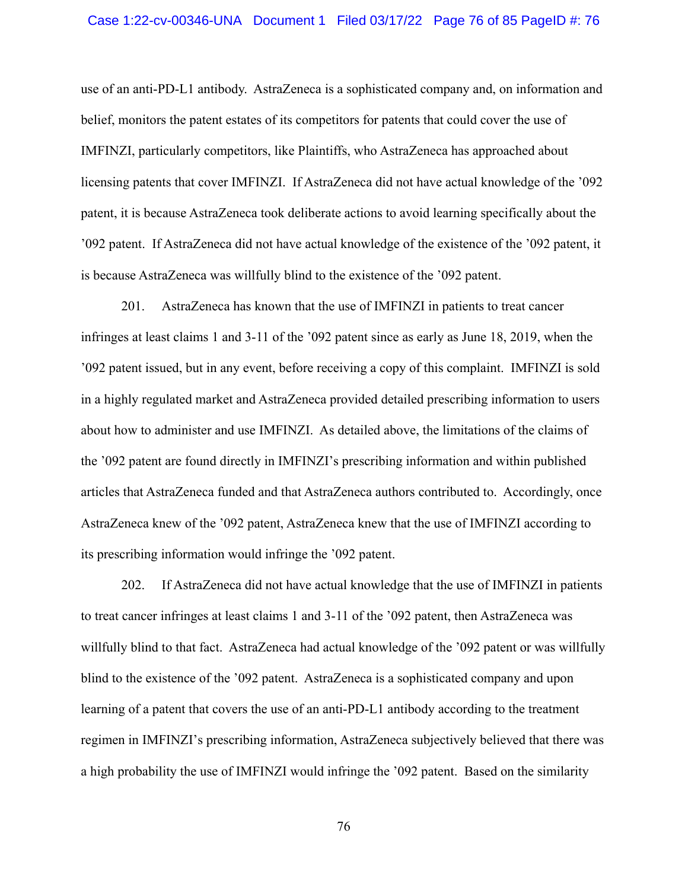use of an anti-PD-L1 antibody. AstraZeneca is a sophisticated company and, on information and belief, monitors the patent estates of its competitors for patents that could cover the use of IMFINZI, particularly competitors, like Plaintiffs, who AstraZeneca has approached about licensing patents that cover IMFINZI. If AstraZeneca did not have actual knowledge of the '092 patent, it is because AstraZeneca took deliberate actions to avoid learning specifically about the '092 patent. If AstraZeneca did not have actual knowledge of the existence of the '092 patent, it is because AstraZeneca was willfully blind to the existence of the '092 patent.

201. AstraZeneca has known that the use of IMFINZI in patients to treat cancer infringes at least claims 1 and 3-11 of the '092 patent since as early as June 18, 2019, when the '092 patent issued, but in any event, before receiving a copy of this complaint. IMFINZI is sold in a highly regulated market and AstraZeneca provided detailed prescribing information to users about how to administer and use IMFINZI. As detailed above, the limitations of the claims of the '092 patent are found directly in IMFINZI's prescribing information and within published articles that AstraZeneca funded and that AstraZeneca authors contributed to. Accordingly, once AstraZeneca knew of the '092 patent, AstraZeneca knew that the use of IMFINZI according to its prescribing information would infringe the '092 patent.

202. If AstraZeneca did not have actual knowledge that the use of IMFINZI in patients to treat cancer infringes at least claims 1 and 3-11 of the '092 patent, then AstraZeneca was willfully blind to that fact. AstraZeneca had actual knowledge of the '092 patent or was willfully blind to the existence of the '092 patent. AstraZeneca is a sophisticated company and upon learning of a patent that covers the use of an anti-PD-L1 antibody according to the treatment regimen in IMFINZI's prescribing information, AstraZeneca subjectively believed that there was a high probability the use of IMFINZI would infringe the '092 patent. Based on the similarity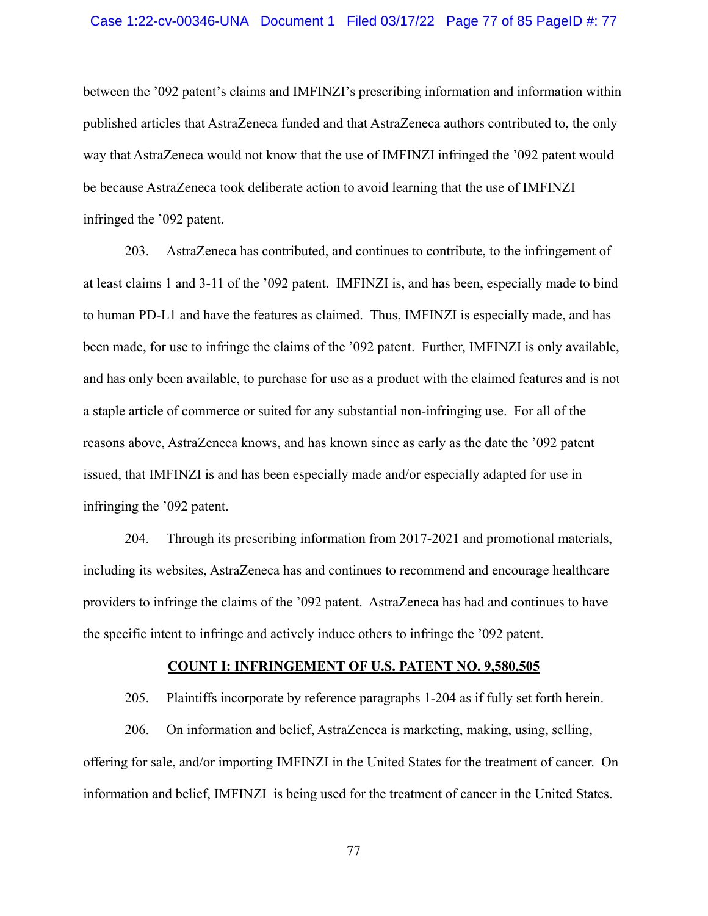between the ’092 patent’s claims and IMFINZI’s prescribing information and information within published articles that AstraZeneca funded and that AstraZeneca authors contributed to, the only way that AstraZeneca would not know that the use of IMFINZI infringed the ’092 patent would be because AstraZeneca took deliberate action to avoid learning that the use of IMFINZI infringed the ’092 patent.

203. AstraZeneca has contributed, and continues to contribute, to the infringement of at least claims 1 and 3-11 of the ’092 patent. IMFINZI is, and has been, especially made to bind to human PD-L1 and have the features as claimed. Thus, IMFINZI is especially made, and has been made, for use to infringe the claims of the ’092 patent. Further, IMFINZI is only available, and has only been available, to purchase for use as a product with the claimed features and is not a staple article of commerce or suited for any substantial non-infringing use. For all of the reasons above, AstraZeneca knows, and has known since as early as the date the ’092 patent issued, that IMFINZI is and has been especially made and/or especially adapted for use in infringing the ’092 patent.

204. Through its prescribing information from 2017-2021 and promotional materials, including its websites, AstraZeneca has and continues to recommend and encourage healthcare providers to infringe the claims of the ’092 patent. AstraZeneca has had and continues to have the specific intent to infringe and actively induce others to infringe the ’092 patent.

## COUNT I: INFRINGEMENT OF U.S. PATENT NO. 9,580,505

205. Plaintiffs incorporate by reference paragraphs 1-204 as if fully set forth herein.

206. On information and belief, AstraZeneca is marketing, making, using, selling, offering for sale, and/or importing IMFINZI in the United States for the treatment of cancer. On information and belief, IMFINZI is being used for the treatment of cancer in the United States.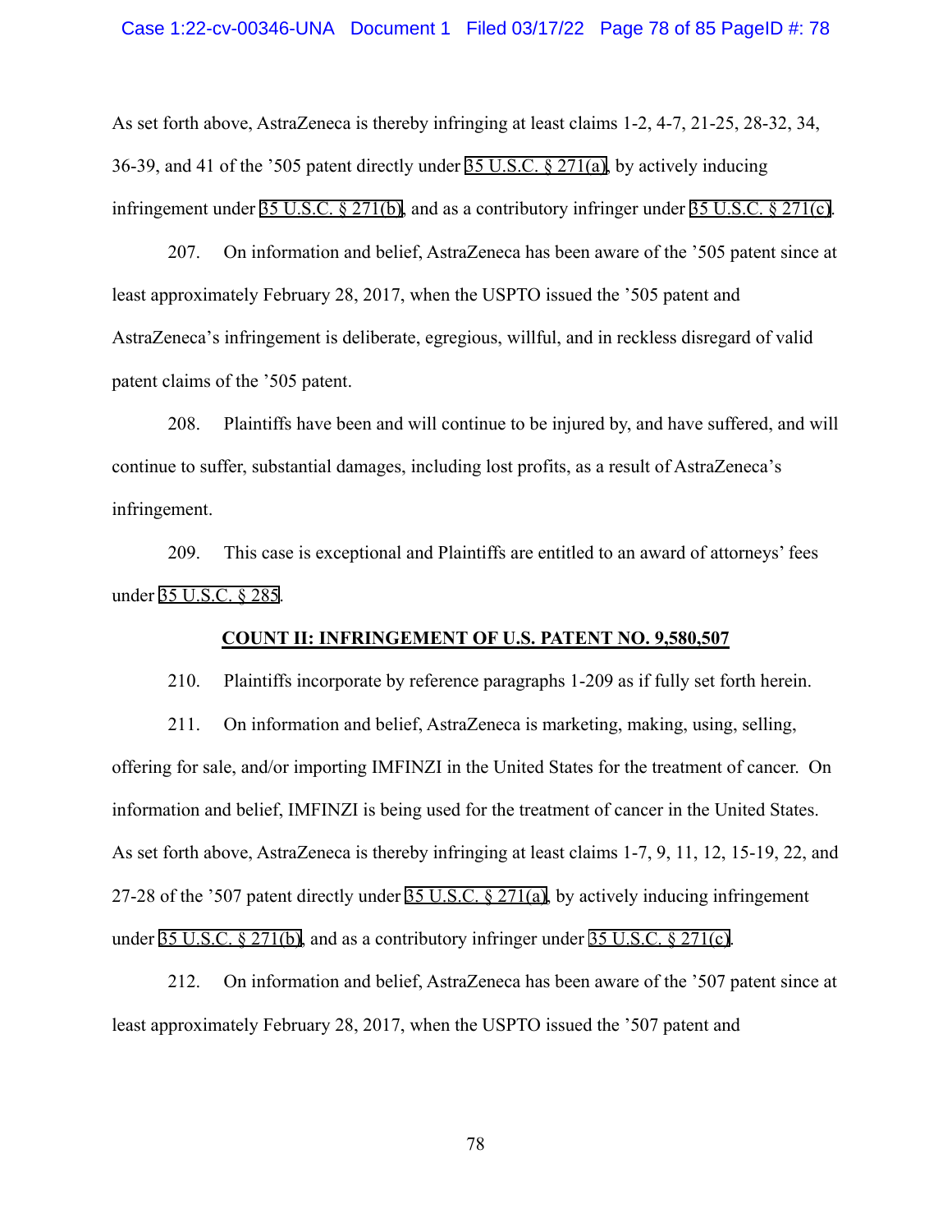As set forth above, AstraZeneca is thereby infringing at least claims 1-2, 4-7, 21-25, 28-32, 34, 36-39, and 41 of the '505 patent directly under 35 U.S.C. § 271(a), by actively inducing infringement under 35 U.S.C. § 271(b), and as a contributory infringer under 35 U.S.C. § 271(c).

207. On information and belief, AstraZeneca has been aware of the '505 patent since at least approximately February 28, 2017, when the USPTO issued the '505 patent and AstraZeneca's infringement is deliberate, egregious, willful, and in reckless disregard of valid patent claims of the '505 patent.

208. Plaintiffs have been and will continue to be injured by, and have suffered, and will continue to suffer, substantial damages, including lost profits, as a result of AstraZeneca's infringement.

209. This case is exceptional and Plaintiffs are entitled to an award of attorneys' fees under 35 U.S.C. § 285.

**COUNT II: INFRINGEMENT OF U.S. PATENT NO. 9,580,507**

210. Plaintiffs incorporate by reference paragraphs 1-209 as if fully set forth herein.

211. On information and belief, AstraZeneca is marketing, making, using, selling, offering for sale, and/or importing IMFINZI in the United States for the treatment of cancer. On information and belief, IMFINZI is being used for the treatment of cancer in the United States. As set forth above, AstraZeneca is thereby infringing at least claims 1-7, 9, 11, 12, 15-19, 22, and 27-28 of the '507 patent directly under 35 U.S.C. § 271(a), by actively inducing infringement under 35 U.S.C. § 271(b), and as a contributory infringer under 35 U.S.C. § 271(c).

212. On information and belief, AstraZeneca has been aware of the '507 patent since at least approximately February 28, 2017, when the USPTO issued the '507 patent and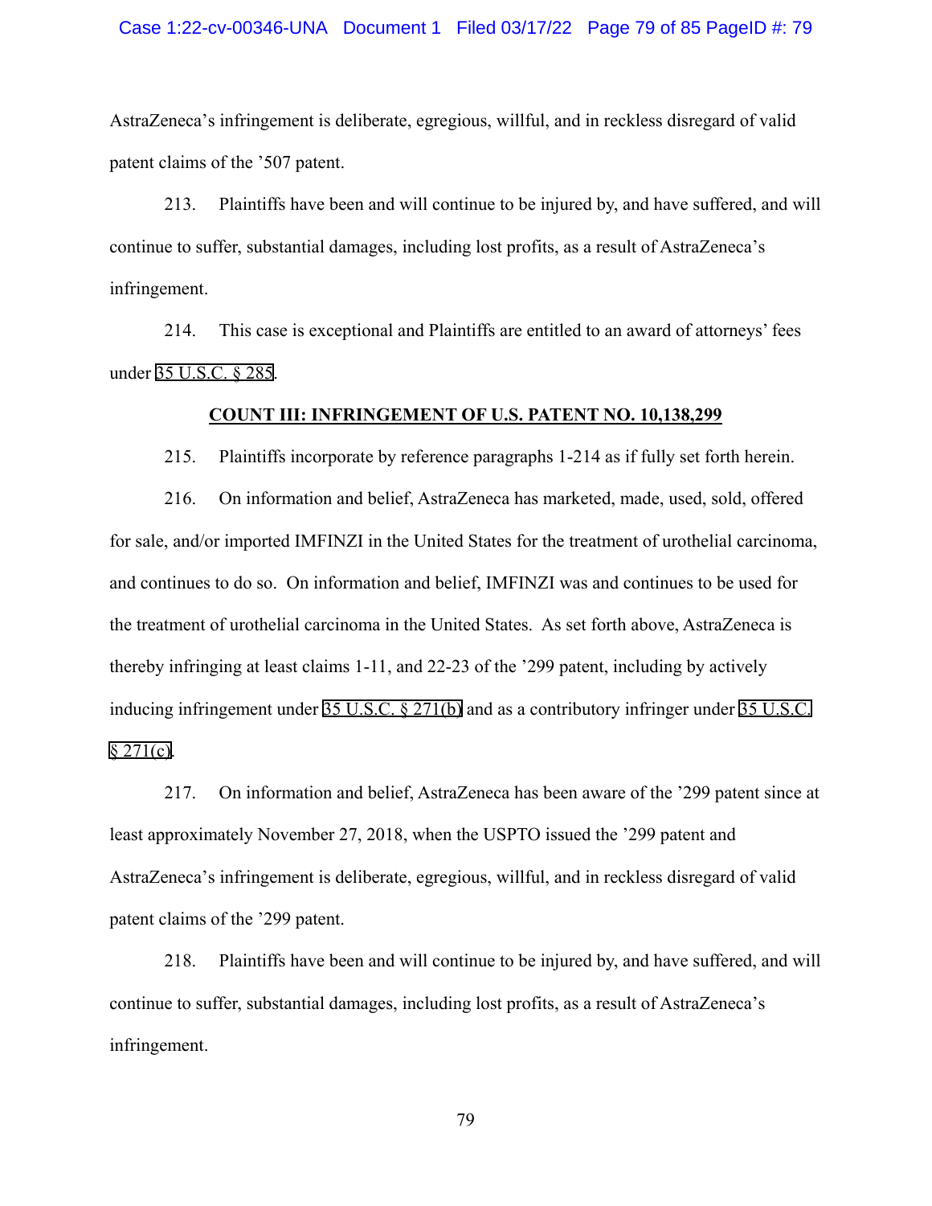AstraZeneca's infringement is deliberate, egregious, willful, and in reckless disregard of valid patent claims of the '507 patent.

213. Plaintiffs have been and will continue to be injured by, and have suffered, and will continue to suffer, substantial damages, including lost profits, as a result of AstraZeneca's infringement.

214. This case is exceptional and Plaintiffs are entitled to an award of attorneys' fees under 35 U.S.C. § 285.

**COUNT III: INFRINGEMENT OF U.S. PATENT NO. 10,138,299**

215. Plaintiffs incorporate by reference paragraphs 1-214 as if fully set forth herein.

216. On information and belief, AstraZeneca has marketed, made, used, sold, offered for sale, and/or imported IMFINZI in the United States for the treatment of urothelial carcinoma, and continues to do so. On information and belief, IMFINZI was and continues to be used for the treatment of urothelial carcinoma in the United States. As set forth above, AstraZeneca is thereby infringing at least claims 1-11, and 22-23 of the '299 patent, including by actively inducing infringement under 35 U.S.C. § 271(b) and as a contributory infringer under 35 U.S.C. § 271(c).

217. On information and belief, AstraZeneca has been aware of the '299 patent since at least approximately November 27, 2018, when the USPTO issued the '299 patent and AstraZeneca's infringement is deliberate, egregious, willful, and in reckless disregard of valid patent claims of the '299 patent.

218. Plaintiffs have been and will continue to be injured by, and have suffered, and will continue to suffer, substantial damages, including lost profits, as a result of AstraZeneca's infringement.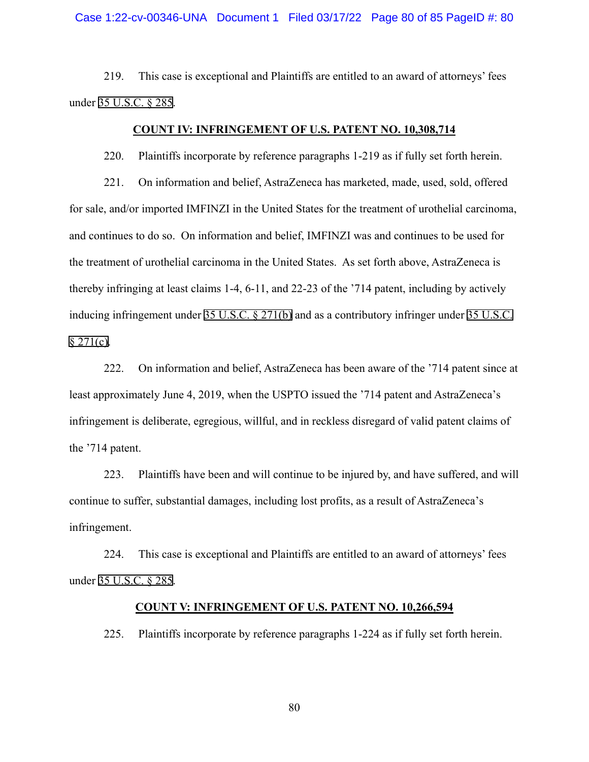219. This case is exceptional and Plaintiffs are entitled to an award of attorneys' fees under 35 U.S.C. § 285.

**COUNT IV: INFRINGEMENT OF U.S. PATENT NO. 10,308,714**

220. Plaintiffs incorporate by reference paragraphs 1-219 as if fully set forth herein.

221. On information and belief, AstraZeneca has marketed, made, used, sold, offered for sale, and/or imported IMFINZI in the United States for the treatment of urothelial carcinoma, and continues to do so. On information and belief, IMFINZI was and continues to be used for the treatment of urothelial carcinoma in the United States. As set forth above, AstraZeneca is thereby infringing at least claims 1-4, 6-11, and 22-23 of the '714 patent, including by actively inducing infringement under 35 U.S.C. § 271(b) and as a contributory infringer under 35 U.S.C. § 271(c).

222. On information and belief, AstraZeneca has been aware of the '714 patent since at least approximately June 4, 2019, when the USPTO issued the '714 patent and AstraZeneca's infringement is deliberate, egregious, willful, and in reckless disregard of valid patent claims of the '714 patent.

223. Plaintiffs have been and will continue to be injured by, and have suffered, and will continue to suffer, substantial damages, including lost profits, as a result of AstraZeneca's infringement.

224. This case is exceptional and Plaintiffs are entitled to an award of attorneys' fees under 35 U.S.C. § 285.

**COUNT V: INFRINGEMENT OF U.S. PATENT NO. 10,266,594**

225. Plaintiffs incorporate by reference paragraphs 1-224 as if fully set forth herein.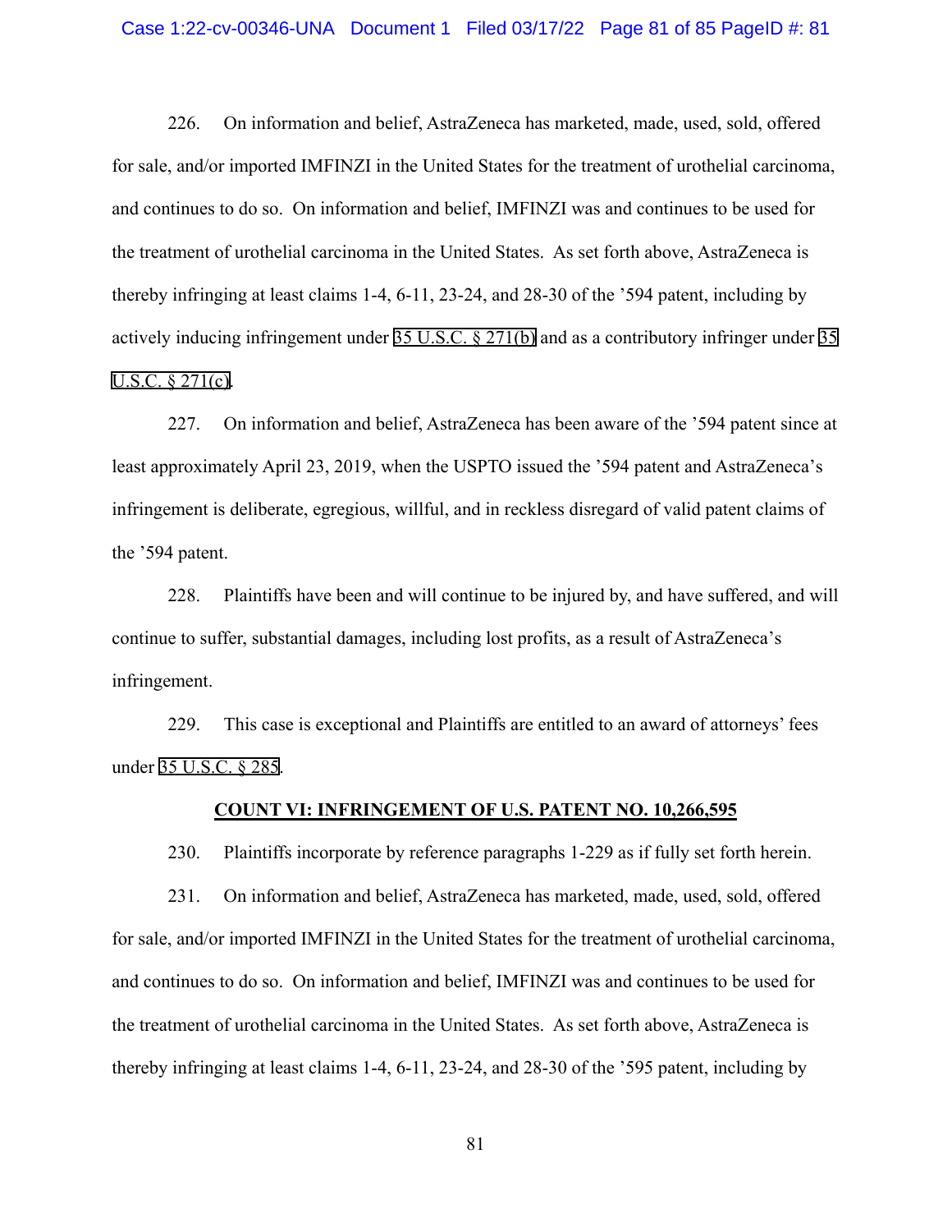226. On information and belief, AstraZeneca has marketed, made, used, sold, offered for sale, and/or imported IMFINZI in the United States for the treatment of urothelial carcinoma, and continues to do so. On information and belief, IMFINZI was and continues to be used for the treatment of urothelial carcinoma in the United States. As set forth above, AstraZeneca is thereby infringing at least claims 1-4, 6-11, 23-24, and 28-30 of the ’594 patent, including by actively inducing infringement under 35 U.S.C. § 271(b) and as a contributory infringer under 35 U.S.C. § 271(c).

227. On information and belief, AstraZeneca has been aware of the ’594 patent since at least approximately April 23, 2019, when the USPTO issued the ’594 patent and AstraZeneca’s infringement is deliberate, egregious, willful, and in reckless disregard of valid patent claims of the ’594 patent.

228. Plaintiffs have been and will continue to be injured by, and have suffered, and will continue to suffer, substantial damages, including lost profits, as a result of AstraZeneca’s infringement.

229. This case is exceptional and Plaintiffs are entitled to an award of attorneys’ fees under 35 U.S.C. § 285.

## COUNT VI: INFRINGEMENT OF U.S. PATENT NO. 10,266,595

230. Plaintiffs incorporate by reference paragraphs 1-229 as if fully set forth herein.

231. On information and belief, AstraZeneca has marketed, made, used, sold, offered for sale, and/or imported IMFINZI in the United States for the treatment of urothelial carcinoma, and continues to do so. On information and belief, IMFINZI was and continues to be used for the treatment of urothelial carcinoma in the United States. As set forth above, AstraZeneca is thereby infringing at least claims 1-4, 6-11, 23-24, and 28-30 of the ’595 patent, including by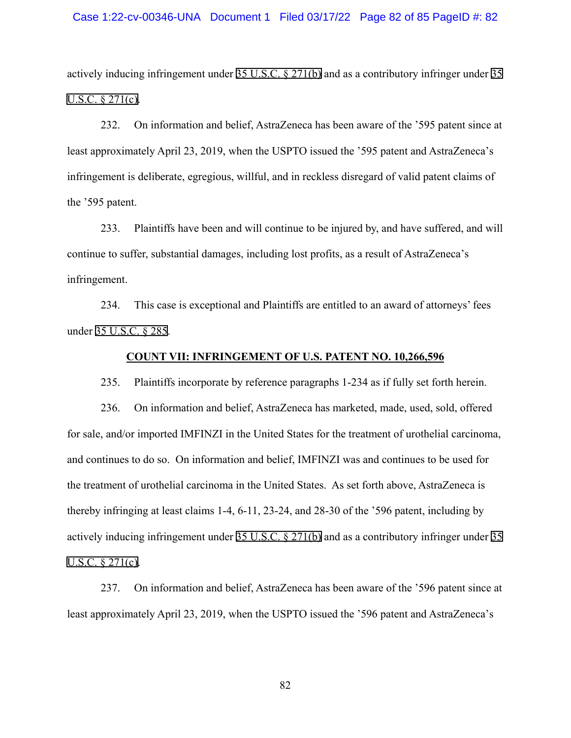actively inducing infringement under 35 U.S.C. § 271(b) and as a contributory infringer under 35 U.S.C. § 271(c).

232. On information and belief, AstraZeneca has been aware of the ’595 patent since at least approximately April 23, 2019, when the USPTO issued the ’595 patent and AstraZeneca’s infringement is deliberate, egregious, willful, and in reckless disregard of valid patent claims of the ’595 patent.

233. Plaintiffs have been and will continue to be injured by, and have suffered, and will continue to suffer, substantial damages, including lost profits, as a result of AstraZeneca’s infringement.

234. This case is exceptional and Plaintiffs are entitled to an award of attorneys’ fees under 35 U.S.C. § 285.

**COUNT VII: INFRINGEMENT OF U.S. PATENT NO. 10,266,596**

235. Plaintiffs incorporate by reference paragraphs 1-234 as if fully set forth herein.

236. On information and belief, AstraZeneca has marketed, made, used, sold, offered for sale, and/or imported IMFINZI in the United States for the treatment of urothelial carcinoma, and continues to do so. On information and belief, IMFINZI was and continues to be used for the treatment of urothelial carcinoma in the United States. As set forth above, AstraZeneca is thereby infringing at least claims 1-4, 6-11, 23-24, and 28-30 of the ’596 patent, including by actively inducing infringement under 35 U.S.C. § 271(b) and as a contributory infringer under 35 U.S.C. § 271(c).

237. On information and belief, AstraZeneca has been aware of the ’596 patent since at least approximately April 23, 2019, when the USPTO issued the ’596 patent and AstraZeneca’s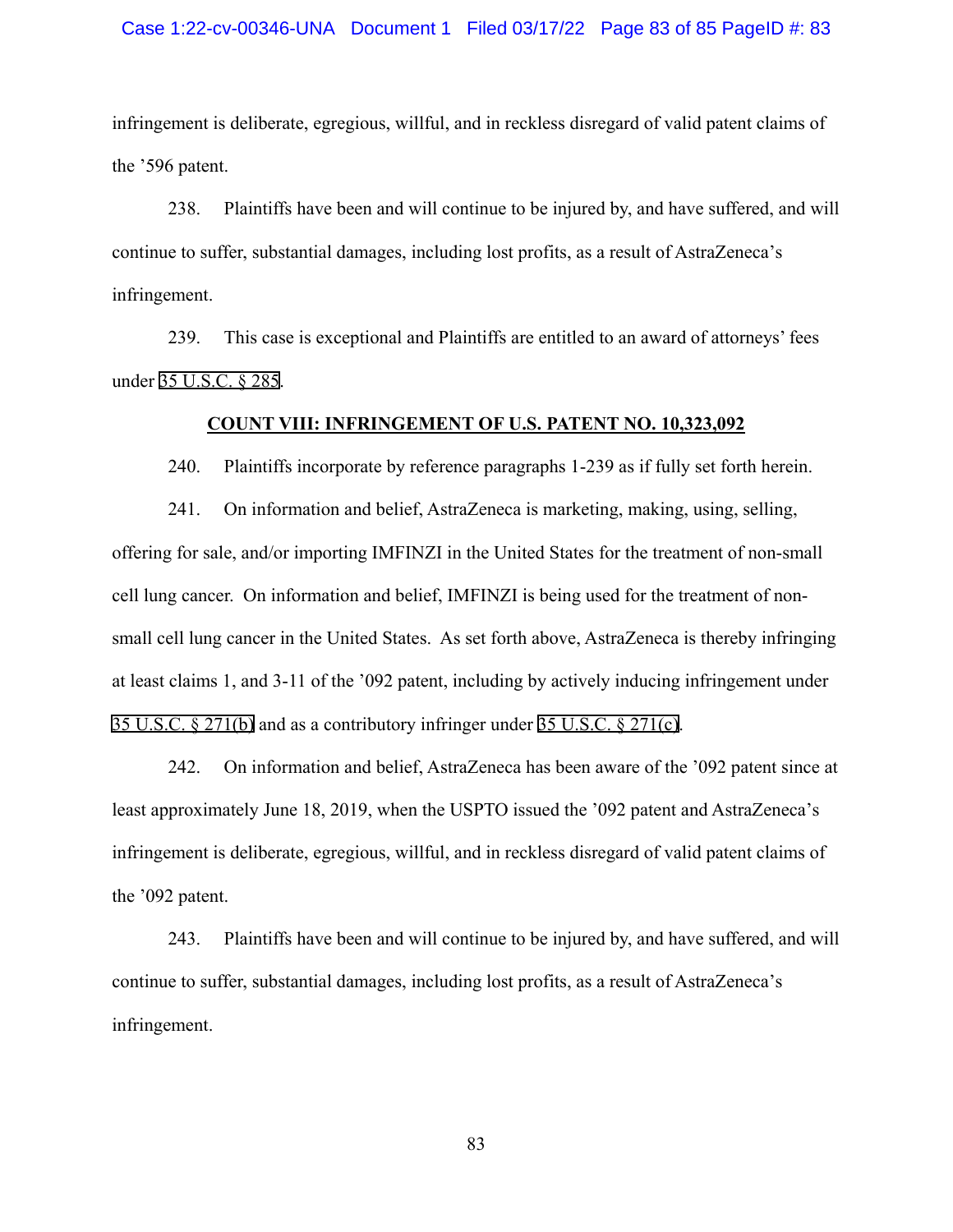infringement is deliberate, egregious, willful, and in reckless disregard of valid patent claims of the ’596 patent.

238. Plaintiffs have been and will continue to be injured by, and have suffered, and will continue to suffer, substantial damages, including lost profits, as a result of AstraZeneca’s infringement.

239. This case is exceptional and Plaintiffs are entitled to an award of attorneys’ fees under 35 U.S.C. § 285.

**COUNT VIII: INFRINGEMENT OF U.S. PATENT NO. 10,323,092**

240. Plaintiffs incorporate by reference paragraphs 1-239 as if fully set forth herein.

241. On information and belief, AstraZeneca is marketing, making, using, selling, offering for sale, and/or importing IMFINZI in the United States for the treatment of non-small cell lung cancer. On information and belief, IMFINZI is being used for the treatment of non-small cell lung cancer in the United States. As set forth above, AstraZeneca is thereby infringing at least claims 1, and 3-11 of the ’092 patent, including by actively inducing infringement under 35 U.S.C. § 271(b) and as a contributory infringer under 35 U.S.C. § 271(c).

242. On information and belief, AstraZeneca has been aware of the ’092 patent since at least approximately June 18, 2019, when the USPTO issued the ’092 patent and AstraZeneca’s infringement is deliberate, egregious, willful, and in reckless disregard of valid patent claims of the ’092 patent.

243. Plaintiffs have been and will continue to be injured by, and have suffered, and will continue to suffer, substantial damages, including lost profits, as a result of AstraZeneca’s infringement.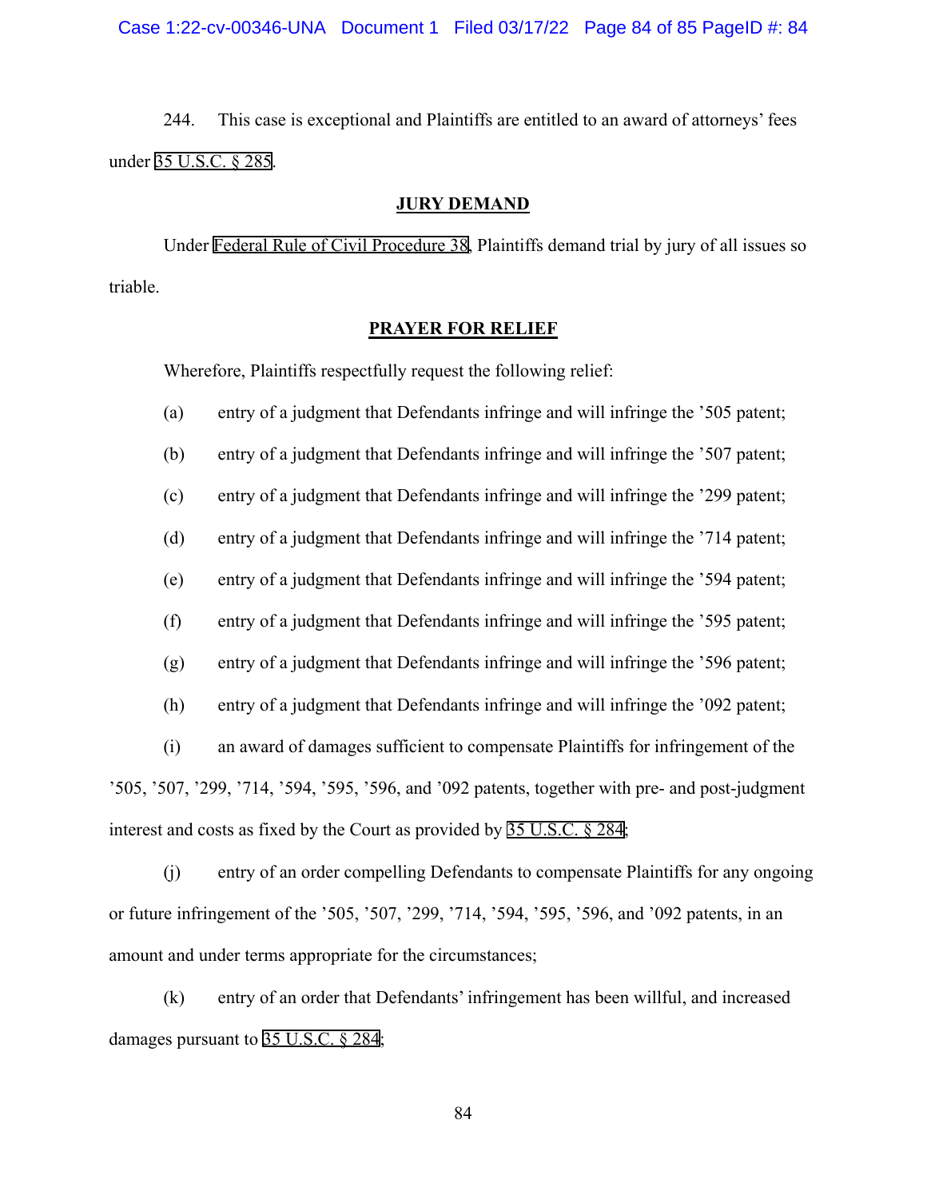244. This case is exceptional and Plaintiffs are entitled to an award of attorneys' fees under 35 U.S.C. § 285.

**JURY DEMAND**

Under Federal Rule of Civil Procedure 38, Plaintiffs demand trial by jury of all issues so triable.

**PRAYER FOR RELIEF**

Wherefore, Plaintiffs respectfully request the following relief:

(a) entry of a judgment that Defendants infringe and will infringe the '505 patent;

(b) entry of a judgment that Defendants infringe and will infringe the '507 patent;

(c) entry of a judgment that Defendants infringe and will infringe the '299 patent;

(d) entry of a judgment that Defendants infringe and will infringe the '714 patent;

(e) entry of a judgment that Defendants infringe and will infringe the '594 patent;

(f) entry of a judgment that Defendants infringe and will infringe the '595 patent;

(g) entry of a judgment that Defendants infringe and will infringe the '596 patent;

(h) entry of a judgment that Defendants infringe and will infringe the '092 patent;

(i) an award of damages sufficient to compensate Plaintiffs for infringement of the '505, '507, '299, '714, '594, '595, '596, and '092 patents, together with pre- and post-judgment interest and costs as fixed by the Court as provided by 35 U.S.C. § 284;

(j) entry of an order compelling Defendants to compensate Plaintiffs for any ongoing or future infringement of the '505, '507, '299, '714, '594, '595, '596, and '092 patents, in an amount and under terms appropriate for the circumstances;

(k) entry of an order that Defendants' infringement has been willful, and increased damages pursuant to 35 U.S.C. § 284;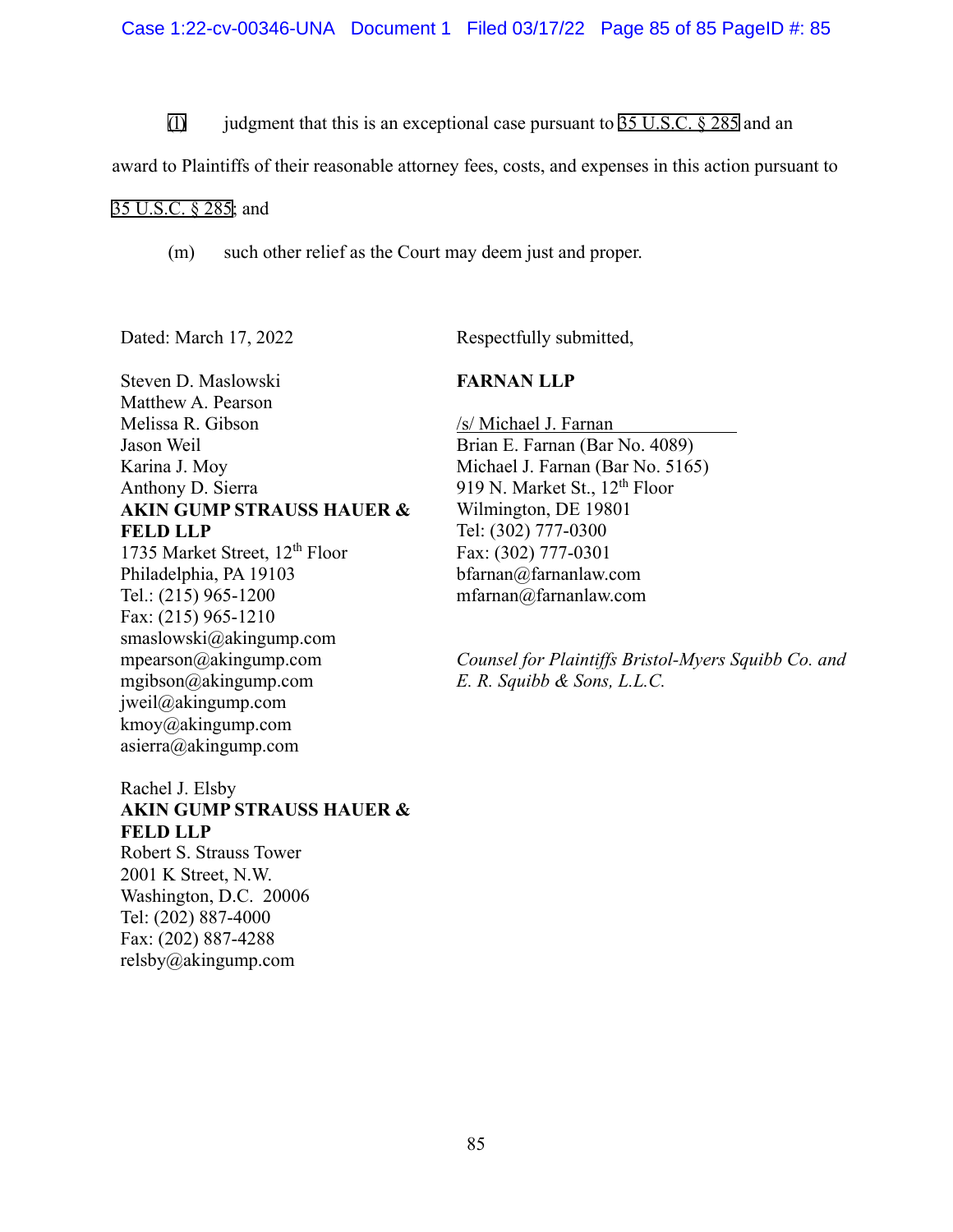(l) judgment that this is an exceptional case pursuant to 35 U.S.C. § 285 and an award to Plaintiffs of their reasonable attorney fees, costs, and expenses in this action pursuant to 35 U.S.C. § 285; and

(m) such other relief as the Court may deem just and proper.

Dated: March 17, 2022

Respectfully submitted,

**FARNAN LLP**

/s/ Michael J. Farnan
Brian E. Farnan (Bar No. 4089)
Michael J. Farnan (Bar No. 5165)
919 N. Market St., 12th Floor
Wilmington, DE 19801
Tel: (302) 777-0300
Fax: (302) 777-0301
bfarnan@farnanlaw.com
mfarnan@farnanlaw.com

*Counsel for Plaintiffs Bristol-Myers Squibb Co. and E. R. Squibb & Sons, L.L.C.*

Steven D. Maslowski
Matthew A. Pearson
Melissa R. Gibson
Jason Weil
Karina J. Moy
Anthony D. Sierra
**AKIN GUMP STRAUSS HAUER & FELD LLP**
1735 Market Street, 12th Floor
Philadelphia, PA 19103
Tel.: (215) 965-1200
Fax: (215) 965-1210
smaslowski@akingump.com
mpearson@akingump.com
mgibson@akingump.com
jweil@akingump.com
kmoy@akingump.com
asierra@akingump.com

Rachel J. Elsby
**AKIN GUMP STRAUSS HAUER & FELD LLP**
Robert S. Strauss Tower
2001 K Street, N.W.
Washington, D.C. 20006
Tel: (202) 887-4000
Fax: (202) 887-4288
relsby@akingump.com